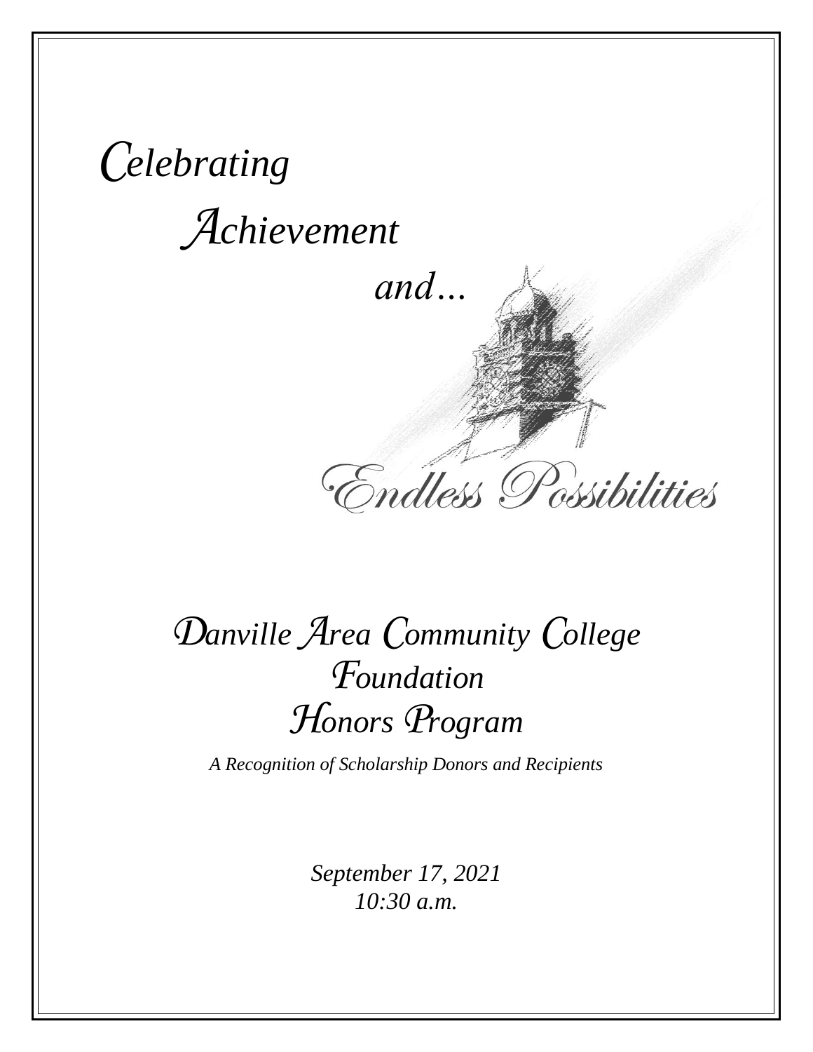*Celebrating*

*Achievement*

*and…*

*Endless Possibilities*

# *Danville Area Community College Foundation Honors Program*

*A Recognition of Scholarship Donors and Recipients*

*September 17, 2021*
*10:30 a.m.*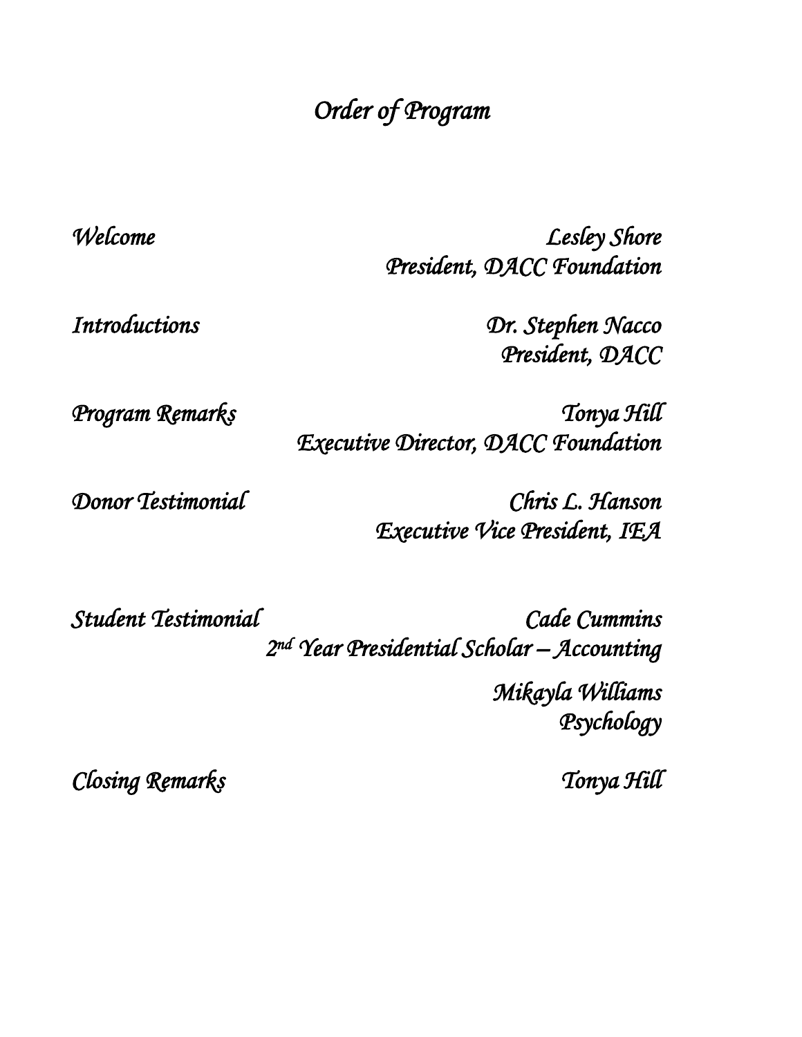# *Order of Program*

*Welcome* — *Lesley Shore*
*President, DACC Foundation*

*Introductions* — *Dr. Stephen Nacco*
*President, DACC*

*Program Remarks* — *Tonya Hill*
*Executive Director, DACC Foundation*

*Donor Testimonial* — *Chris L. Hanson*
*Executive Vice President, IEA*

*Student Testimonial* — *Cade Cummins*
*2nd Year Presidential Scholar – Accounting*

*Mikayla Williams*
*Psychology*

*Closing Remarks* — *Tonya Hill*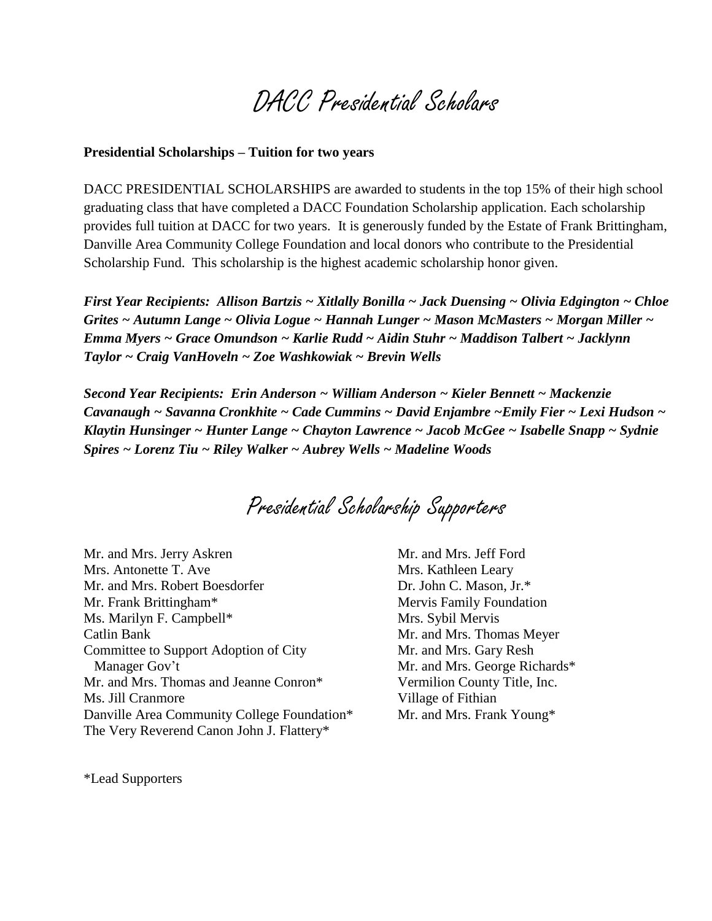# DACC Presidential Scholars

**Presidential Scholarships – Tuition for two years**

DACC PRESIDENTIAL SCHOLARSHIPS are awarded to students in the top 15% of their high school graduating class that have completed a DACC Foundation Scholarship application. Each scholarship provides full tuition at DACC for two years. It is generously funded by the Estate of Frank Brittingham, Danville Area Community College Foundation and local donors who contribute to the Presidential Scholarship Fund. This scholarship is the highest academic scholarship honor given.

***First Year Recipients: Allison Bartzis ~ Xitlally Bonilla ~ Jack Duensing ~ Olivia Edgington ~ Chloe Grites ~ Autumn Lange ~ Olivia Logue ~ Hannah Lunger ~ Mason McMasters ~ Morgan Miller ~ Emma Myers ~ Grace Omundson ~ Karlie Rudd ~ Aidin Stuhr ~ Maddison Talbert ~ Jacklynn Taylor ~ Craig VanHoveln ~ Zoe Washkowiak ~ Brevin Wells***

***Second Year Recipients: Erin Anderson ~ William Anderson ~ Kieler Bennett ~ Mackenzie Cavanaugh ~ Savanna Cronkhite ~ Cade Cummins ~ David Enjambre ~Emily Fier ~ Lexi Hudson ~ Klaytin Hunsinger ~ Hunter Lange ~ Chayton Lawrence ~ Jacob McGee ~ Isabelle Snapp ~ Sydnie Spires ~ Lorenz Tiu ~ Riley Walker ~ Aubrey Wells ~ Madeline Woods***

# Presidential Scholarship Supporters

Mr. and Mrs. Jerry Askren
Mrs. Antonette T. Ave
Mr. and Mrs. Robert Boesdorfer
Mr. Frank Brittingham*
Ms. Marilyn F. Campbell*
Catlin Bank
Committee to Support Adoption of City Manager Gov't
Mr. and Mrs. Thomas and Jeanne Conron*
Ms. Jill Cranmore
Danville Area Community College Foundation*
The Very Reverend Canon John J. Flattery*
Mr. and Mrs. Jeff Ford
Mrs. Kathleen Leary
Dr. John C. Mason, Jr.*
Mervis Family Foundation
Mrs. Sybil Mervis
Mr. and Mrs. Thomas Meyer
Mr. and Mrs. Gary Resh
Mr. and Mrs. George Richards*
Vermilion County Title, Inc.
Village of Fithian
Mr. and Mrs. Frank Young*

*Lead Supporters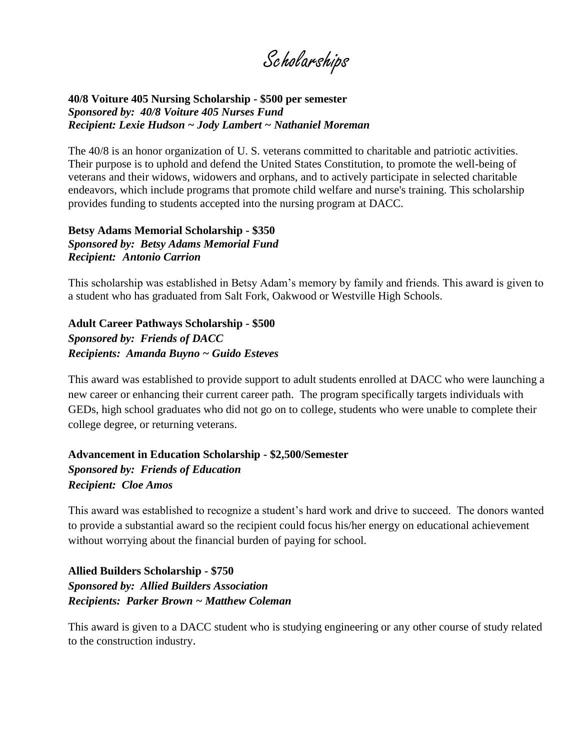# Scholarships

**40/8 Voiture 405 Nursing Scholarship - $500 per semester**
***Sponsored by: 40/8 Voiture 405 Nurses Fund***
***Recipient: Lexie Hudson ~ Jody Lambert ~ Nathaniel Moreman***

The 40/8 is an honor organization of U. S. veterans committed to charitable and patriotic activities. Their purpose is to uphold and defend the United States Constitution, to promote the well-being of veterans and their widows, widowers and orphans, and to actively participate in selected charitable endeavors, which include programs that promote child welfare and nurse's training. This scholarship provides funding to students accepted into the nursing program at DACC.

**Betsy Adams Memorial Scholarship - $350**
***Sponsored by: Betsy Adams Memorial Fund***
***Recipient: Antonio Carrion***

This scholarship was established in Betsy Adam's memory by family and friends. This award is given to a student who has graduated from Salt Fork, Oakwood or Westville High Schools.

**Adult Career Pathways Scholarship - $500**
***Sponsored by: Friends of DACC***
***Recipients: Amanda Buyno ~ Guido Esteves***

This award was established to provide support to adult students enrolled at DACC who were launching a new career or enhancing their current career path. The program specifically targets individuals with GEDs, high school graduates who did not go on to college, students who were unable to complete their college degree, or returning veterans.

**Advancement in Education Scholarship - $2,500/Semester**
***Sponsored by: Friends of Education***
***Recipient: Cloe Amos***

This award was established to recognize a student's hard work and drive to succeed. The donors wanted to provide a substantial award so the recipient could focus his/her energy on educational achievement without worrying about the financial burden of paying for school.

**Allied Builders Scholarship - $750**
***Sponsored by: Allied Builders Association***
***Recipients: Parker Brown ~ Matthew Coleman***

This award is given to a DACC student who is studying engineering or any other course of study related to the construction industry.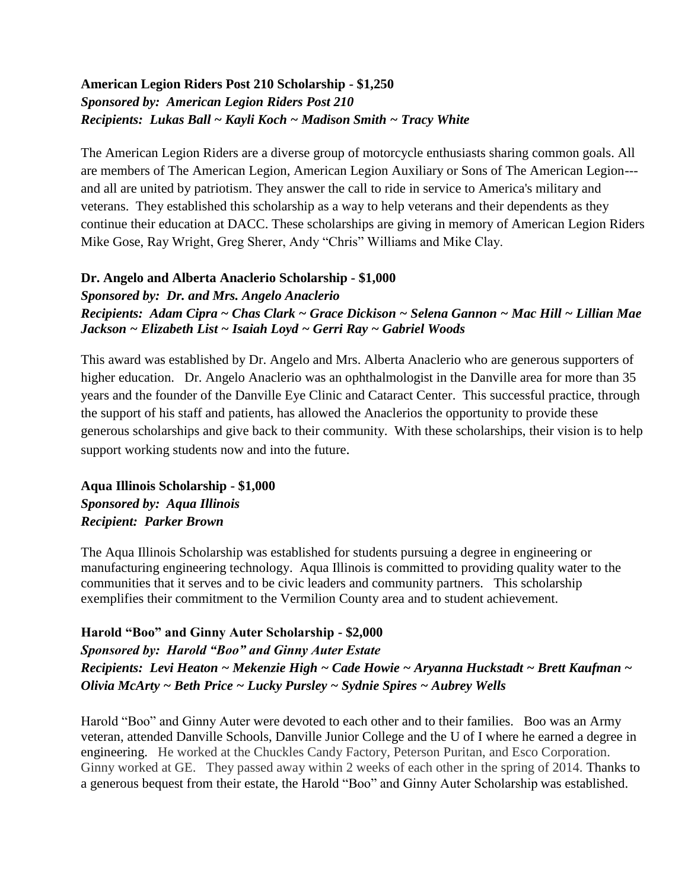**American Legion Riders Post 210 Scholarship - $1,250**
***Sponsored by: American Legion Riders Post 210***
***Recipients: Lukas Ball ~ Kayli Koch ~ Madison Smith ~ Tracy White***

The American Legion Riders are a diverse group of motorcycle enthusiasts sharing common goals. All are members of The American Legion, American Legion Auxiliary or Sons of The American Legion---and all are united by patriotism. They answer the call to ride in service to America's military and veterans. They established this scholarship as a way to help veterans and their dependents as they continue their education at DACC. These scholarships are giving in memory of American Legion Riders Mike Gose, Ray Wright, Greg Sherer, Andy "Chris" Williams and Mike Clay.

**Dr. Angelo and Alberta Anaclerio Scholarship - $1,000**
***Sponsored by: Dr. and Mrs. Angelo Anaclerio***
***Recipients: Adam Cipra ~ Chas Clark ~ Grace Dickison ~ Selena Gannon ~ Mac Hill ~ Lillian Mae Jackson ~ Elizabeth List ~ Isaiah Loyd ~ Gerri Ray ~ Gabriel Woods***

This award was established by Dr. Angelo and Mrs. Alberta Anaclerio who are generous supporters of higher education. Dr. Angelo Anaclerio was an ophthalmologist in the Danville area for more than 35 years and the founder of the Danville Eye Clinic and Cataract Center. This successful practice, through the support of his staff and patients, has allowed the Anaclerios the opportunity to provide these generous scholarships and give back to their community. With these scholarships, their vision is to help support working students now and into the future.

**Aqua Illinois Scholarship - $1,000**
***Sponsored by: Aqua Illinois***
***Recipient: Parker Brown***

The Aqua Illinois Scholarship was established for students pursuing a degree in engineering or manufacturing engineering technology. Aqua Illinois is committed to providing quality water to the communities that it serves and to be civic leaders and community partners. This scholarship exemplifies their commitment to the Vermilion County area and to student achievement.

**Harold "Boo" and Ginny Auter Scholarship - $2,000**
***Sponsored by: Harold "Boo" and Ginny Auter Estate***
***Recipients: Levi Heaton ~ Mekenzie High ~ Cade Howie ~ Aryanna Huckstadt ~ Brett Kaufman ~ Olivia McArty ~ Beth Price ~ Lucky Pursley ~ Sydnie Spires ~ Aubrey Wells***

Harold "Boo" and Ginny Auter were devoted to each other and to their families. Boo was an Army veteran, attended Danville Schools, Danville Junior College and the U of I where he earned a degree in engineering. He worked at the Chuckles Candy Factory, Peterson Puritan, and Esco Corporation. Ginny worked at GE. They passed away within 2 weeks of each other in the spring of 2014. Thanks to a generous bequest from their estate, the Harold "Boo" and Ginny Auter Scholarship was established.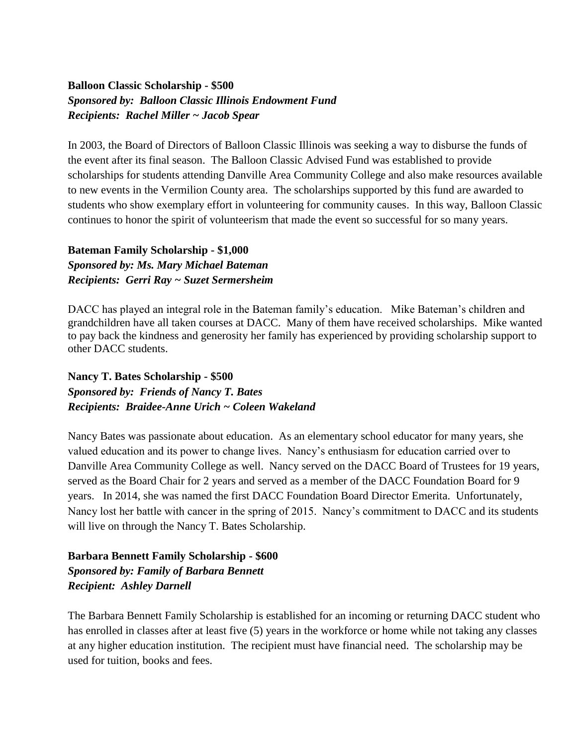**Balloon Classic Scholarship - $500**
***Sponsored by: Balloon Classic Illinois Endowment Fund***
***Recipients: Rachel Miller ~ Jacob Spear***

In 2003, the Board of Directors of Balloon Classic Illinois was seeking a way to disburse the funds of the event after its final season. The Balloon Classic Advised Fund was established to provide scholarships for students attending Danville Area Community College and also make resources available to new events in the Vermilion County area. The scholarships supported by this fund are awarded to students who show exemplary effort in volunteering for community causes. In this way, Balloon Classic continues to honor the spirit of volunteerism that made the event so successful for so many years.

**Bateman Family Scholarship - $1,000**
***Sponsored by: Ms. Mary Michael Bateman***
***Recipients: Gerri Ray ~ Suzet Sermersheim***

DACC has played an integral role in the Bateman family's education. Mike Bateman's children and grandchildren have all taken courses at DACC. Many of them have received scholarships. Mike wanted to pay back the kindness and generosity her family has experienced by providing scholarship support to other DACC students.

**Nancy T. Bates Scholarship - $500**
***Sponsored by: Friends of Nancy T. Bates***
***Recipients: Braidee-Anne Urich ~ Coleen Wakeland***

Nancy Bates was passionate about education. As an elementary school educator for many years, she valued education and its power to change lives. Nancy's enthusiasm for education carried over to Danville Area Community College as well. Nancy served on the DACC Board of Trustees for 19 years, served as the Board Chair for 2 years and served as a member of the DACC Foundation Board for 9 years. In 2014, she was named the first DACC Foundation Board Director Emerita. Unfortunately, Nancy lost her battle with cancer in the spring of 2015. Nancy's commitment to DACC and its students will live on through the Nancy T. Bates Scholarship.

**Barbara Bennett Family Scholarship - $600**
***Sponsored by: Family of Barbara Bennett***
***Recipient: Ashley Darnell***

The Barbara Bennett Family Scholarship is established for an incoming or returning DACC student who has enrolled in classes after at least five (5) years in the workforce or home while not taking any classes at any higher education institution. The recipient must have financial need. The scholarship may be used for tuition, books and fees.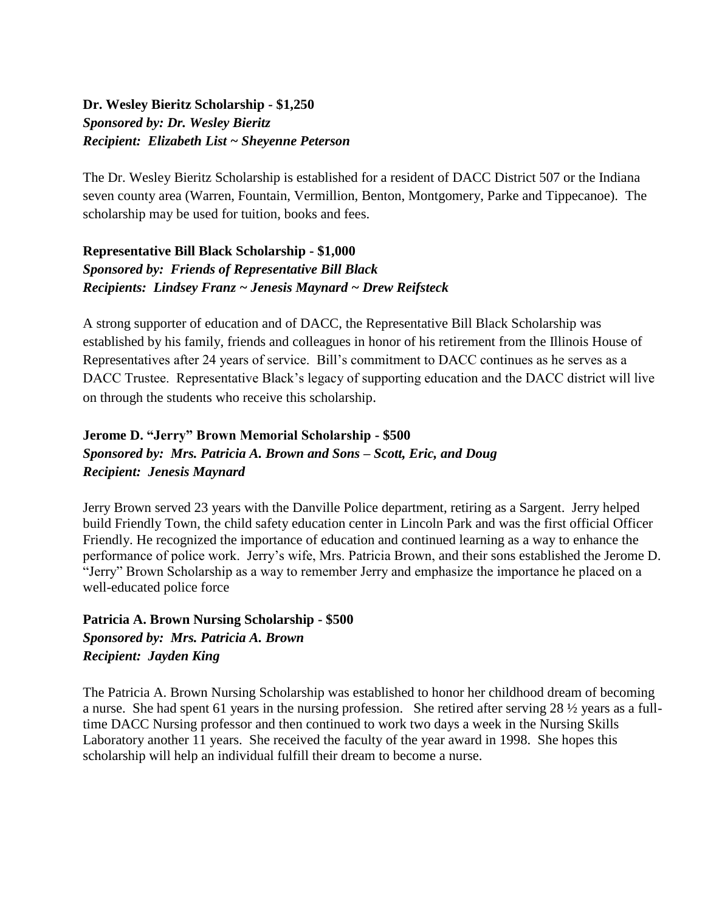**Dr. Wesley Bieritz Scholarship - $1,250**
***Sponsored by: Dr. Wesley Bieritz***
***Recipient: Elizabeth List ~ Sheyenne Peterson***

The Dr. Wesley Bieritz Scholarship is established for a resident of DACC District 507 or the Indiana seven county area (Warren, Fountain, Vermillion, Benton, Montgomery, Parke and Tippecanoe). The scholarship may be used for tuition, books and fees.

**Representative Bill Black Scholarship - $1,000**
***Sponsored by: Friends of Representative Bill Black***
***Recipients: Lindsey Franz ~ Jenesis Maynard ~ Drew Reifsteck***

A strong supporter of education and of DACC, the Representative Bill Black Scholarship was established by his family, friends and colleagues in honor of his retirement from the Illinois House of Representatives after 24 years of service. Bill's commitment to DACC continues as he serves as a DACC Trustee. Representative Black's legacy of supporting education and the DACC district will live on through the students who receive this scholarship.

**Jerome D. "Jerry" Brown Memorial Scholarship - $500**
***Sponsored by: Mrs. Patricia A. Brown and Sons – Scott, Eric, and Doug***
***Recipient: Jenesis Maynard***

Jerry Brown served 23 years with the Danville Police department, retiring as a Sargent. Jerry helped build Friendly Town, the child safety education center in Lincoln Park and was the first official Officer Friendly. He recognized the importance of education and continued learning as a way to enhance the performance of police work. Jerry's wife, Mrs. Patricia Brown, and their sons established the Jerome D. "Jerry" Brown Scholarship as a way to remember Jerry and emphasize the importance he placed on a well-educated police force

**Patricia A. Brown Nursing Scholarship - $500**
***Sponsored by: Mrs. Patricia A. Brown***
***Recipient: Jayden King***

The Patricia A. Brown Nursing Scholarship was established to honor her childhood dream of becoming a nurse. She had spent 61 years in the nursing profession. She retired after serving 28 ½ years as a full-time DACC Nursing professor and then continued to work two days a week in the Nursing Skills Laboratory another 11 years. She received the faculty of the year award in 1998. She hopes this scholarship will help an individual fulfill their dream to become a nurse.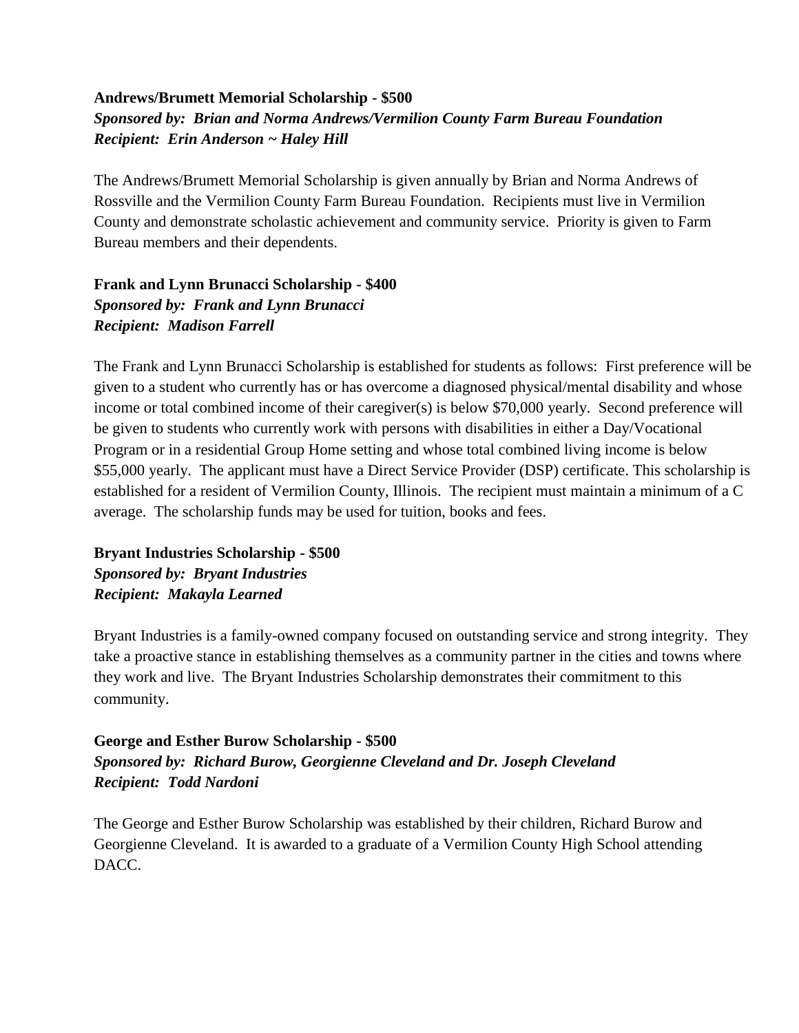**Andrews/Brumett Memorial Scholarship - $500**
***Sponsored by: Brian and Norma Andrews/Vermilion County Farm Bureau Foundation***
***Recipient: Erin Anderson ~ Haley Hill***

The Andrews/Brumett Memorial Scholarship is given annually by Brian and Norma Andrews of Rossville and the Vermilion County Farm Bureau Foundation. Recipients must live in Vermilion County and demonstrate scholastic achievement and community service. Priority is given to Farm Bureau members and their dependents.

**Frank and Lynn Brunacci Scholarship - $400**
***Sponsored by: Frank and Lynn Brunacci***
***Recipient: Madison Farrell***

The Frank and Lynn Brunacci Scholarship is established for students as follows: First preference will be given to a student who currently has or has overcome a diagnosed physical/mental disability and whose income or total combined income of their caregiver(s) is below $70,000 yearly. Second preference will be given to students who currently work with persons with disabilities in either a Day/Vocational Program or in a residential Group Home setting and whose total combined living income is below $55,000 yearly. The applicant must have a Direct Service Provider (DSP) certificate. This scholarship is established for a resident of Vermilion County, Illinois. The recipient must maintain a minimum of a C average. The scholarship funds may be used for tuition, books and fees.

**Bryant Industries Scholarship - $500**
***Sponsored by: Bryant Industries***
***Recipient: Makayla Learned***

Bryant Industries is a family-owned company focused on outstanding service and strong integrity. They take a proactive stance in establishing themselves as a community partner in the cities and towns where they work and live. The Bryant Industries Scholarship demonstrates their commitment to this community.

**George and Esther Burow Scholarship - $500**
***Sponsored by: Richard Burow, Georgienne Cleveland and Dr. Joseph Cleveland***
***Recipient: Todd Nardoni***

The George and Esther Burow Scholarship was established by their children, Richard Burow and Georgienne Cleveland. It is awarded to a graduate of a Vermilion County High School attending DACC.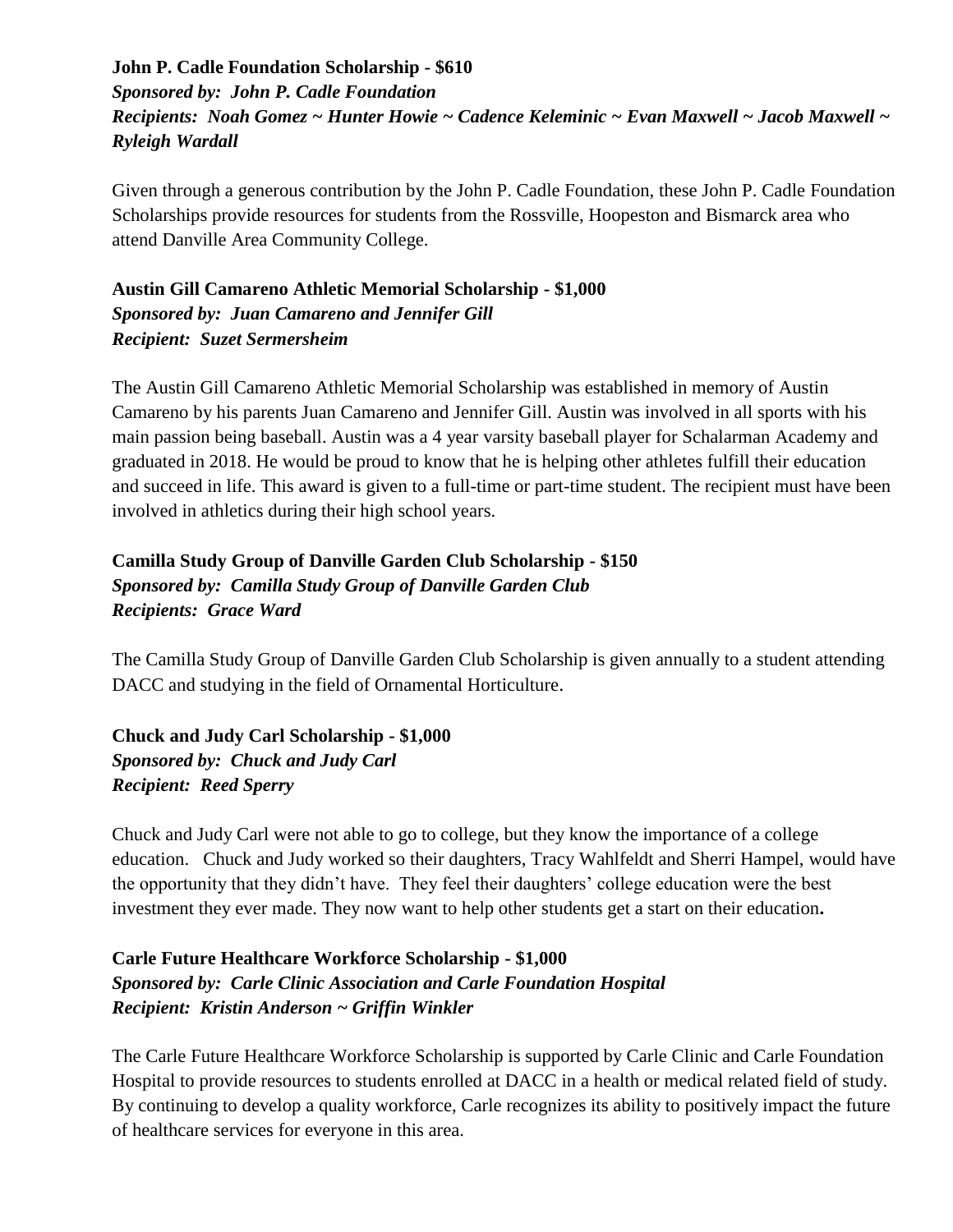**John P. Cadle Foundation Scholarship - $610**
***Sponsored by: John P. Cadle Foundation***
***Recipients: Noah Gomez ~ Hunter Howie ~ Cadence Keleminic ~ Evan Maxwell ~ Jacob Maxwell ~ Ryleigh Wardall***

Given through a generous contribution by the John P. Cadle Foundation, these John P. Cadle Foundation Scholarships provide resources for students from the Rossville, Hoopeston and Bismarck area who attend Danville Area Community College.

**Austin Gill Camareno Athletic Memorial Scholarship - $1,000**
***Sponsored by: Juan Camareno and Jennifer Gill***
***Recipient: Suzet Sermersheim***

The Austin Gill Camareno Athletic Memorial Scholarship was established in memory of Austin Camareno by his parents Juan Camareno and Jennifer Gill. Austin was involved in all sports with his main passion being baseball. Austin was a 4 year varsity baseball player for Schalarman Academy and graduated in 2018. He would be proud to know that he is helping other athletes fulfill their education and succeed in life. This award is given to a full-time or part-time student. The recipient must have been involved in athletics during their high school years.

**Camilla Study Group of Danville Garden Club Scholarship - $150**
***Sponsored by: Camilla Study Group of Danville Garden Club***
***Recipients: Grace Ward***

The Camilla Study Group of Danville Garden Club Scholarship is given annually to a student attending DACC and studying in the field of Ornamental Horticulture.

**Chuck and Judy Carl Scholarship - $1,000**
***Sponsored by: Chuck and Judy Carl***
***Recipient: Reed Sperry***

Chuck and Judy Carl were not able to go to college, but they know the importance of a college education. Chuck and Judy worked so their daughters, Tracy Wahlfeldt and Sherri Hampel, would have the opportunity that they didn't have. They feel their daughters' college education were the best investment they ever made. They now want to help other students get a start on their education**.**

**Carle Future Healthcare Workforce Scholarship - $1,000**
***Sponsored by: Carle Clinic Association and Carle Foundation Hospital***
***Recipient: Kristin Anderson ~ Griffin Winkler***

The Carle Future Healthcare Workforce Scholarship is supported by Carle Clinic and Carle Foundation Hospital to provide resources to students enrolled at DACC in a health or medical related field of study. By continuing to develop a quality workforce, Carle recognizes its ability to positively impact the future of healthcare services for everyone in this area.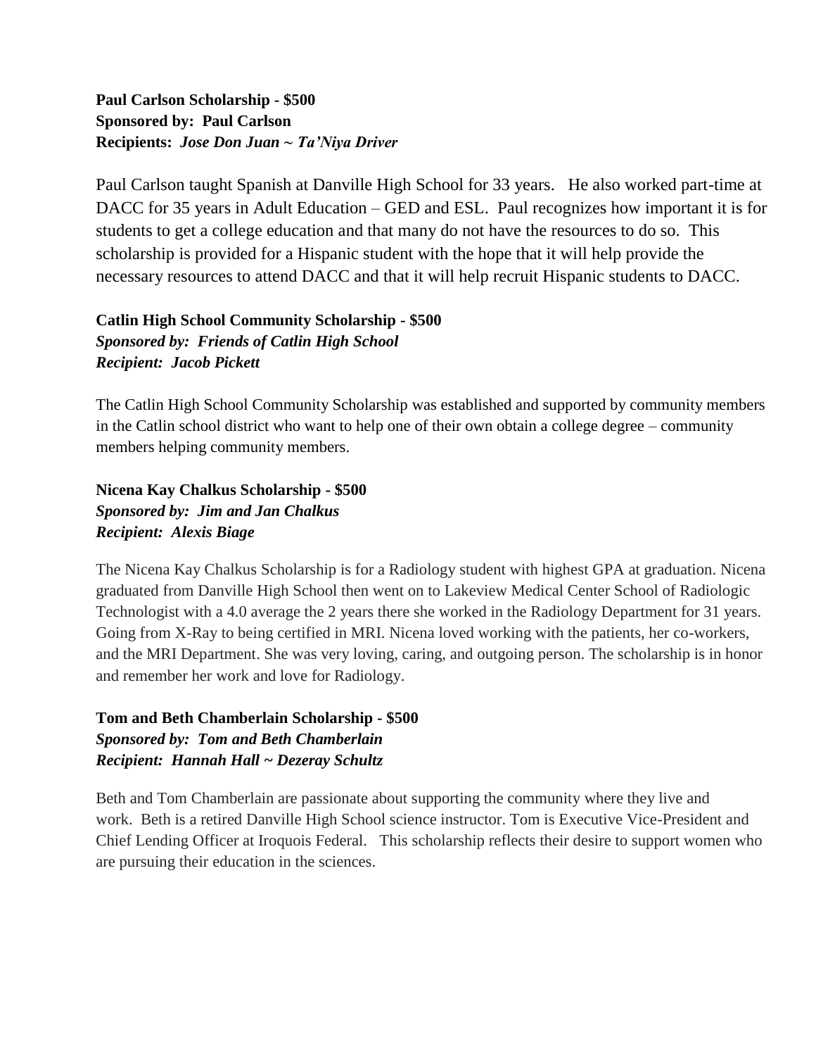**Paul Carlson Scholarship - $500**
**Sponsored by: Paul Carlson**
**Recipients:** ***Jose Don Juan ~ Ta'Niya Driver***

Paul Carlson taught Spanish at Danville High School for 33 years. He also worked part-time at DACC for 35 years in Adult Education – GED and ESL. Paul recognizes how important it is for students to get a college education and that many do not have the resources to do so. This scholarship is provided for a Hispanic student with the hope that it will help provide the necessary resources to attend DACC and that it will help recruit Hispanic students to DACC.

**Catlin High School Community Scholarship - $500**
***Sponsored by: Friends of Catlin High School***
***Recipient: Jacob Pickett***

The Catlin High School Community Scholarship was established and supported by community members in the Catlin school district who want to help one of their own obtain a college degree – community members helping community members.

**Nicena Kay Chalkus Scholarship - $500**
***Sponsored by: Jim and Jan Chalkus***
***Recipient: Alexis Biage***

The Nicena Kay Chalkus Scholarship is for a Radiology student with highest GPA at graduation. Nicena graduated from Danville High School then went on to Lakeview Medical Center School of Radiologic Technologist with a 4.0 average the 2 years there she worked in the Radiology Department for 31 years. Going from X-Ray to being certified in MRI. Nicena loved working with the patients, her co-workers, and the MRI Department. She was very loving, caring, and outgoing person. The scholarship is in honor and remember her work and love for Radiology.

**Tom and Beth Chamberlain Scholarship - $500**
***Sponsored by: Tom and Beth Chamberlain***
***Recipient: Hannah Hall ~ Dezeray Schultz***

Beth and Tom Chamberlain are passionate about supporting the community where they live and work. Beth is a retired Danville High School science instructor. Tom is Executive Vice-President and Chief Lending Officer at Iroquois Federal. This scholarship reflects their desire to support women who are pursuing their education in the sciences.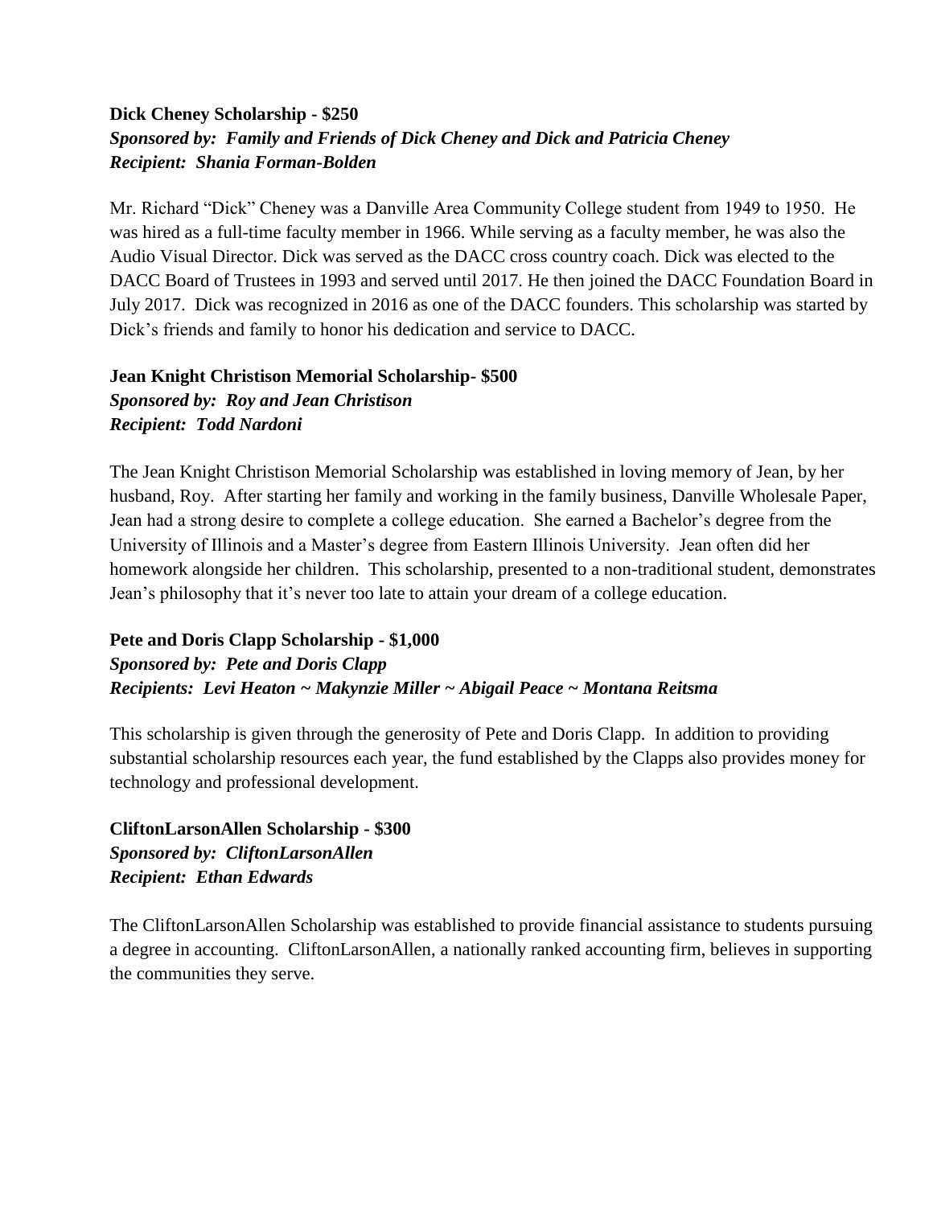**Dick Cheney Scholarship - $250**
***Sponsored by: Family and Friends of Dick Cheney and Dick and Patricia Cheney***
***Recipient: Shania Forman-Bolden***

Mr. Richard "Dick" Cheney was a Danville Area Community College student from 1949 to 1950. He was hired as a full-time faculty member in 1966. While serving as a faculty member, he was also the Audio Visual Director. Dick was served as the DACC cross country coach. Dick was elected to the DACC Board of Trustees in 1993 and served until 2017. He then joined the DACC Foundation Board in July 2017. Dick was recognized in 2016 as one of the DACC founders. This scholarship was started by Dick's friends and family to honor his dedication and service to DACC.

**Jean Knight Christison Memorial Scholarship- $500**
***Sponsored by: Roy and Jean Christison***
***Recipient: Todd Nardoni***

The Jean Knight Christison Memorial Scholarship was established in loving memory of Jean, by her husband, Roy. After starting her family and working in the family business, Danville Wholesale Paper, Jean had a strong desire to complete a college education. She earned a Bachelor's degree from the University of Illinois and a Master's degree from Eastern Illinois University. Jean often did her homework alongside her children. This scholarship, presented to a non-traditional student, demonstrates Jean's philosophy that it's never too late to attain your dream of a college education.

**Pete and Doris Clapp Scholarship - $1,000**
***Sponsored by: Pete and Doris Clapp***
***Recipients: Levi Heaton ~ Makynzie Miller ~ Abigail Peace ~ Montana Reitsma***

This scholarship is given through the generosity of Pete and Doris Clapp. In addition to providing substantial scholarship resources each year, the fund established by the Clapps also provides money for technology and professional development.

**CliftonLarsonAllen Scholarship - $300**
***Sponsored by: CliftonLarsonAllen***
***Recipient: Ethan Edwards***

The CliftonLarsonAllen Scholarship was established to provide financial assistance to students pursuing a degree in accounting. CliftonLarsonAllen, a nationally ranked accounting firm, believes in supporting the communities they serve.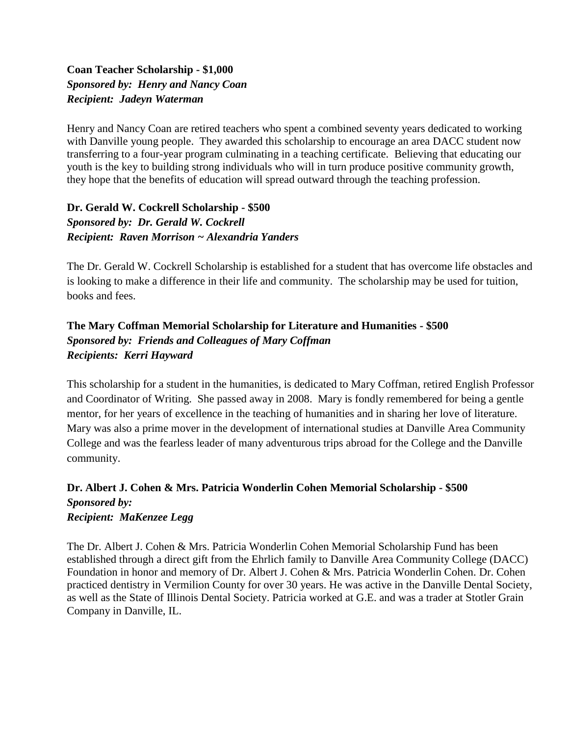**Coan Teacher Scholarship - $1,000**
***Sponsored by: Henry and Nancy Coan***
***Recipient: Jadeyn Waterman***

Henry and Nancy Coan are retired teachers who spent a combined seventy years dedicated to working with Danville young people. They awarded this scholarship to encourage an area DACC student now transferring to a four-year program culminating in a teaching certificate. Believing that educating our youth is the key to building strong individuals who will in turn produce positive community growth, they hope that the benefits of education will spread outward through the teaching profession.

**Dr. Gerald W. Cockrell Scholarship - $500**
***Sponsored by: Dr. Gerald W. Cockrell***
***Recipient: Raven Morrison ~ Alexandria Yanders***

The Dr. Gerald W. Cockrell Scholarship is established for a student that has overcome life obstacles and is looking to make a difference in their life and community. The scholarship may be used for tuition, books and fees.

**The Mary Coffman Memorial Scholarship for Literature and Humanities - $500**
***Sponsored by: Friends and Colleagues of Mary Coffman***
***Recipients: Kerri Hayward***

This scholarship for a student in the humanities, is dedicated to Mary Coffman, retired English Professor and Coordinator of Writing. She passed away in 2008. Mary is fondly remembered for being a gentle mentor, for her years of excellence in the teaching of humanities and in sharing her love of literature. Mary was also a prime mover in the development of international studies at Danville Area Community College and was the fearless leader of many adventurous trips abroad for the College and the Danville community.

**Dr. Albert J. Cohen & Mrs. Patricia Wonderlin Cohen Memorial Scholarship - $500**
***Sponsored by:***
***Recipient: MaKenzee Legg***

The Dr. Albert J. Cohen & Mrs. Patricia Wonderlin Cohen Memorial Scholarship Fund has been established through a direct gift from the Ehrlich family to Danville Area Community College (DACC) Foundation in honor and memory of Dr. Albert J. Cohen & Mrs. Patricia Wonderlin Cohen. Dr. Cohen practiced dentistry in Vermilion County for over 30 years. He was active in the Danville Dental Society, as well as the State of Illinois Dental Society. Patricia worked at G.E. and was a trader at Stotler Grain Company in Danville, IL.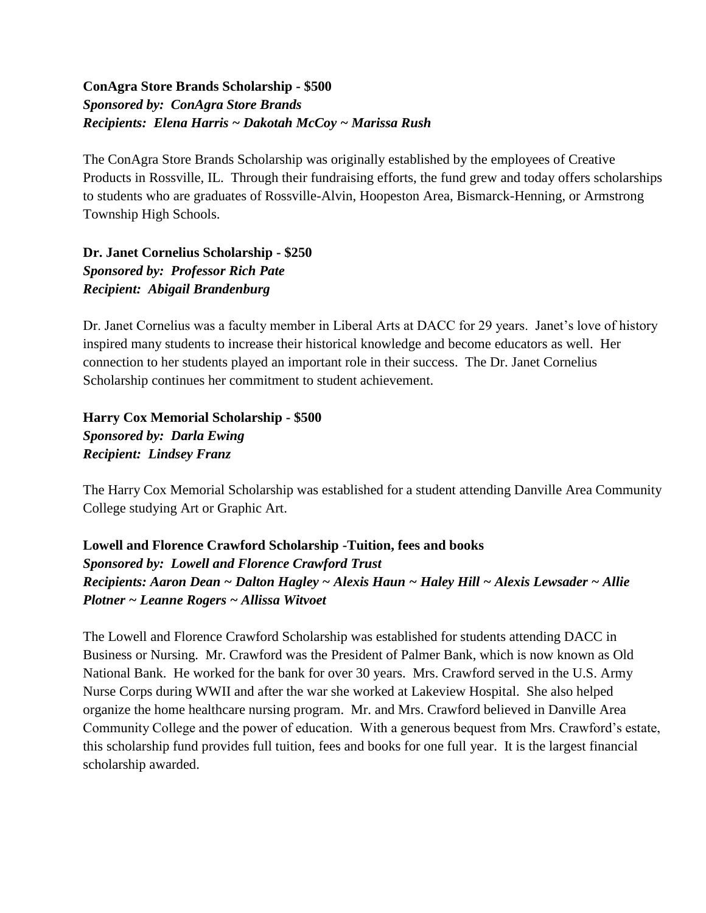**ConAgra Store Brands Scholarship - $500**
***Sponsored by: ConAgra Store Brands***
***Recipients: Elena Harris ~ Dakotah McCoy ~ Marissa Rush***

The ConAgra Store Brands Scholarship was originally established by the employees of Creative Products in Rossville, IL. Through their fundraising efforts, the fund grew and today offers scholarships to students who are graduates of Rossville-Alvin, Hoopeston Area, Bismarck-Henning, or Armstrong Township High Schools.

**Dr. Janet Cornelius Scholarship - $250**
***Sponsored by: Professor Rich Pate***
***Recipient: Abigail Brandenburg***

Dr. Janet Cornelius was a faculty member in Liberal Arts at DACC for 29 years. Janet's love of history inspired many students to increase their historical knowledge and become educators as well. Her connection to her students played an important role in their success. The Dr. Janet Cornelius Scholarship continues her commitment to student achievement.

**Harry Cox Memorial Scholarship - $500**
***Sponsored by: Darla Ewing***
***Recipient: Lindsey Franz***

The Harry Cox Memorial Scholarship was established for a student attending Danville Area Community College studying Art or Graphic Art.

**Lowell and Florence Crawford Scholarship -Tuition, fees and books**
***Sponsored by: Lowell and Florence Crawford Trust***
***Recipients: Aaron Dean ~ Dalton Hagley ~ Alexis Haun ~ Haley Hill ~ Alexis Lewsader ~ Allie Plotner ~ Leanne Rogers ~ Allissa Witvoet***

The Lowell and Florence Crawford Scholarship was established for students attending DACC in Business or Nursing. Mr. Crawford was the President of Palmer Bank, which is now known as Old National Bank. He worked for the bank for over 30 years. Mrs. Crawford served in the U.S. Army Nurse Corps during WWII and after the war she worked at Lakeview Hospital. She also helped organize the home healthcare nursing program. Mr. and Mrs. Crawford believed in Danville Area Community College and the power of education. With a generous bequest from Mrs. Crawford's estate, this scholarship fund provides full tuition, fees and books for one full year. It is the largest financial scholarship awarded.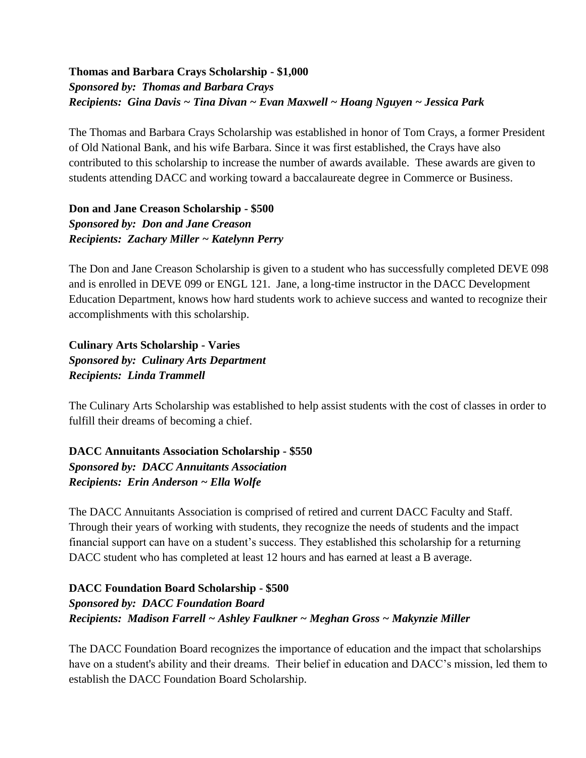**Thomas and Barbara Crays Scholarship - $1,000**
***Sponsored by: Thomas and Barbara Crays***
***Recipients: Gina Davis ~ Tina Divan ~ Evan Maxwell ~ Hoang Nguyen ~ Jessica Park***

The Thomas and Barbara Crays Scholarship was established in honor of Tom Crays, a former President of Old National Bank, and his wife Barbara. Since it was first established, the Crays have also contributed to this scholarship to increase the number of awards available. These awards are given to students attending DACC and working toward a baccalaureate degree in Commerce or Business.

**Don and Jane Creason Scholarship - $500**
***Sponsored by: Don and Jane Creason***
***Recipients: Zachary Miller ~ Katelynn Perry***

The Don and Jane Creason Scholarship is given to a student who has successfully completed DEVE 098 and is enrolled in DEVE 099 or ENGL 121. Jane, a long-time instructor in the DACC Development Education Department, knows how hard students work to achieve success and wanted to recognize their accomplishments with this scholarship.

**Culinary Arts Scholarship - Varies**
***Sponsored by: Culinary Arts Department***
***Recipients: Linda Trammell***

The Culinary Arts Scholarship was established to help assist students with the cost of classes in order to fulfill their dreams of becoming a chief.

**DACC Annuitants Association Scholarship - $550**
***Sponsored by: DACC Annuitants Association***
***Recipients: Erin Anderson ~ Ella Wolfe***

The DACC Annuitants Association is comprised of retired and current DACC Faculty and Staff. Through their years of working with students, they recognize the needs of students and the impact financial support can have on a student's success. They established this scholarship for a returning DACC student who has completed at least 12 hours and has earned at least a B average.

**DACC Foundation Board Scholarship - $500**
***Sponsored by: DACC Foundation Board***
***Recipients: Madison Farrell ~ Ashley Faulkner ~ Meghan Gross ~ Makynzie Miller***

The DACC Foundation Board recognizes the importance of education and the impact that scholarships have on a student's ability and their dreams. Their belief in education and DACC's mission, led them to establish the DACC Foundation Board Scholarship.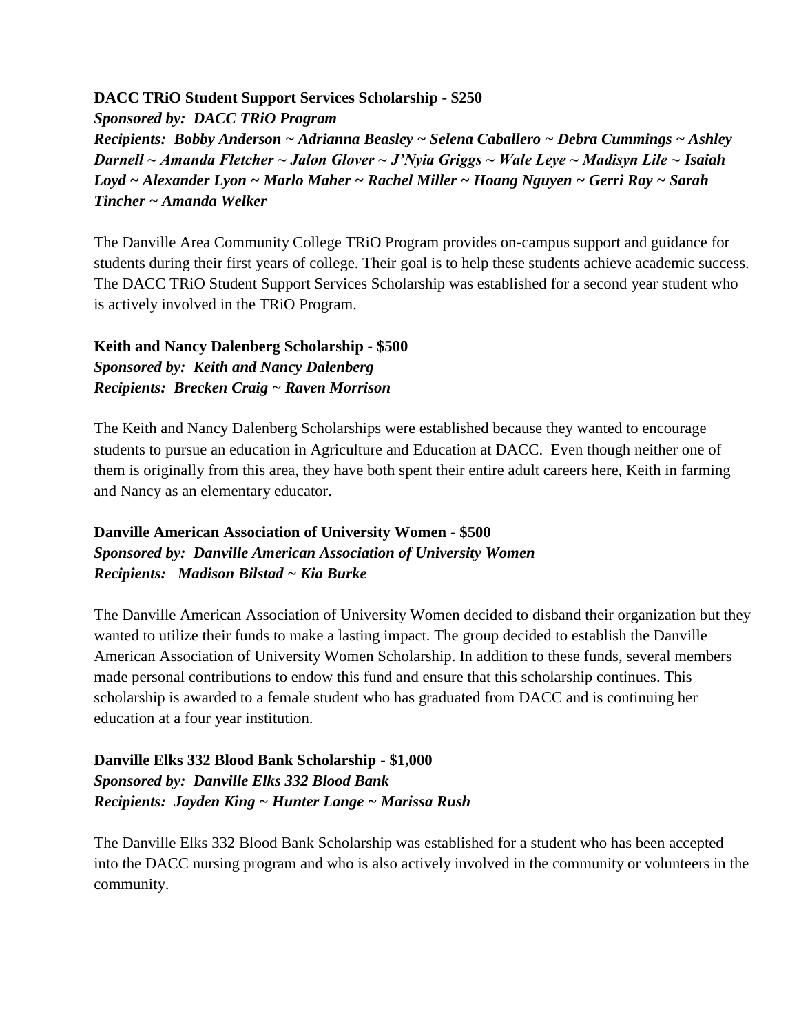**DACC TRiO Student Support Services Scholarship - $250**
***Sponsored by: DACC TRiO Program***
***Recipients: Bobby Anderson ~ Adrianna Beasley ~ Selena Caballero ~ Debra Cummings ~ Ashley Darnell ~ Amanda Fletcher ~ Jalon Glover ~ J'Nyia Griggs ~ Wale Leye ~ Madisyn Lile ~ Isaiah Loyd ~ Alexander Lyon ~ Marlo Maher ~ Rachel Miller ~ Hoang Nguyen ~ Gerri Ray ~ Sarah Tincher ~ Amanda Welker***

The Danville Area Community College TRiO Program provides on-campus support and guidance for students during their first years of college. Their goal is to help these students achieve academic success. The DACC TRiO Student Support Services Scholarship was established for a second year student who is actively involved in the TRiO Program.

**Keith and Nancy Dalenberg Scholarship - $500**
***Sponsored by: Keith and Nancy Dalenberg***
***Recipients: Brecken Craig ~ Raven Morrison***

The Keith and Nancy Dalenberg Scholarships were established because they wanted to encourage students to pursue an education in Agriculture and Education at DACC. Even though neither one of them is originally from this area, they have both spent their entire adult careers here, Keith in farming and Nancy as an elementary educator.

**Danville American Association of University Women - $500**
***Sponsored by: Danville American Association of University Women***
***Recipients: Madison Bilstad ~ Kia Burke***

The Danville American Association of University Women decided to disband their organization but they wanted to utilize their funds to make a lasting impact. The group decided to establish the Danville American Association of University Women Scholarship. In addition to these funds, several members made personal contributions to endow this fund and ensure that this scholarship continues. This scholarship is awarded to a female student who has graduated from DACC and is continuing her education at a four year institution.

**Danville Elks 332 Blood Bank Scholarship - $1,000**
***Sponsored by: Danville Elks 332 Blood Bank***
***Recipients: Jayden King ~ Hunter Lange ~ Marissa Rush***

The Danville Elks 332 Blood Bank Scholarship was established for a student who has been accepted into the DACC nursing program and who is also actively involved in the community or volunteers in the community.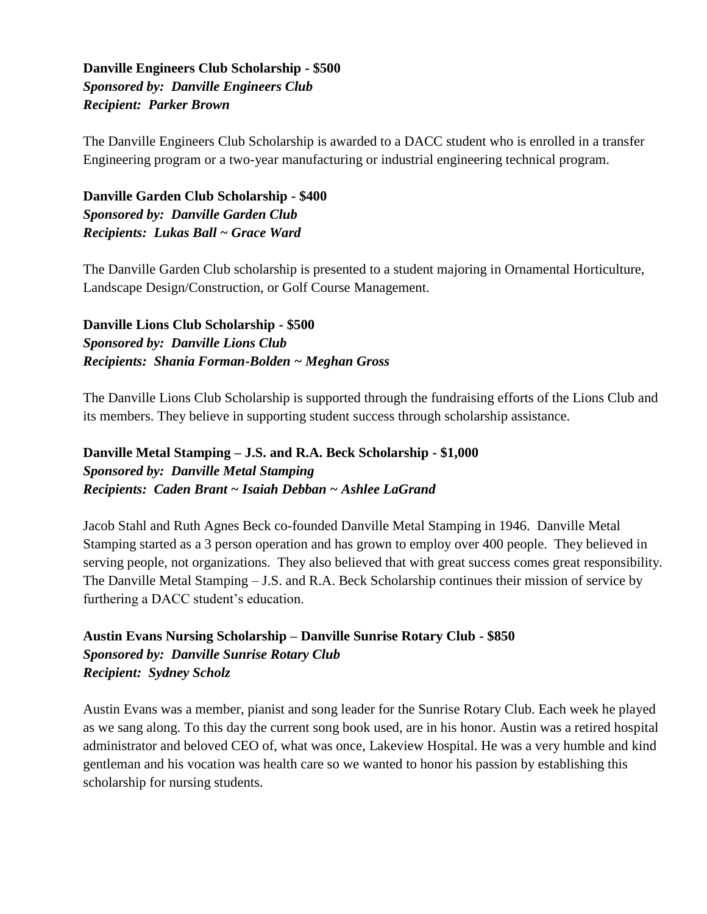**Danville Engineers Club Scholarship - $500**
***Sponsored by: Danville Engineers Club***
***Recipient: Parker Brown***

The Danville Engineers Club Scholarship is awarded to a DACC student who is enrolled in a transfer Engineering program or a two-year manufacturing or industrial engineering technical program.

**Danville Garden Club Scholarship - $400**
***Sponsored by: Danville Garden Club***
***Recipients: Lukas Ball ~ Grace Ward***

The Danville Garden Club scholarship is presented to a student majoring in Ornamental Horticulture, Landscape Design/Construction, or Golf Course Management.

**Danville Lions Club Scholarship - $500**
***Sponsored by: Danville Lions Club***
***Recipients: Shania Forman-Bolden ~ Meghan Gross***

The Danville Lions Club Scholarship is supported through the fundraising efforts of the Lions Club and its members. They believe in supporting student success through scholarship assistance.

**Danville Metal Stamping – J.S. and R.A. Beck Scholarship - $1,000**
***Sponsored by: Danville Metal Stamping***
***Recipients: Caden Brant ~ Isaiah Debban ~ Ashlee LaGrand***

Jacob Stahl and Ruth Agnes Beck co-founded Danville Metal Stamping in 1946. Danville Metal Stamping started as a 3 person operation and has grown to employ over 400 people. They believed in serving people, not organizations. They also believed that with great success comes great responsibility. The Danville Metal Stamping – J.S. and R.A. Beck Scholarship continues their mission of service by furthering a DACC student's education.

**Austin Evans Nursing Scholarship – Danville Sunrise Rotary Club - $850**
***Sponsored by: Danville Sunrise Rotary Club***
***Recipient: Sydney Scholz***

Austin Evans was a member, pianist and song leader for the Sunrise Rotary Club. Each week he played as we sang along. To this day the current song book used, are in his honor. Austin was a retired hospital administrator and beloved CEO of, what was once, Lakeview Hospital. He was a very humble and kind gentleman and his vocation was health care so we wanted to honor his passion by establishing this scholarship for nursing students.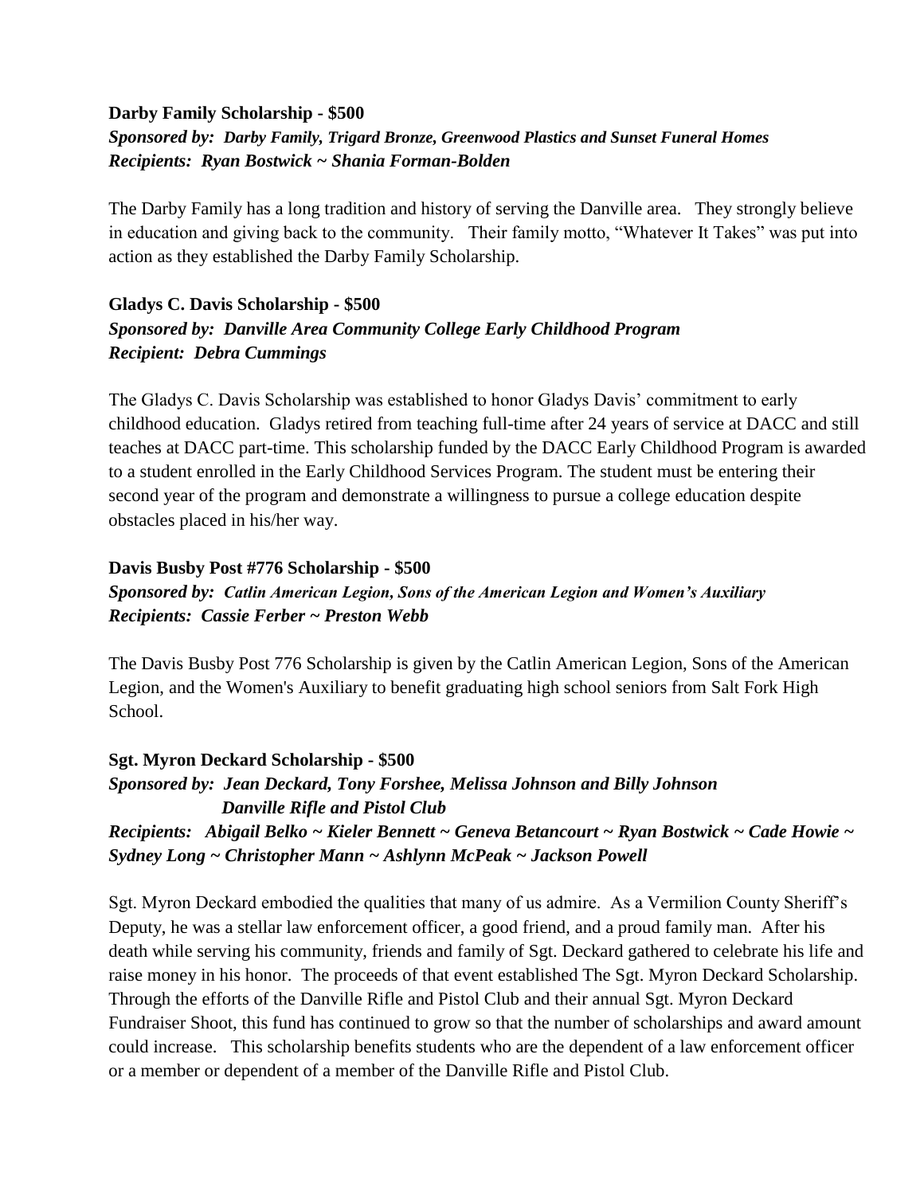**Darby Family Scholarship - $500**
***Sponsored by: Darby Family, Trigard Bronze, Greenwood Plastics and Sunset Funeral Homes***
***Recipients: Ryan Bostwick ~ Shania Forman-Bolden***

The Darby Family has a long tradition and history of serving the Danville area. They strongly believe in education and giving back to the community. Their family motto, "Whatever It Takes" was put into action as they established the Darby Family Scholarship.

**Gladys C. Davis Scholarship - $500**
***Sponsored by: Danville Area Community College Early Childhood Program***
***Recipient: Debra Cummings***

The Gladys C. Davis Scholarship was established to honor Gladys Davis' commitment to early childhood education. Gladys retired from teaching full-time after 24 years of service at DACC and still teaches at DACC part-time. This scholarship funded by the DACC Early Childhood Program is awarded to a student enrolled in the Early Childhood Services Program. The student must be entering their second year of the program and demonstrate a willingness to pursue a college education despite obstacles placed in his/her way.

**Davis Busby Post #776 Scholarship - $500**
***Sponsored by: Catlin American Legion, Sons of the American Legion and Women's Auxiliary***
***Recipients: Cassie Ferber ~ Preston Webb***

The Davis Busby Post 776 Scholarship is given by the Catlin American Legion, Sons of the American Legion, and the Women's Auxiliary to benefit graduating high school seniors from Salt Fork High School.

**Sgt. Myron Deckard Scholarship - $500**
***Sponsored by: Jean Deckard, Tony Forshee, Melissa Johnson and Billy Johnson***
***Danville Rifle and Pistol Club***
***Recipients: Abigail Belko ~ Kieler Bennett ~ Geneva Betancourt ~ Ryan Bostwick ~ Cade Howie ~ Sydney Long ~ Christopher Mann ~ Ashlynn McPeak ~ Jackson Powell***

Sgt. Myron Deckard embodied the qualities that many of us admire. As a Vermilion County Sheriff's Deputy, he was a stellar law enforcement officer, a good friend, and a proud family man. After his death while serving his community, friends and family of Sgt. Deckard gathered to celebrate his life and raise money in his honor. The proceeds of that event established The Sgt. Myron Deckard Scholarship. Through the efforts of the Danville Rifle and Pistol Club and their annual Sgt. Myron Deckard Fundraiser Shoot, this fund has continued to grow so that the number of scholarships and award amount could increase. This scholarship benefits students who are the dependent of a law enforcement officer or a member or dependent of a member of the Danville Rifle and Pistol Club.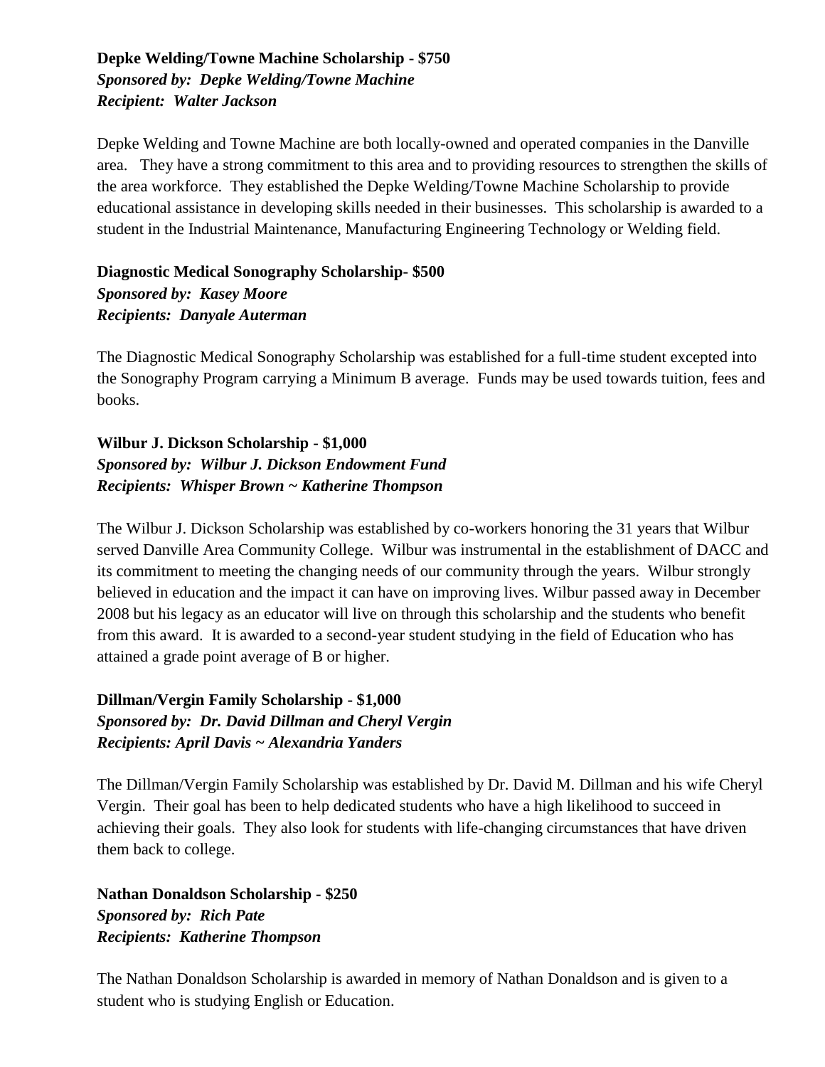**Depke Welding/Towne Machine Scholarship - $750**
***Sponsored by: Depke Welding/Towne Machine***
***Recipient: Walter Jackson***

Depke Welding and Towne Machine are both locally-owned and operated companies in the Danville area. They have a strong commitment to this area and to providing resources to strengthen the skills of the area workforce. They established the Depke Welding/Towne Machine Scholarship to provide educational assistance in developing skills needed in their businesses. This scholarship is awarded to a student in the Industrial Maintenance, Manufacturing Engineering Technology or Welding field.

**Diagnostic Medical Sonography Scholarship- $500**
***Sponsored by: Kasey Moore***
***Recipients: Danyale Auterman***

The Diagnostic Medical Sonography Scholarship was established for a full-time student excepted into the Sonography Program carrying a Minimum B average. Funds may be used towards tuition, fees and books.

**Wilbur J. Dickson Scholarship - $1,000**
***Sponsored by: Wilbur J. Dickson Endowment Fund***
***Recipients: Whisper Brown ~ Katherine Thompson***

The Wilbur J. Dickson Scholarship was established by co-workers honoring the 31 years that Wilbur served Danville Area Community College. Wilbur was instrumental in the establishment of DACC and its commitment to meeting the changing needs of our community through the years. Wilbur strongly believed in education and the impact it can have on improving lives. Wilbur passed away in December 2008 but his legacy as an educator will live on through this scholarship and the students who benefit from this award. It is awarded to a second-year student studying in the field of Education who has attained a grade point average of B or higher.

**Dillman/Vergin Family Scholarship - $1,000**
***Sponsored by: Dr. David Dillman and Cheryl Vergin***
***Recipients: April Davis ~ Alexandria Yanders***

The Dillman/Vergin Family Scholarship was established by Dr. David M. Dillman and his wife Cheryl Vergin. Their goal has been to help dedicated students who have a high likelihood to succeed in achieving their goals. They also look for students with life-changing circumstances that have driven them back to college.

**Nathan Donaldson Scholarship - $250**
***Sponsored by: Rich Pate***
***Recipients: Katherine Thompson***

The Nathan Donaldson Scholarship is awarded in memory of Nathan Donaldson and is given to a student who is studying English or Education.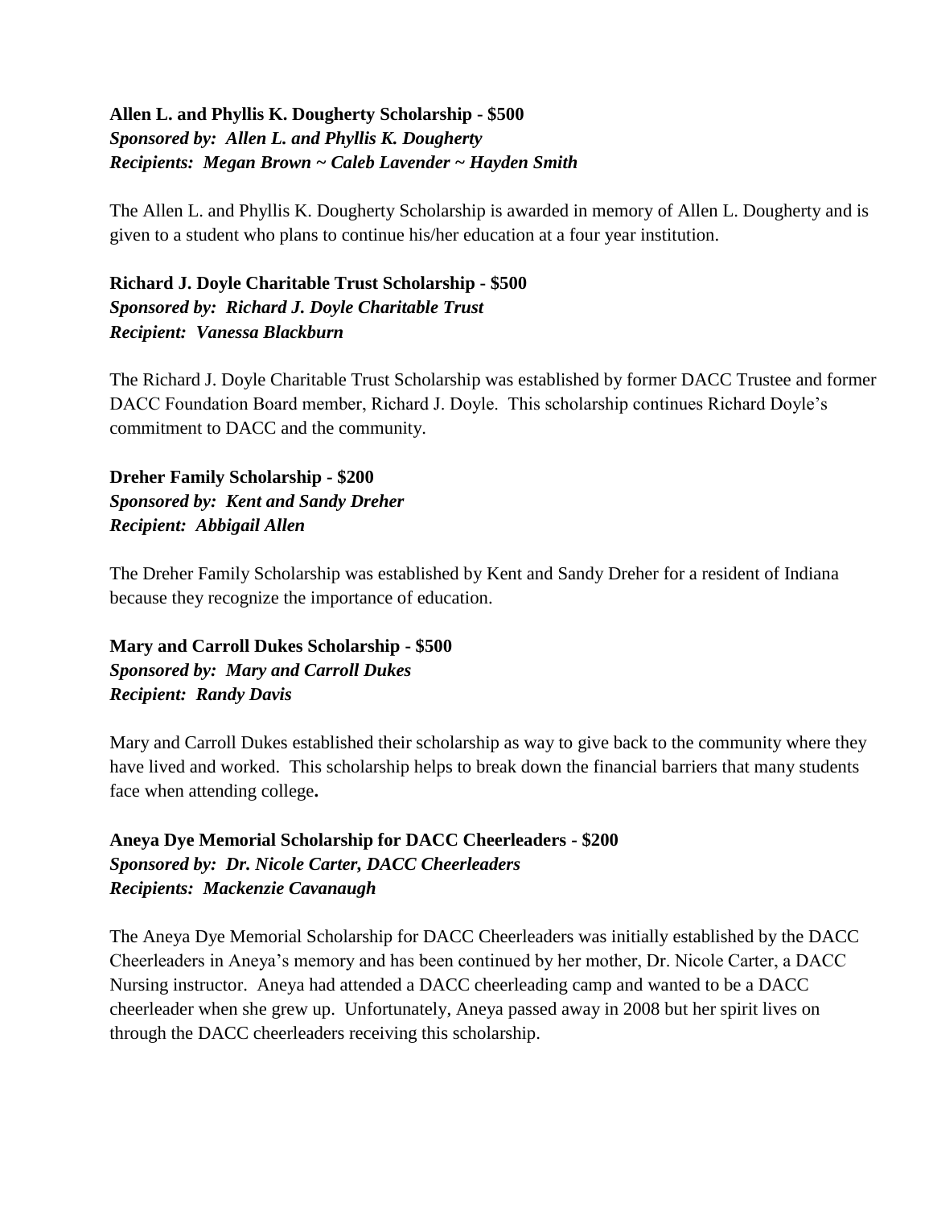**Allen L. and Phyllis K. Dougherty Scholarship - $500**
***Sponsored by: Allen L. and Phyllis K. Dougherty***
***Recipients: Megan Brown ~ Caleb Lavender ~ Hayden Smith***

The Allen L. and Phyllis K. Dougherty Scholarship is awarded in memory of Allen L. Dougherty and is given to a student who plans to continue his/her education at a four year institution.

**Richard J. Doyle Charitable Trust Scholarship - $500**
***Sponsored by: Richard J. Doyle Charitable Trust***
***Recipient: Vanessa Blackburn***

The Richard J. Doyle Charitable Trust Scholarship was established by former DACC Trustee and former DACC Foundation Board member, Richard J. Doyle. This scholarship continues Richard Doyle's commitment to DACC and the community.

**Dreher Family Scholarship - $200**
***Sponsored by: Kent and Sandy Dreher***
***Recipient: Abbigail Allen***

The Dreher Family Scholarship was established by Kent and Sandy Dreher for a resident of Indiana because they recognize the importance of education.

**Mary and Carroll Dukes Scholarship - $500**
***Sponsored by: Mary and Carroll Dukes***
***Recipient: Randy Davis***

Mary and Carroll Dukes established their scholarship as way to give back to the community where they have lived and worked. This scholarship helps to break down the financial barriers that many students face when attending college.

**Aneya Dye Memorial Scholarship for DACC Cheerleaders - $200**
***Sponsored by: Dr. Nicole Carter, DACC Cheerleaders***
***Recipients: Mackenzie Cavanaugh***

The Aneya Dye Memorial Scholarship for DACC Cheerleaders was initially established by the DACC Cheerleaders in Aneya's memory and has been continued by her mother, Dr. Nicole Carter, a DACC Nursing instructor. Aneya had attended a DACC cheerleading camp and wanted to be a DACC cheerleader when she grew up. Unfortunately, Aneya passed away in 2008 but her spirit lives on through the DACC cheerleaders receiving this scholarship.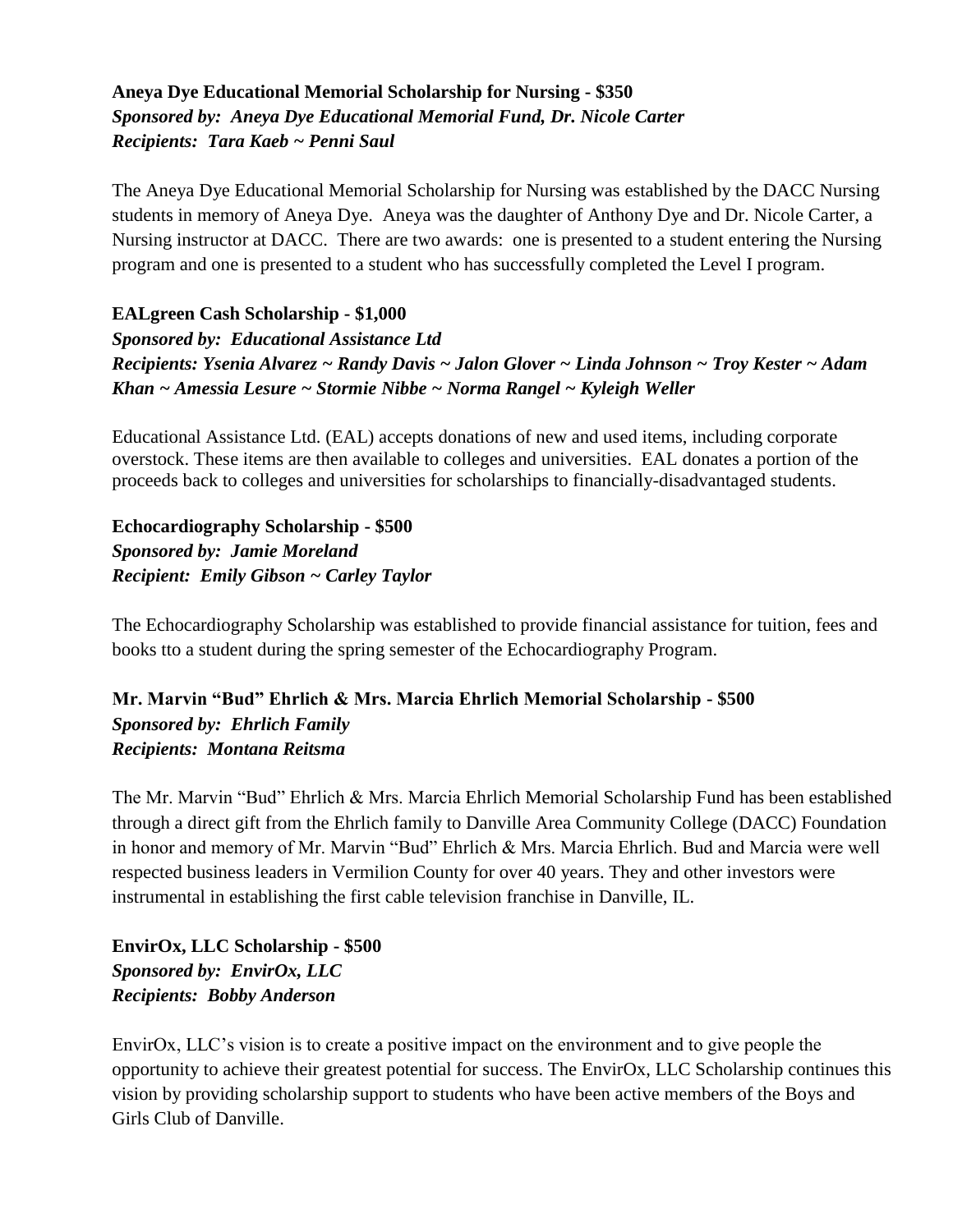**Aneya Dye Educational Memorial Scholarship for Nursing - $350**
***Sponsored by: Aneya Dye Educational Memorial Fund, Dr. Nicole Carter***
***Recipients: Tara Kaeb ~ Penni Saul***

The Aneya Dye Educational Memorial Scholarship for Nursing was established by the DACC Nursing students in memory of Aneya Dye. Aneya was the daughter of Anthony Dye and Dr. Nicole Carter, a Nursing instructor at DACC. There are two awards: one is presented to a student entering the Nursing program and one is presented to a student who has successfully completed the Level I program.

**EALgreen Cash Scholarship - $1,000**
***Sponsored by: Educational Assistance Ltd***
***Recipients: Ysenia Alvarez ~ Randy Davis ~ Jalon Glover ~ Linda Johnson ~ Troy Kester ~ Adam Khan ~ Amessia Lesure ~ Stormie Nibbe ~ Norma Rangel ~ Kyleigh Weller***

Educational Assistance Ltd. (EAL) accepts donations of new and used items, including corporate overstock. These items are then available to colleges and universities. EAL donates a portion of the proceeds back to colleges and universities for scholarships to financially-disadvantaged students.

**Echocardiography Scholarship - $500**
***Sponsored by: Jamie Moreland***
***Recipient: Emily Gibson ~ Carley Taylor***

The Echocardiography Scholarship was established to provide financial assistance for tuition, fees and books tto a student during the spring semester of the Echocardiography Program.

**Mr. Marvin "Bud" Ehrlich & Mrs. Marcia Ehrlich Memorial Scholarship - $500**
***Sponsored by: Ehrlich Family***
***Recipients: Montana Reitsma***

The Mr. Marvin "Bud" Ehrlich & Mrs. Marcia Ehrlich Memorial Scholarship Fund has been established through a direct gift from the Ehrlich family to Danville Area Community College (DACC) Foundation in honor and memory of Mr. Marvin "Bud" Ehrlich & Mrs. Marcia Ehrlich. Bud and Marcia were well respected business leaders in Vermilion County for over 40 years. They and other investors were instrumental in establishing the first cable television franchise in Danville, IL.

**EnvirOx, LLC Scholarship - $500**
***Sponsored by: EnvirOx, LLC***
***Recipients: Bobby Anderson***

EnvirOx, LLC's vision is to create a positive impact on the environment and to give people the opportunity to achieve their greatest potential for success. The EnvirOx, LLC Scholarship continues this vision by providing scholarship support to students who have been active members of the Boys and Girls Club of Danville.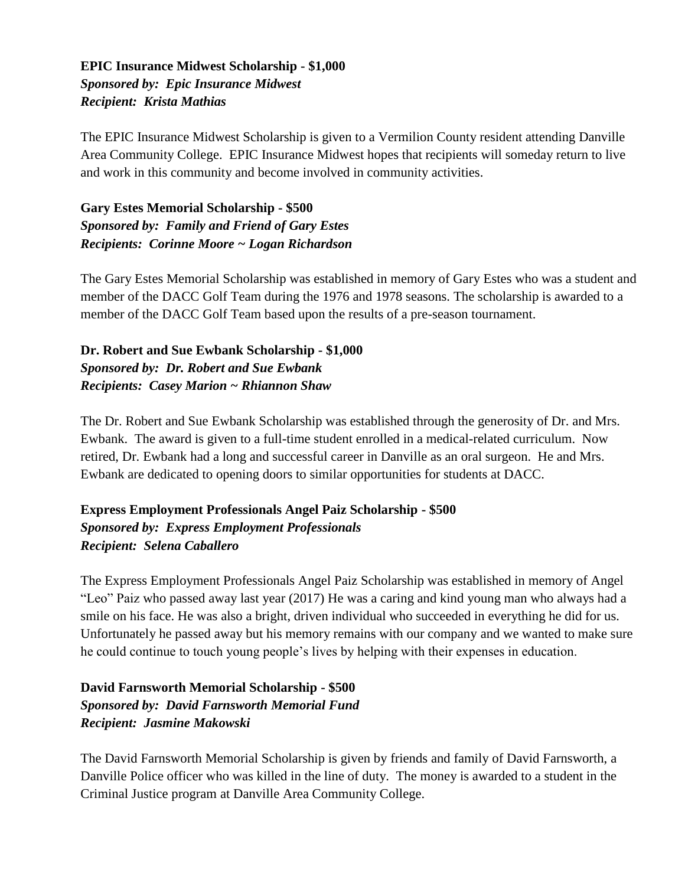**EPIC Insurance Midwest Scholarship - $1,000**
***Sponsored by: Epic Insurance Midwest***
***Recipient: Krista Mathias***

The EPIC Insurance Midwest Scholarship is given to a Vermilion County resident attending Danville Area Community College. EPIC Insurance Midwest hopes that recipients will someday return to live and work in this community and become involved in community activities.

**Gary Estes Memorial Scholarship - $500**
***Sponsored by: Family and Friend of Gary Estes***
***Recipients: Corinne Moore ~ Logan Richardson***

The Gary Estes Memorial Scholarship was established in memory of Gary Estes who was a student and member of the DACC Golf Team during the 1976 and 1978 seasons. The scholarship is awarded to a member of the DACC Golf Team based upon the results of a pre-season tournament.

**Dr. Robert and Sue Ewbank Scholarship - $1,000**
***Sponsored by: Dr. Robert and Sue Ewbank***
***Recipients: Casey Marion ~ Rhiannon Shaw***

The Dr. Robert and Sue Ewbank Scholarship was established through the generosity of Dr. and Mrs. Ewbank. The award is given to a full-time student enrolled in a medical-related curriculum. Now retired, Dr. Ewbank had a long and successful career in Danville as an oral surgeon. He and Mrs. Ewbank are dedicated to opening doors to similar opportunities for students at DACC.

**Express Employment Professionals Angel Paiz Scholarship - $500**
***Sponsored by: Express Employment Professionals***
***Recipient: Selena Caballero***

The Express Employment Professionals Angel Paiz Scholarship was established in memory of Angel "Leo" Paiz who passed away last year (2017) He was a caring and kind young man who always had a smile on his face. He was also a bright, driven individual who succeeded in everything he did for us. Unfortunately he passed away but his memory remains with our company and we wanted to make sure he could continue to touch young people's lives by helping with their expenses in education.

**David Farnsworth Memorial Scholarship - $500**
***Sponsored by: David Farnsworth Memorial Fund***
***Recipient: Jasmine Makowski***

The David Farnsworth Memorial Scholarship is given by friends and family of David Farnsworth, a Danville Police officer who was killed in the line of duty. The money is awarded to a student in the Criminal Justice program at Danville Area Community College.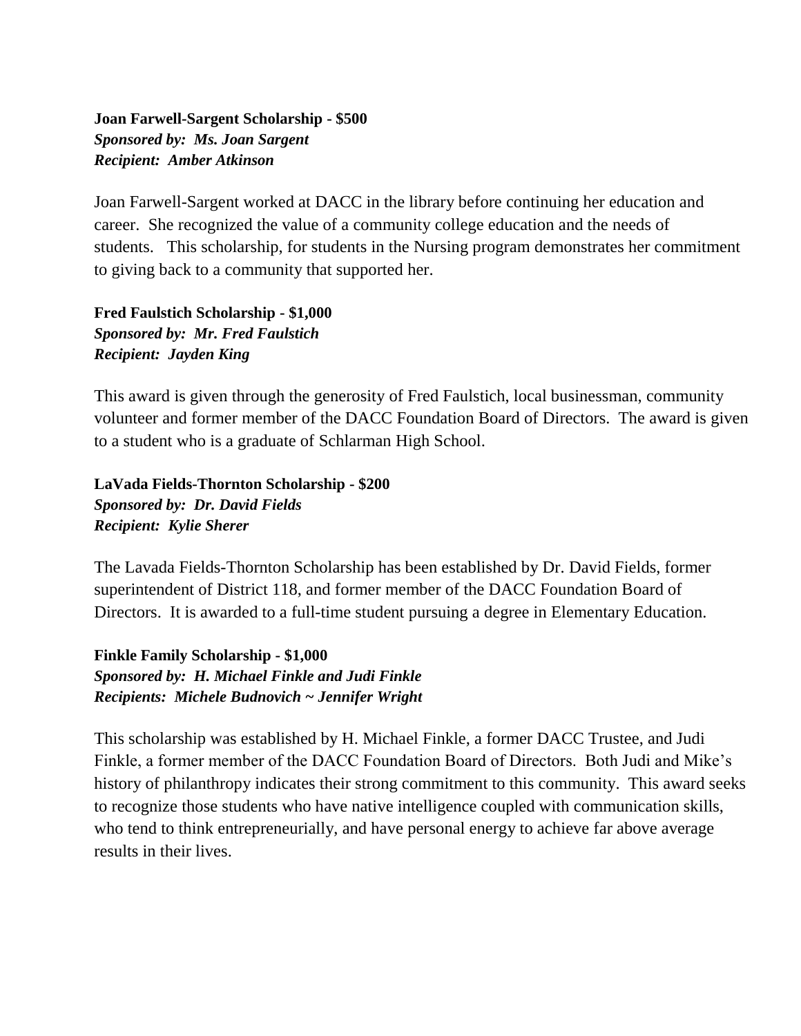**Joan Farwell-Sargent Scholarship - $500**
***Sponsored by: Ms. Joan Sargent***
***Recipient: Amber Atkinson***

Joan Farwell-Sargent worked at DACC in the library before continuing her education and career. She recognized the value of a community college education and the needs of students. This scholarship, for students in the Nursing program demonstrates her commitment to giving back to a community that supported her.

**Fred Faulstich Scholarship - $1,000**
***Sponsored by: Mr. Fred Faulstich***
***Recipient: Jayden King***

This award is given through the generosity of Fred Faulstich, local businessman, community volunteer and former member of the DACC Foundation Board of Directors. The award is given to a student who is a graduate of Schlarman High School.

**LaVada Fields-Thornton Scholarship - $200**
***Sponsored by: Dr. David Fields***
***Recipient: Kylie Sherer***

The Lavada Fields-Thornton Scholarship has been established by Dr. David Fields, former superintendent of District 118, and former member of the DACC Foundation Board of Directors. It is awarded to a full-time student pursuing a degree in Elementary Education.

**Finkle Family Scholarship - $1,000**
***Sponsored by: H. Michael Finkle and Judi Finkle***
***Recipients: Michele Budnovich ~ Jennifer Wright***

This scholarship was established by H. Michael Finkle, a former DACC Trustee, and Judi Finkle, a former member of the DACC Foundation Board of Directors. Both Judi and Mike's history of philanthropy indicates their strong commitment to this community. This award seeks to recognize those students who have native intelligence coupled with communication skills, who tend to think entrepreneurially, and have personal energy to achieve far above average results in their lives.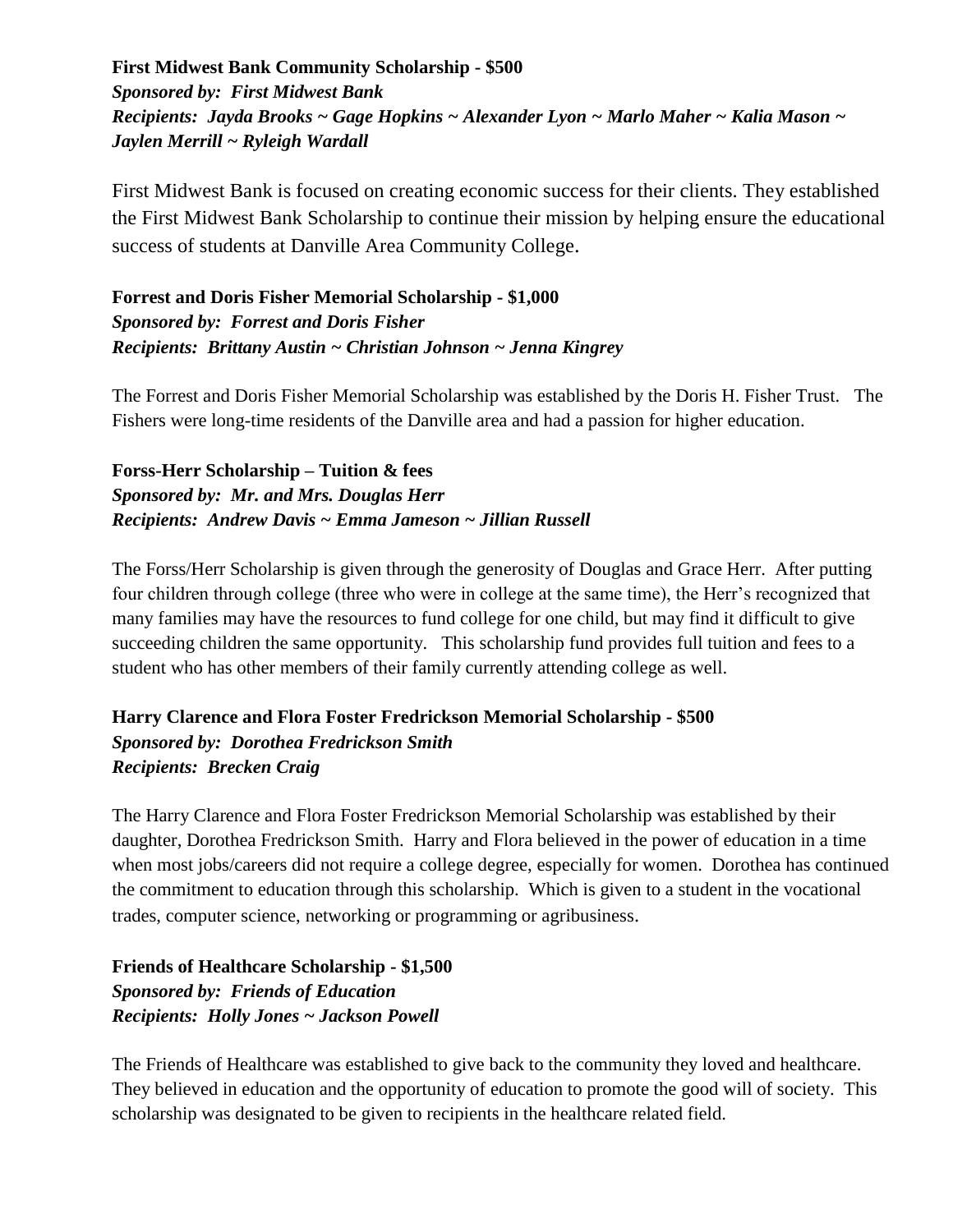**First Midwest Bank Community Scholarship - $500**
***Sponsored by: First Midwest Bank***
***Recipients: Jayda Brooks ~ Gage Hopkins ~ Alexander Lyon ~ Marlo Maher ~ Kalia Mason ~ Jaylen Merrill ~ Ryleigh Wardall***

First Midwest Bank is focused on creating economic success for their clients. They established the First Midwest Bank Scholarship to continue their mission by helping ensure the educational success of students at Danville Area Community College.

**Forrest and Doris Fisher Memorial Scholarship - $1,000**
***Sponsored by: Forrest and Doris Fisher***
***Recipients: Brittany Austin ~ Christian Johnson ~ Jenna Kingrey***

The Forrest and Doris Fisher Memorial Scholarship was established by the Doris H. Fisher Trust. The Fishers were long-time residents of the Danville area and had a passion for higher education.

**Forss-Herr Scholarship – Tuition & fees**
***Sponsored by: Mr. and Mrs. Douglas Herr***
***Recipients: Andrew Davis ~ Emma Jameson ~ Jillian Russell***

The Forss/Herr Scholarship is given through the generosity of Douglas and Grace Herr. After putting four children through college (three who were in college at the same time), the Herr's recognized that many families may have the resources to fund college for one child, but may find it difficult to give succeeding children the same opportunity. This scholarship fund provides full tuition and fees to a student who has other members of their family currently attending college as well.

**Harry Clarence and Flora Foster Fredrickson Memorial Scholarship - $500**
***Sponsored by: Dorothea Fredrickson Smith***
***Recipients: Brecken Craig***

The Harry Clarence and Flora Foster Fredrickson Memorial Scholarship was established by their daughter, Dorothea Fredrickson Smith. Harry and Flora believed in the power of education in a time when most jobs/careers did not require a college degree, especially for women. Dorothea has continued the commitment to education through this scholarship. Which is given to a student in the vocational trades, computer science, networking or programming or agribusiness.

**Friends of Healthcare Scholarship - $1,500**
***Sponsored by: Friends of Education***
***Recipients: Holly Jones ~ Jackson Powell***

The Friends of Healthcare was established to give back to the community they loved and healthcare. They believed in education and the opportunity of education to promote the good will of society. This scholarship was designated to be given to recipients in the healthcare related field.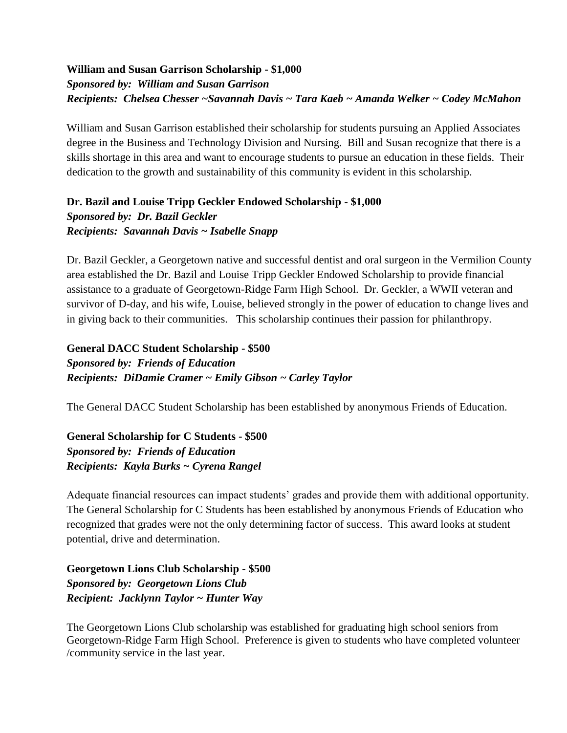**William and Susan Garrison Scholarship - $1,000**
***Sponsored by: William and Susan Garrison***
***Recipients: Chelsea Chesser ~Savannah Davis ~ Tara Kaeb ~ Amanda Welker ~ Codey McMahon***

William and Susan Garrison established their scholarship for students pursuing an Applied Associates degree in the Business and Technology Division and Nursing. Bill and Susan recognize that there is a skills shortage in this area and want to encourage students to pursue an education in these fields. Their dedication to the growth and sustainability of this community is evident in this scholarship.

**Dr. Bazil and Louise Tripp Geckler Endowed Scholarship - $1,000**
***Sponsored by: Dr. Bazil Geckler***
***Recipients: Savannah Davis ~ Isabelle Snapp***

Dr. Bazil Geckler, a Georgetown native and successful dentist and oral surgeon in the Vermilion County area established the Dr. Bazil and Louise Tripp Geckler Endowed Scholarship to provide financial assistance to a graduate of Georgetown-Ridge Farm High School. Dr. Geckler, a WWII veteran and survivor of D-day, and his wife, Louise, believed strongly in the power of education to change lives and in giving back to their communities. This scholarship continues their passion for philanthropy.

**General DACC Student Scholarship - $500**
***Sponsored by: Friends of Education***
***Recipients: DiDamie Cramer ~ Emily Gibson ~ Carley Taylor***

The General DACC Student Scholarship has been established by anonymous Friends of Education.

**General Scholarship for C Students - $500**
***Sponsored by: Friends of Education***
***Recipients: Kayla Burks ~ Cyrena Rangel***

Adequate financial resources can impact students' grades and provide them with additional opportunity. The General Scholarship for C Students has been established by anonymous Friends of Education who recognized that grades were not the only determining factor of success. This award looks at student potential, drive and determination.

**Georgetown Lions Club Scholarship - $500**
***Sponsored by: Georgetown Lions Club***
***Recipient: Jacklynn Taylor ~ Hunter Way***

The Georgetown Lions Club scholarship was established for graduating high school seniors from Georgetown-Ridge Farm High School. Preference is given to students who have completed volunteer /community service in the last year.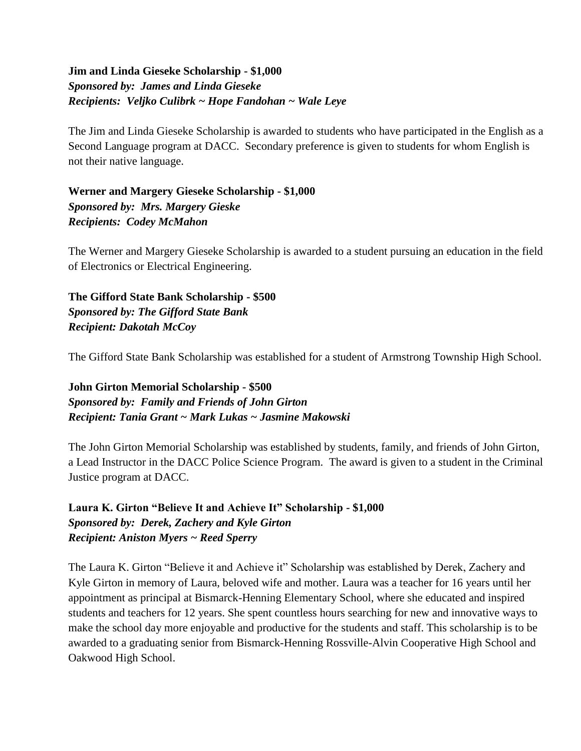**Jim and Linda Gieseke Scholarship - $1,000**
***Sponsored by: James and Linda Gieseke***
***Recipients: Veljko Culibrk ~ Hope Fandohan ~ Wale Leye***

The Jim and Linda Gieseke Scholarship is awarded to students who have participated in the English as a Second Language program at DACC. Secondary preference is given to students for whom English is not their native language.

**Werner and Margery Gieseke Scholarship - $1,000**
***Sponsored by: Mrs. Margery Gieske***
***Recipients: Codey McMahon***

The Werner and Margery Gieseke Scholarship is awarded to a student pursuing an education in the field of Electronics or Electrical Engineering.

**The Gifford State Bank Scholarship - $500**
***Sponsored by: The Gifford State Bank***
***Recipient: Dakotah McCoy***

The Gifford State Bank Scholarship was established for a student of Armstrong Township High School.

**John Girton Memorial Scholarship - $500**
***Sponsored by: Family and Friends of John Girton***
***Recipient: Tania Grant ~ Mark Lukas ~ Jasmine Makowski***

The John Girton Memorial Scholarship was established by students, family, and friends of John Girton, a Lead Instructor in the DACC Police Science Program. The award is given to a student in the Criminal Justice program at DACC.

**Laura K. Girton "Believe It and Achieve It" Scholarship - $1,000**
***Sponsored by: Derek, Zachery and Kyle Girton***
***Recipient: Aniston Myers ~ Reed Sperry***

The Laura K. Girton "Believe it and Achieve it" Scholarship was established by Derek, Zachery and Kyle Girton in memory of Laura, beloved wife and mother. Laura was a teacher for 16 years until her appointment as principal at Bismarck-Henning Elementary School, where she educated and inspired students and teachers for 12 years. She spent countless hours searching for new and innovative ways to make the school day more enjoyable and productive for the students and staff. This scholarship is to be awarded to a graduating senior from Bismarck-Henning Rossville-Alvin Cooperative High School and Oakwood High School.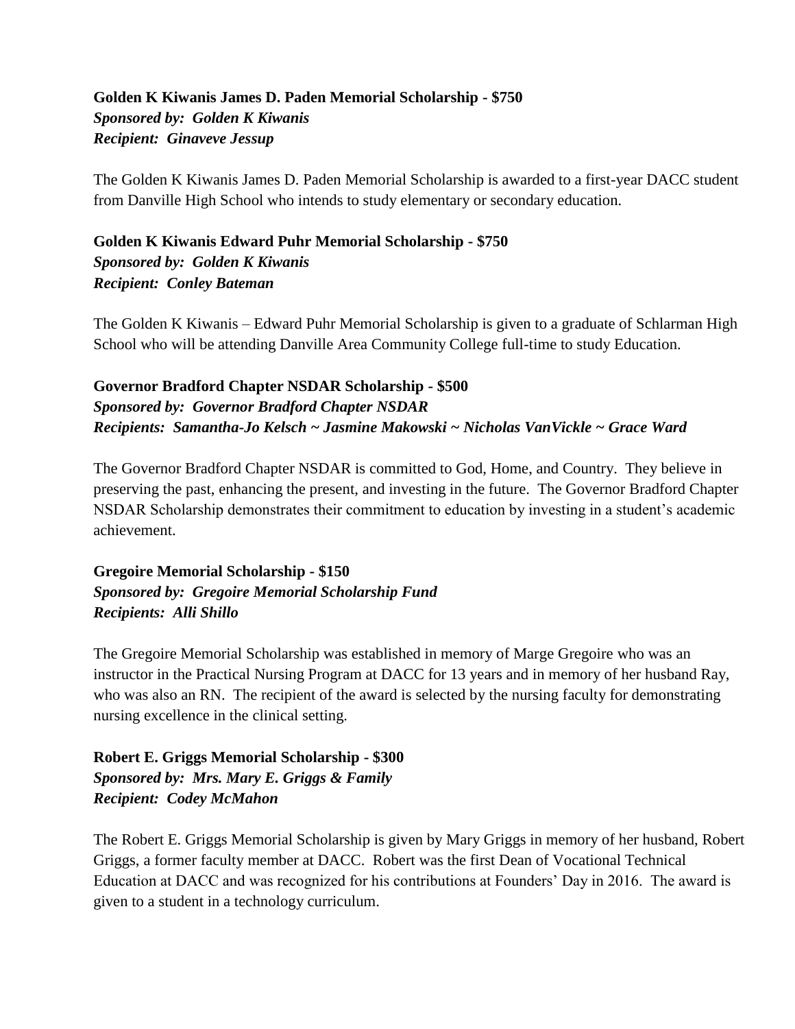**Golden K Kiwanis James D. Paden Memorial Scholarship - $750**
***Sponsored by: Golden K Kiwanis***
***Recipient: Ginaveve Jessup***

The Golden K Kiwanis James D. Paden Memorial Scholarship is awarded to a first-year DACC student from Danville High School who intends to study elementary or secondary education.

**Golden K Kiwanis Edward Puhr Memorial Scholarship - $750**
***Sponsored by: Golden K Kiwanis***
***Recipient: Conley Bateman***

The Golden K Kiwanis – Edward Puhr Memorial Scholarship is given to a graduate of Schlarman High School who will be attending Danville Area Community College full-time to study Education.

**Governor Bradford Chapter NSDAR Scholarship - $500**
***Sponsored by: Governor Bradford Chapter NSDAR***
***Recipients: Samantha-Jo Kelsch ~ Jasmine Makowski ~ Nicholas VanVickle ~ Grace Ward***

The Governor Bradford Chapter NSDAR is committed to God, Home, and Country. They believe in preserving the past, enhancing the present, and investing in the future. The Governor Bradford Chapter NSDAR Scholarship demonstrates their commitment to education by investing in a student's academic achievement.

**Gregoire Memorial Scholarship - $150**
***Sponsored by: Gregoire Memorial Scholarship Fund***
***Recipients: Alli Shillo***

The Gregoire Memorial Scholarship was established in memory of Marge Gregoire who was an instructor in the Practical Nursing Program at DACC for 13 years and in memory of her husband Ray, who was also an RN. The recipient of the award is selected by the nursing faculty for demonstrating nursing excellence in the clinical setting.

**Robert E. Griggs Memorial Scholarship - $300**
***Sponsored by: Mrs. Mary E. Griggs & Family***
***Recipient: Codey McMahon***

The Robert E. Griggs Memorial Scholarship is given by Mary Griggs in memory of her husband, Robert Griggs, a former faculty member at DACC. Robert was the first Dean of Vocational Technical Education at DACC and was recognized for his contributions at Founders' Day in 2016. The award is given to a student in a technology curriculum.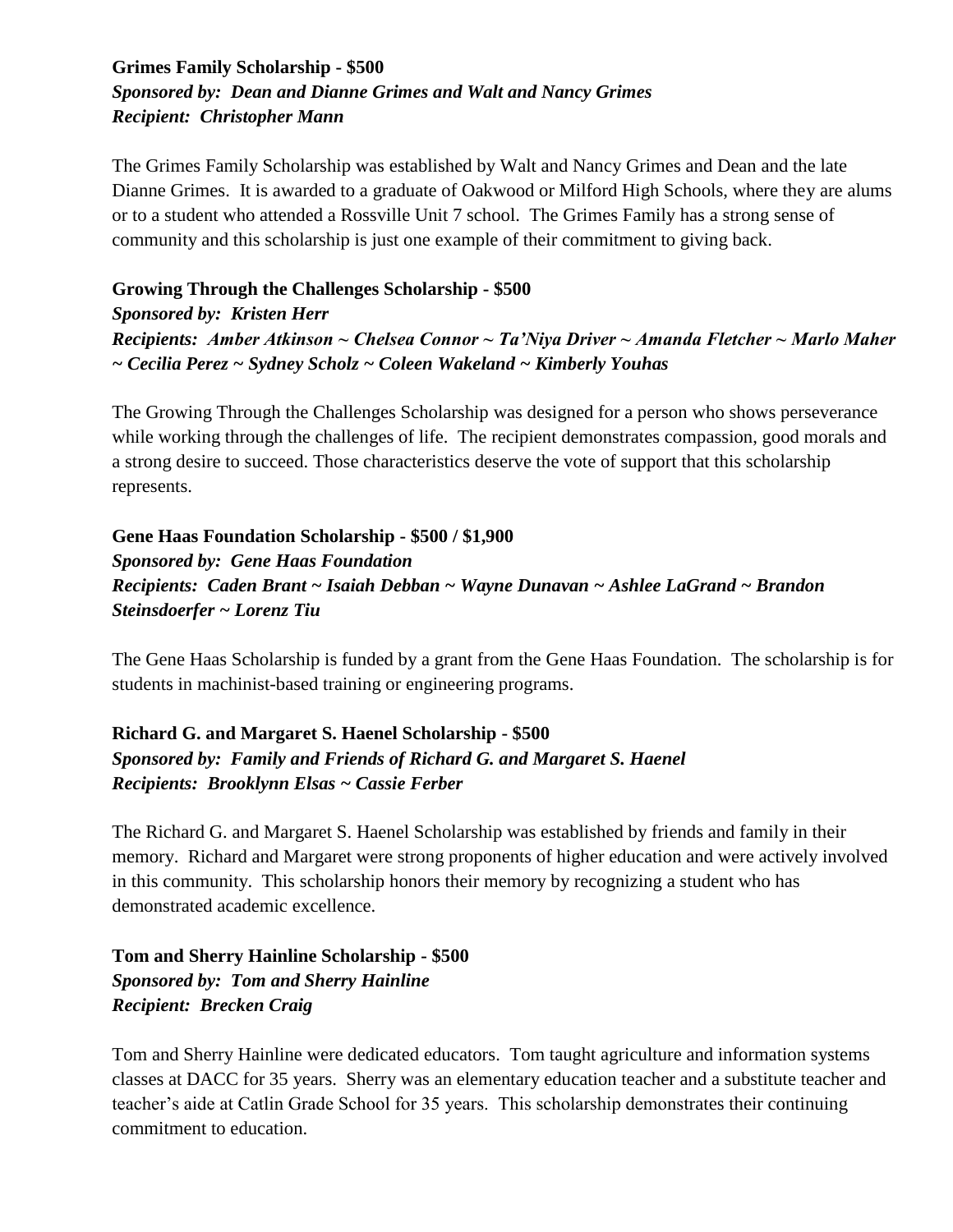**Grimes Family Scholarship - $500**
***Sponsored by: Dean and Dianne Grimes and Walt and Nancy Grimes***
***Recipient: Christopher Mann***

The Grimes Family Scholarship was established by Walt and Nancy Grimes and Dean and the late Dianne Grimes. It is awarded to a graduate of Oakwood or Milford High Schools, where they are alums or to a student who attended a Rossville Unit 7 school. The Grimes Family has a strong sense of community and this scholarship is just one example of their commitment to giving back.

**Growing Through the Challenges Scholarship - $500**
***Sponsored by: Kristen Herr***
***Recipients: Amber Atkinson ~ Chelsea Connor ~ Ta'Niya Driver ~ Amanda Fletcher ~ Marlo Maher ~ Cecilia Perez ~ Sydney Scholz ~ Coleen Wakeland ~ Kimberly Youhas***

The Growing Through the Challenges Scholarship was designed for a person who shows perseverance while working through the challenges of life. The recipient demonstrates compassion, good morals and a strong desire to succeed. Those characteristics deserve the vote of support that this scholarship represents.

**Gene Haas Foundation Scholarship - $500 / $1,900**
***Sponsored by: Gene Haas Foundation***
***Recipients: Caden Brant ~ Isaiah Debban ~ Wayne Dunavan ~ Ashlee LaGrand ~ Brandon Steinsdoerfer ~ Lorenz Tiu***

The Gene Haas Scholarship is funded by a grant from the Gene Haas Foundation. The scholarship is for students in machinist-based training or engineering programs.

**Richard G. and Margaret S. Haenel Scholarship - $500**
***Sponsored by: Family and Friends of Richard G. and Margaret S. Haenel***
***Recipients: Brooklynn Elsas ~ Cassie Ferber***

The Richard G. and Margaret S. Haenel Scholarship was established by friends and family in their memory. Richard and Margaret were strong proponents of higher education and were actively involved in this community. This scholarship honors their memory by recognizing a student who has demonstrated academic excellence.

**Tom and Sherry Hainline Scholarship - $500**
***Sponsored by: Tom and Sherry Hainline***
***Recipient: Brecken Craig***

Tom and Sherry Hainline were dedicated educators. Tom taught agriculture and information systems classes at DACC for 35 years. Sherry was an elementary education teacher and a substitute teacher and teacher's aide at Catlin Grade School for 35 years. This scholarship demonstrates their continuing commitment to education.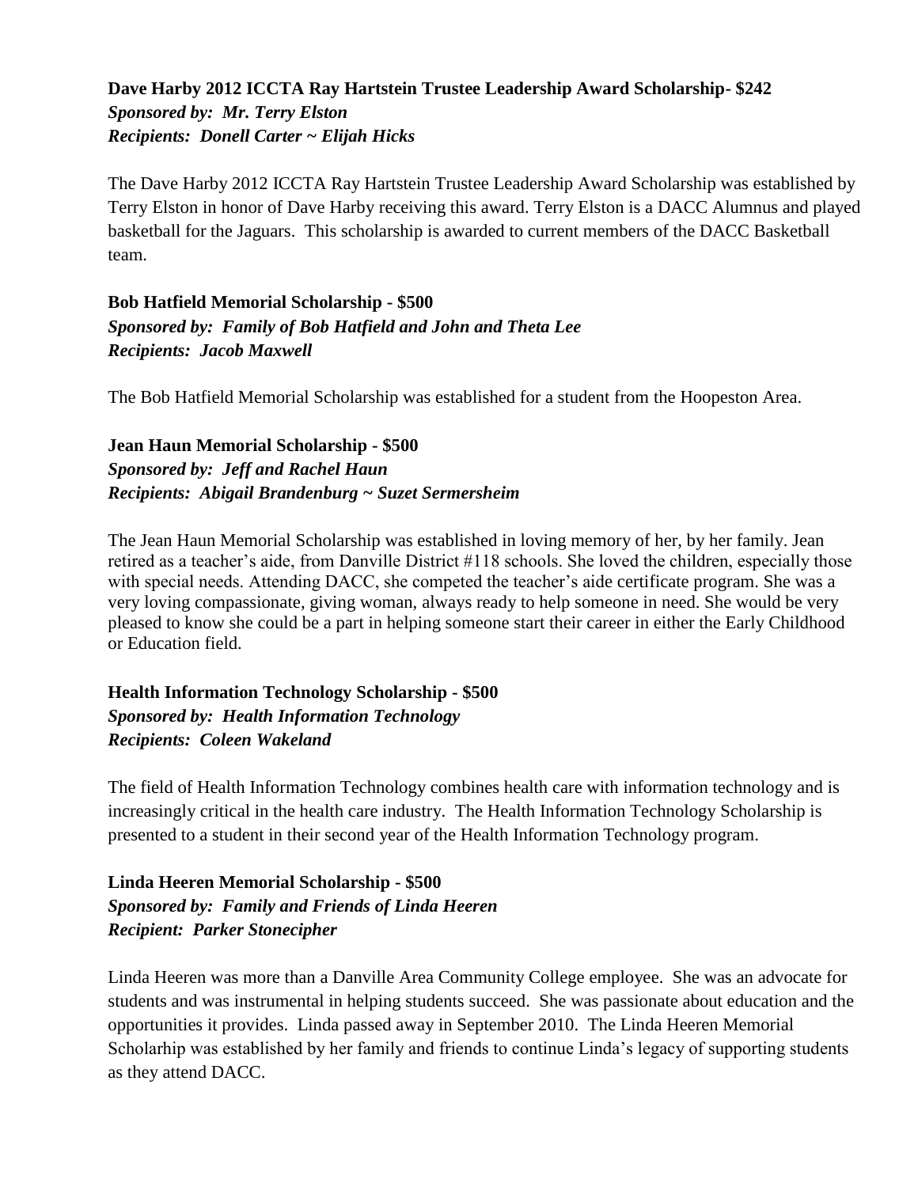**Dave Harby 2012 ICCTA Ray Hartstein Trustee Leadership Award Scholarship- $242**
***Sponsored by: Mr. Terry Elston***
***Recipients: Donell Carter ~ Elijah Hicks***

The Dave Harby 2012 ICCTA Ray Hartstein Trustee Leadership Award Scholarship was established by Terry Elston in honor of Dave Harby receiving this award. Terry Elston is a DACC Alumnus and played basketball for the Jaguars. This scholarship is awarded to current members of the DACC Basketball team.

**Bob Hatfield Memorial Scholarship - $500**
***Sponsored by: Family of Bob Hatfield and John and Theta Lee***
***Recipients: Jacob Maxwell***

The Bob Hatfield Memorial Scholarship was established for a student from the Hoopeston Area.

**Jean Haun Memorial Scholarship - $500**
***Sponsored by: Jeff and Rachel Haun***
***Recipients: Abigail Brandenburg ~ Suzet Sermersheim***

The Jean Haun Memorial Scholarship was established in loving memory of her, by her family. Jean retired as a teacher's aide, from Danville District #118 schools. She loved the children, especially those with special needs. Attending DACC, she competed the teacher's aide certificate program. She was a very loving compassionate, giving woman, always ready to help someone in need. She would be very pleased to know she could be a part in helping someone start their career in either the Early Childhood or Education field.

**Health Information Technology Scholarship - $500**
***Sponsored by: Health Information Technology***
***Recipients: Coleen Wakeland***

The field of Health Information Technology combines health care with information technology and is increasingly critical in the health care industry. The Health Information Technology Scholarship is presented to a student in their second year of the Health Information Technology program.

**Linda Heeren Memorial Scholarship - $500**
***Sponsored by: Family and Friends of Linda Heeren***
***Recipient: Parker Stonecipher***

Linda Heeren was more than a Danville Area Community College employee. She was an advocate for students and was instrumental in helping students succeed. She was passionate about education and the opportunities it provides. Linda passed away in September 2010. The Linda Heeren Memorial Scholarhip was established by her family and friends to continue Linda's legacy of supporting students as they attend DACC.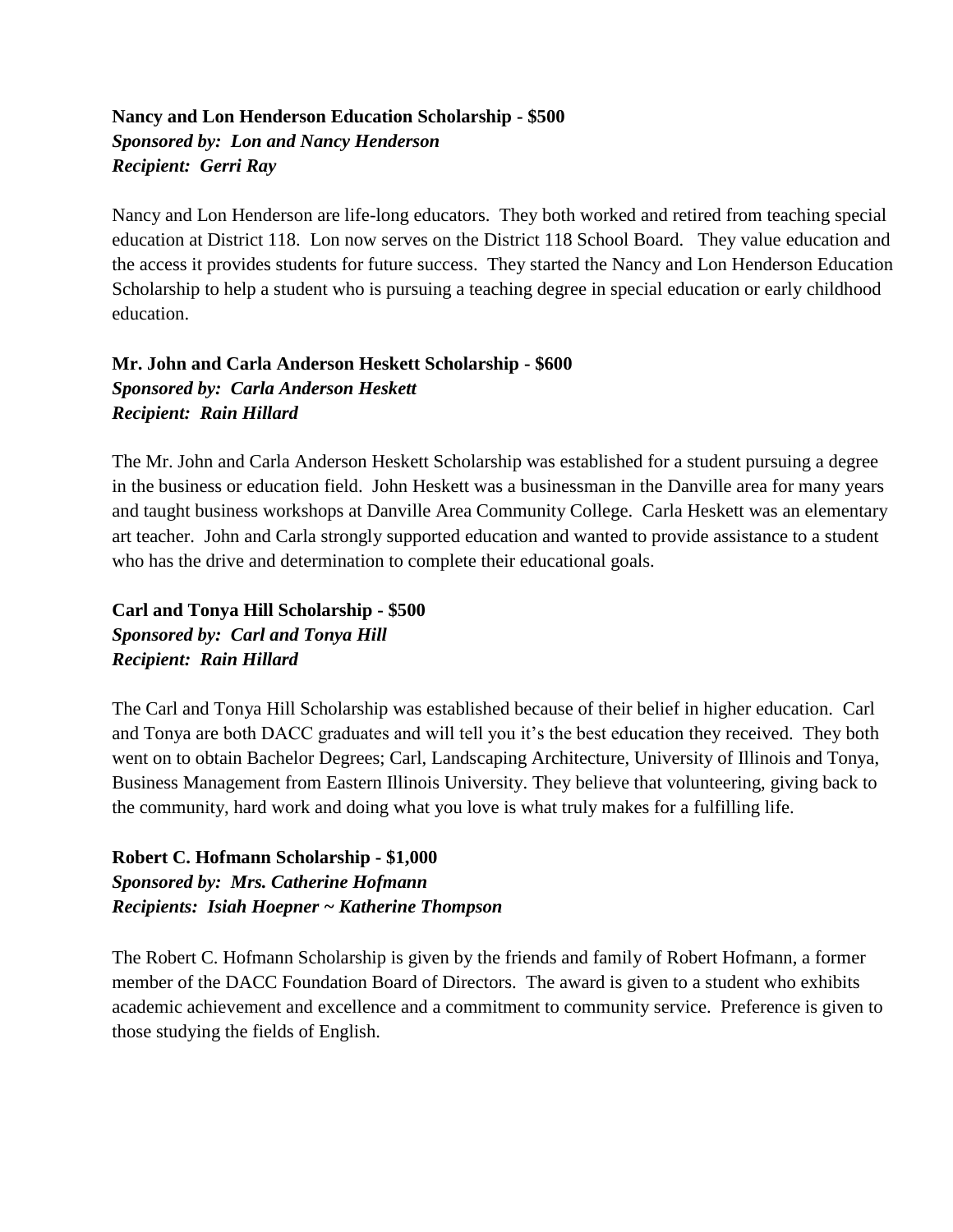**Nancy and Lon Henderson Education Scholarship - $500**
***Sponsored by: Lon and Nancy Henderson***
***Recipient: Gerri Ray***

Nancy and Lon Henderson are life-long educators. They both worked and retired from teaching special education at District 118. Lon now serves on the District 118 School Board. They value education and the access it provides students for future success. They started the Nancy and Lon Henderson Education Scholarship to help a student who is pursuing a teaching degree in special education or early childhood education.

**Mr. John and Carla Anderson Heskett Scholarship - $600**
***Sponsored by: Carla Anderson Heskett***
***Recipient: Rain Hillard***

The Mr. John and Carla Anderson Heskett Scholarship was established for a student pursuing a degree in the business or education field. John Heskett was a businessman in the Danville area for many years and taught business workshops at Danville Area Community College. Carla Heskett was an elementary art teacher. John and Carla strongly supported education and wanted to provide assistance to a student who has the drive and determination to complete their educational goals.

**Carl and Tonya Hill Scholarship - $500**
***Sponsored by: Carl and Tonya Hill***
***Recipient: Rain Hillard***

The Carl and Tonya Hill Scholarship was established because of their belief in higher education. Carl and Tonya are both DACC graduates and will tell you it's the best education they received. They both went on to obtain Bachelor Degrees; Carl, Landscaping Architecture, University of Illinois and Tonya, Business Management from Eastern Illinois University. They believe that volunteering, giving back to the community, hard work and doing what you love is what truly makes for a fulfilling life.

**Robert C. Hofmann Scholarship - $1,000**
***Sponsored by: Mrs. Catherine Hofmann***
***Recipients: Isiah Hoepner ~ Katherine Thompson***

The Robert C. Hofmann Scholarship is given by the friends and family of Robert Hofmann, a former member of the DACC Foundation Board of Directors. The award is given to a student who exhibits academic achievement and excellence and a commitment to community service. Preference is given to those studying the fields of English.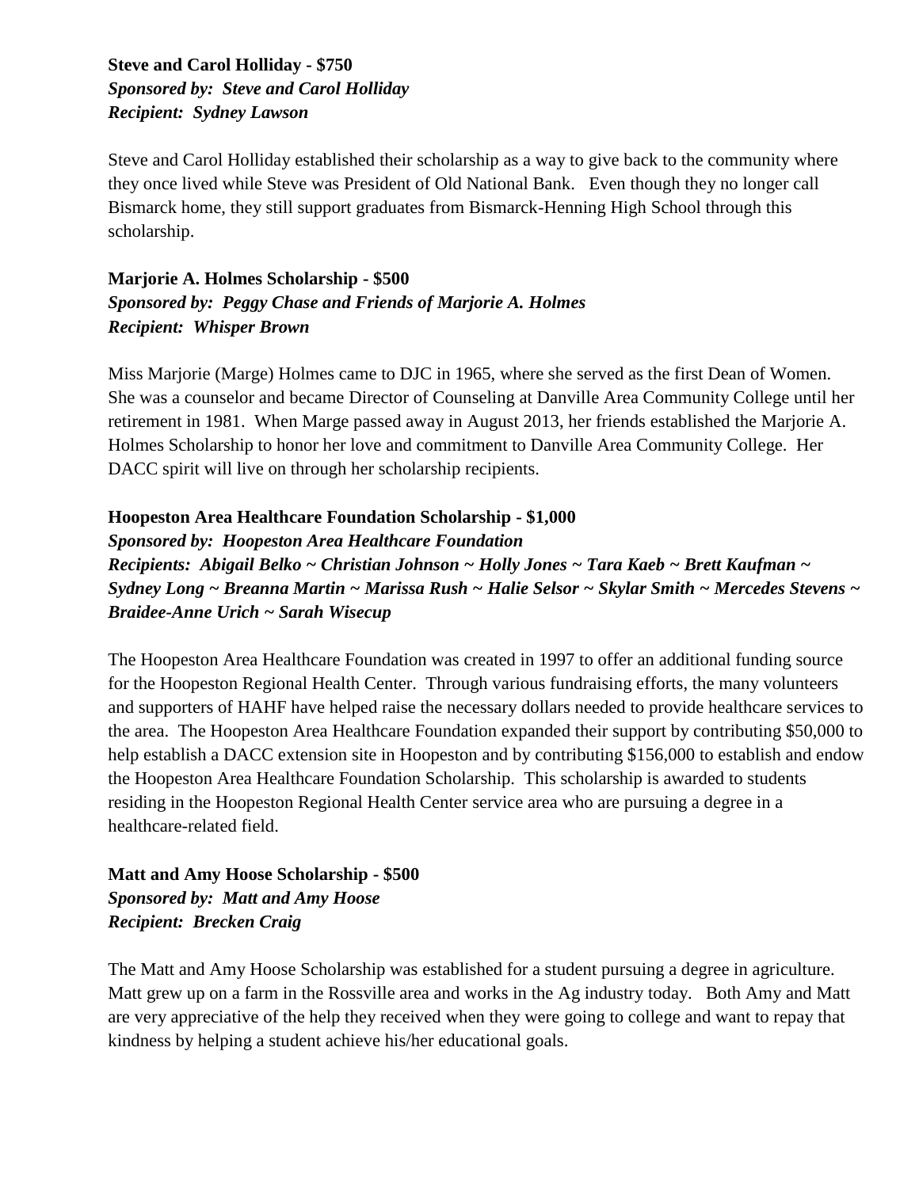**Steve and Carol Holliday - $750**
***Sponsored by: Steve and Carol Holliday***
***Recipient: Sydney Lawson***

Steve and Carol Holliday established their scholarship as a way to give back to the community where they once lived while Steve was President of Old National Bank. Even though they no longer call Bismarck home, they still support graduates from Bismarck-Henning High School through this scholarship.

**Marjorie A. Holmes Scholarship - $500**
***Sponsored by: Peggy Chase and Friends of Marjorie A. Holmes***
***Recipient: Whisper Brown***

Miss Marjorie (Marge) Holmes came to DJC in 1965, where she served as the first Dean of Women. She was a counselor and became Director of Counseling at Danville Area Community College until her retirement in 1981. When Marge passed away in August 2013, her friends established the Marjorie A. Holmes Scholarship to honor her love and commitment to Danville Area Community College. Her DACC spirit will live on through her scholarship recipients.

**Hoopeston Area Healthcare Foundation Scholarship - $1,000**
***Sponsored by: Hoopeston Area Healthcare Foundation***
***Recipients: Abigail Belko ~ Christian Johnson ~ Holly Jones ~ Tara Kaeb ~ Brett Kaufman ~ Sydney Long ~ Breanna Martin ~ Marissa Rush ~ Halie Selsor ~ Skylar Smith ~ Mercedes Stevens ~ Braidee-Anne Urich ~ Sarah Wisecup***

The Hoopeston Area Healthcare Foundation was created in 1997 to offer an additional funding source for the Hoopeston Regional Health Center. Through various fundraising efforts, the many volunteers and supporters of HAHF have helped raise the necessary dollars needed to provide healthcare services to the area. The Hoopeston Area Healthcare Foundation expanded their support by contributing $50,000 to help establish a DACC extension site in Hoopeston and by contributing $156,000 to establish and endow the Hoopeston Area Healthcare Foundation Scholarship. This scholarship is awarded to students residing in the Hoopeston Regional Health Center service area who are pursuing a degree in a healthcare-related field.

**Matt and Amy Hoose Scholarship - $500**
***Sponsored by: Matt and Amy Hoose***
***Recipient: Brecken Craig***

The Matt and Amy Hoose Scholarship was established for a student pursuing a degree in agriculture. Matt grew up on a farm in the Rossville area and works in the Ag industry today. Both Amy and Matt are very appreciative of the help they received when they were going to college and want to repay that kindness by helping a student achieve his/her educational goals.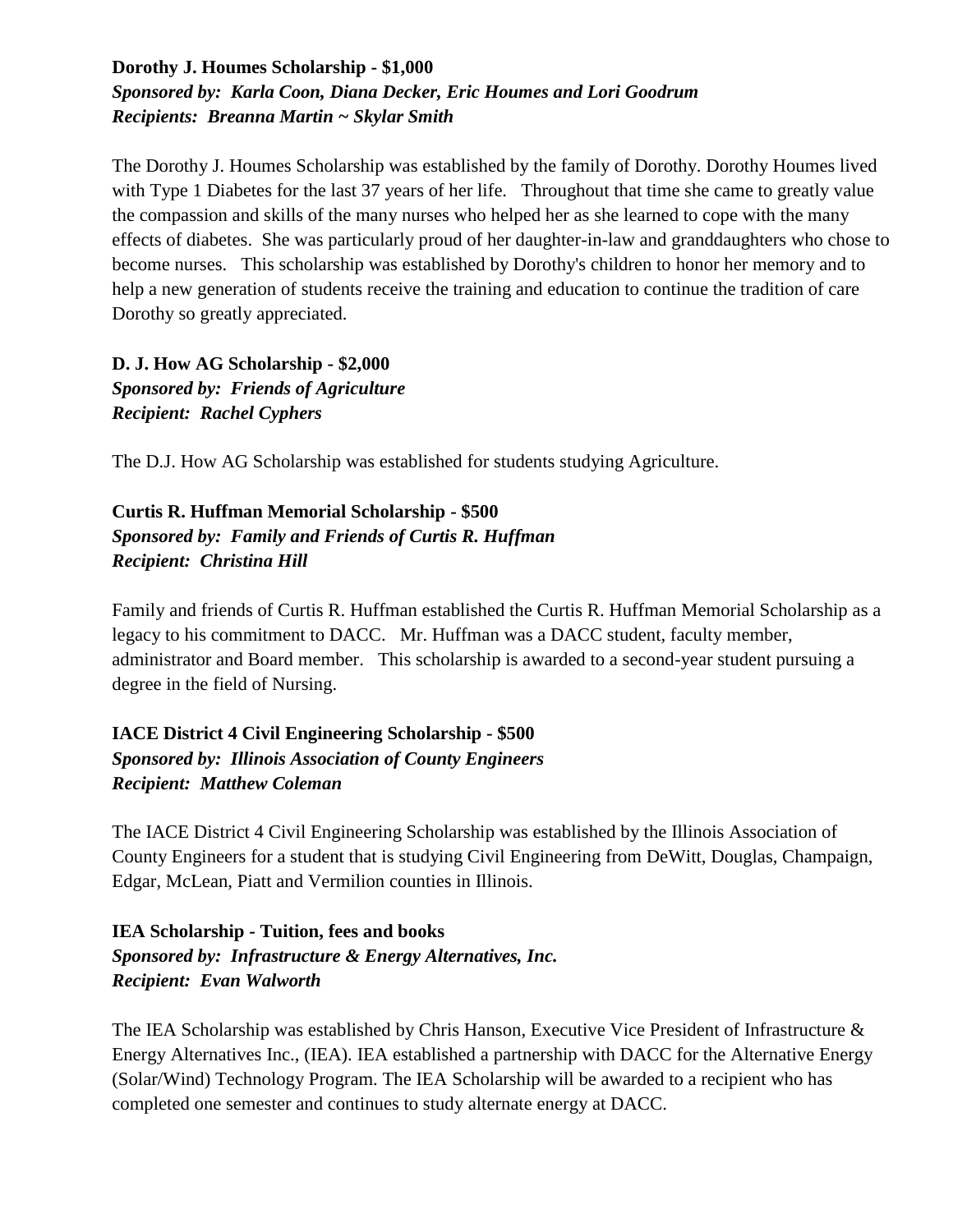**Dorothy J. Houmes Scholarship - $1,000**
***Sponsored by: Karla Coon, Diana Decker, Eric Houmes and Lori Goodrum***
***Recipients: Breanna Martin ~ Skylar Smith***

The Dorothy J. Houmes Scholarship was established by the family of Dorothy. Dorothy Houmes lived with Type 1 Diabetes for the last 37 years of her life. Throughout that time she came to greatly value the compassion and skills of the many nurses who helped her as she learned to cope with the many effects of diabetes. She was particularly proud of her daughter-in-law and granddaughters who chose to become nurses. This scholarship was established by Dorothy's children to honor her memory and to help a new generation of students receive the training and education to continue the tradition of care Dorothy so greatly appreciated.

**D. J. How AG Scholarship - $2,000**
***Sponsored by: Friends of Agriculture***
***Recipient: Rachel Cyphers***

The D.J. How AG Scholarship was established for students studying Agriculture.

**Curtis R. Huffman Memorial Scholarship - $500**
***Sponsored by: Family and Friends of Curtis R. Huffman***
***Recipient: Christina Hill***

Family and friends of Curtis R. Huffman established the Curtis R. Huffman Memorial Scholarship as a legacy to his commitment to DACC. Mr. Huffman was a DACC student, faculty member, administrator and Board member. This scholarship is awarded to a second-year student pursuing a degree in the field of Nursing.

**IACE District 4 Civil Engineering Scholarship - $500**
***Sponsored by: Illinois Association of County Engineers***
***Recipient: Matthew Coleman***

The IACE District 4 Civil Engineering Scholarship was established by the Illinois Association of County Engineers for a student that is studying Civil Engineering from DeWitt, Douglas, Champaign, Edgar, McLean, Piatt and Vermilion counties in Illinois.

**IEA Scholarship - Tuition, fees and books**
***Sponsored by: Infrastructure & Energy Alternatives, Inc.***
***Recipient: Evan Walworth***

The IEA Scholarship was established by Chris Hanson, Executive Vice President of Infrastructure & Energy Alternatives Inc., (IEA). IEA established a partnership with DACC for the Alternative Energy (Solar/Wind) Technology Program. The IEA Scholarship will be awarded to a recipient who has completed one semester and continues to study alternate energy at DACC.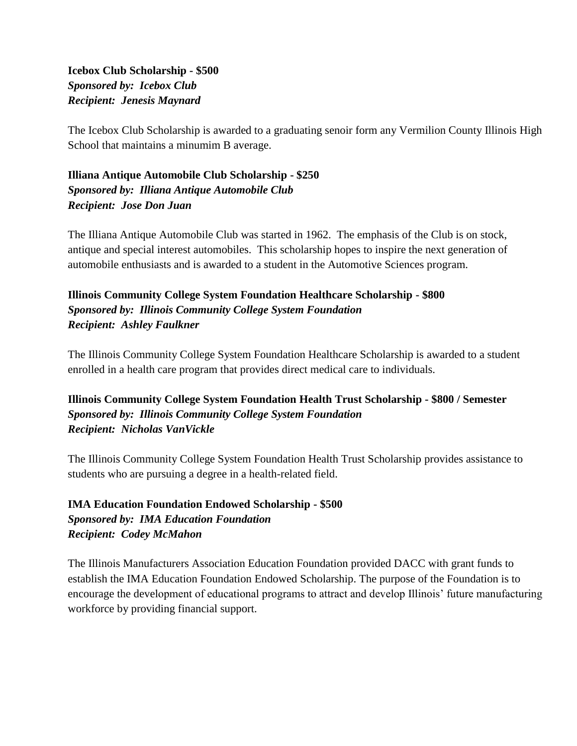**Icebox Club Scholarship - $500**
***Sponsored by: Icebox Club***
***Recipient: Jenesis Maynard***

The Icebox Club Scholarship is awarded to a graduating senoir form any Vermilion County Illinois High School that maintains a minumim B average.

**Illiana Antique Automobile Club Scholarship - $250**
***Sponsored by: Illiana Antique Automobile Club***
***Recipient: Jose Don Juan***

The Illiana Antique Automobile Club was started in 1962. The emphasis of the Club is on stock, antique and special interest automobiles. This scholarship hopes to inspire the next generation of automobile enthusiasts and is awarded to a student in the Automotive Sciences program.

**Illinois Community College System Foundation Healthcare Scholarship - $800**
***Sponsored by: Illinois Community College System Foundation***
***Recipient: Ashley Faulkner***

The Illinois Community College System Foundation Healthcare Scholarship is awarded to a student enrolled in a health care program that provides direct medical care to individuals.

**Illinois Community College System Foundation Health Trust Scholarship - $800 / Semester**
***Sponsored by: Illinois Community College System Foundation***
***Recipient: Nicholas VanVickle***

The Illinois Community College System Foundation Health Trust Scholarship provides assistance to students who are pursuing a degree in a health-related field.

**IMA Education Foundation Endowed Scholarship - $500**
***Sponsored by: IMA Education Foundation***
***Recipient: Codey McMahon***

The Illinois Manufacturers Association Education Foundation provided DACC with grant funds to establish the IMA Education Foundation Endowed Scholarship. The purpose of the Foundation is to encourage the development of educational programs to attract and develop Illinois' future manufacturing workforce by providing financial support.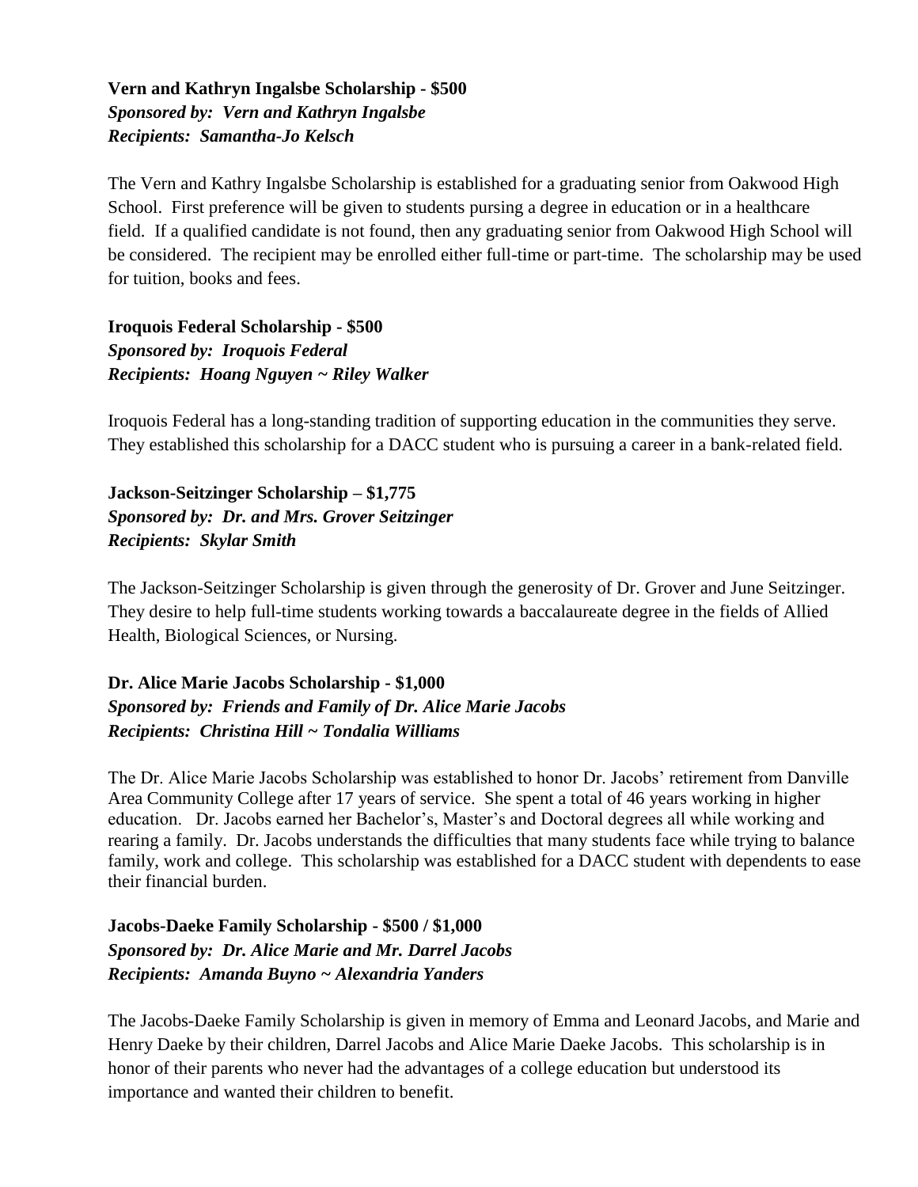**Vern and Kathryn Ingalsbe Scholarship - $500**
***Sponsored by: Vern and Kathryn Ingalsbe***
***Recipients: Samantha-Jo Kelsch***

The Vern and Kathry Ingalsbe Scholarship is established for a graduating senior from Oakwood High School. First preference will be given to students pursing a degree in education or in a healthcare field. If a qualified candidate is not found, then any graduating senior from Oakwood High School will be considered. The recipient may be enrolled either full-time or part-time. The scholarship may be used for tuition, books and fees.

**Iroquois Federal Scholarship - $500**
***Sponsored by: Iroquois Federal***
***Recipients: Hoang Nguyen ~ Riley Walker***

Iroquois Federal has a long-standing tradition of supporting education in the communities they serve. They established this scholarship for a DACC student who is pursuing a career in a bank-related field.

**Jackson-Seitzinger Scholarship – $1,775**
***Sponsored by: Dr. and Mrs. Grover Seitzinger***
***Recipients: Skylar Smith***

The Jackson-Seitzinger Scholarship is given through the generosity of Dr. Grover and June Seitzinger. They desire to help full-time students working towards a baccalaureate degree in the fields of Allied Health, Biological Sciences, or Nursing.

**Dr. Alice Marie Jacobs Scholarship - $1,000**
***Sponsored by: Friends and Family of Dr. Alice Marie Jacobs***
***Recipients: Christina Hill ~ Tondalia Williams***

The Dr. Alice Marie Jacobs Scholarship was established to honor Dr. Jacobs' retirement from Danville Area Community College after 17 years of service. She spent a total of 46 years working in higher education. Dr. Jacobs earned her Bachelor's, Master's and Doctoral degrees all while working and rearing a family. Dr. Jacobs understands the difficulties that many students face while trying to balance family, work and college. This scholarship was established for a DACC student with dependents to ease their financial burden.

**Jacobs-Daeke Family Scholarship - $500 / $1,000**
***Sponsored by: Dr. Alice Marie and Mr. Darrel Jacobs***
***Recipients: Amanda Buyno ~ Alexandria Yanders***

The Jacobs-Daeke Family Scholarship is given in memory of Emma and Leonard Jacobs, and Marie and Henry Daeke by their children, Darrel Jacobs and Alice Marie Daeke Jacobs. This scholarship is in honor of their parents who never had the advantages of a college education but understood its importance and wanted their children to benefit.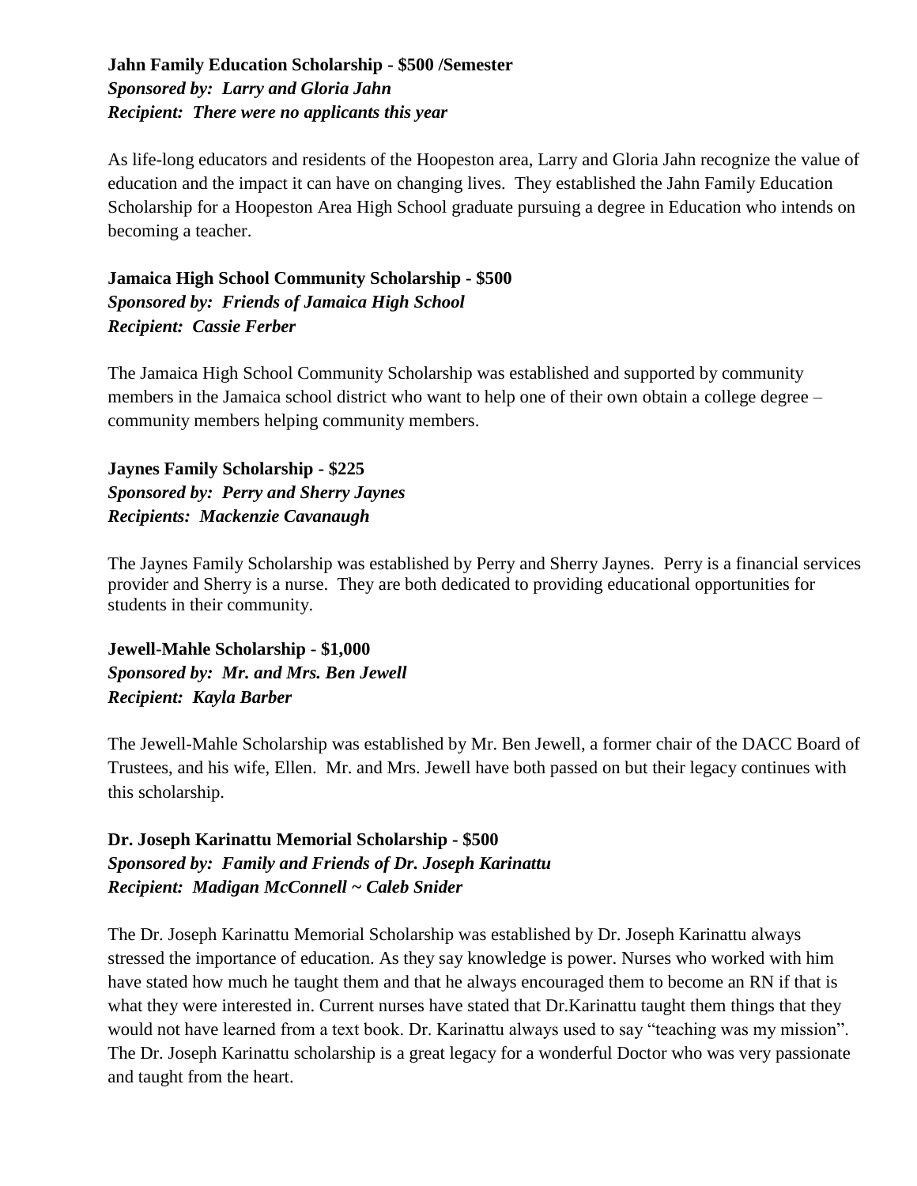**Jahn Family Education Scholarship - $500 /Semester**
***Sponsored by: Larry and Gloria Jahn***
***Recipient: There were no applicants this year***

As life-long educators and residents of the Hoopeston area, Larry and Gloria Jahn recognize the value of education and the impact it can have on changing lives. They established the Jahn Family Education Scholarship for a Hoopeston Area High School graduate pursuing a degree in Education who intends on becoming a teacher.

**Jamaica High School Community Scholarship - $500**
***Sponsored by: Friends of Jamaica High School***
***Recipient: Cassie Ferber***

The Jamaica High School Community Scholarship was established and supported by community members in the Jamaica school district who want to help one of their own obtain a college degree – community members helping community members.

**Jaynes Family Scholarship - $225**
***Sponsored by: Perry and Sherry Jaynes***
***Recipients: Mackenzie Cavanaugh***

The Jaynes Family Scholarship was established by Perry and Sherry Jaynes. Perry is a financial services provider and Sherry is a nurse. They are both dedicated to providing educational opportunities for students in their community.

**Jewell-Mahle Scholarship - $1,000**
***Sponsored by: Mr. and Mrs. Ben Jewell***
***Recipient: Kayla Barber***

The Jewell-Mahle Scholarship was established by Mr. Ben Jewell, a former chair of the DACC Board of Trustees, and his wife, Ellen. Mr. and Mrs. Jewell have both passed on but their legacy continues with this scholarship.

**Dr. Joseph Karinattu Memorial Scholarship - $500**
***Sponsored by: Family and Friends of Dr. Joseph Karinattu***
***Recipient: Madigan McConnell ~ Caleb Snider***

The Dr. Joseph Karinattu Memorial Scholarship was established by Dr. Joseph Karinattu always stressed the importance of education. As they say knowledge is power. Nurses who worked with him have stated how much he taught them and that he always encouraged them to become an RN if that is what they were interested in. Current nurses have stated that Dr.Karinattu taught them things that they would not have learned from a text book. Dr. Karinattu always used to say "teaching was my mission". The Dr. Joseph Karinattu scholarship is a great legacy for a wonderful Doctor who was very passionate and taught from the heart.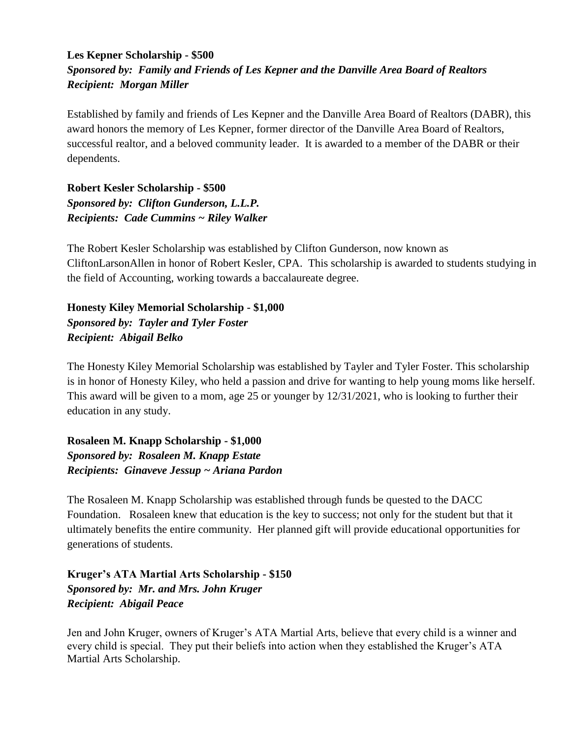**Les Kepner Scholarship - $500**
***Sponsored by: Family and Friends of Les Kepner and the Danville Area Board of Realtors***
***Recipient: Morgan Miller***

Established by family and friends of Les Kepner and the Danville Area Board of Realtors (DABR), this award honors the memory of Les Kepner, former director of the Danville Area Board of Realtors, successful realtor, and a beloved community leader. It is awarded to a member of the DABR or their dependents.

**Robert Kesler Scholarship - $500**
***Sponsored by: Clifton Gunderson, L.L.P.***
***Recipients: Cade Cummins ~ Riley Walker***

The Robert Kesler Scholarship was established by Clifton Gunderson, now known as CliftonLarsonAllen in honor of Robert Kesler, CPA. This scholarship is awarded to students studying in the field of Accounting, working towards a baccalaureate degree.

**Honesty Kiley Memorial Scholarship - $1,000**
***Sponsored by: Tayler and Tyler Foster***
***Recipient: Abigail Belko***

The Honesty Kiley Memorial Scholarship was established by Tayler and Tyler Foster. This scholarship is in honor of Honesty Kiley, who held a passion and drive for wanting to help young moms like herself. This award will be given to a mom, age 25 or younger by 12/31/2021, who is looking to further their education in any study.

**Rosaleen M. Knapp Scholarship - $1,000**
***Sponsored by: Rosaleen M. Knapp Estate***
***Recipients: Ginaveve Jessup ~ Ariana Pardon***

The Rosaleen M. Knapp Scholarship was established through funds be quested to the DACC Foundation. Rosaleen knew that education is the key to success; not only for the student but that it ultimately benefits the entire community. Her planned gift will provide educational opportunities for generations of students.

**Kruger's ATA Martial Arts Scholarship - $150**
***Sponsored by: Mr. and Mrs. John Kruger***
***Recipient: Abigail Peace***

Jen and John Kruger, owners of Kruger's ATA Martial Arts, believe that every child is a winner and every child is special. They put their beliefs into action when they established the Kruger's ATA Martial Arts Scholarship.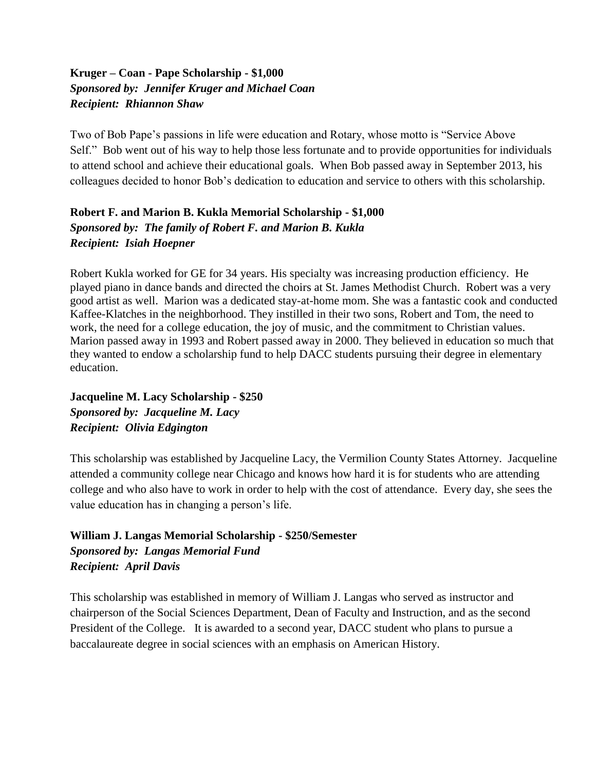**Kruger – Coan - Pape Scholarship - $1,000**
***Sponsored by: Jennifer Kruger and Michael Coan***
***Recipient: Rhiannon Shaw***

Two of Bob Pape's passions in life were education and Rotary, whose motto is "Service Above Self." Bob went out of his way to help those less fortunate and to provide opportunities for individuals to attend school and achieve their educational goals. When Bob passed away in September 2013, his colleagues decided to honor Bob's dedication to education and service to others with this scholarship.

**Robert F. and Marion B. Kukla Memorial Scholarship - $1,000**
***Sponsored by: The family of Robert F. and Marion B. Kukla***
***Recipient: Isiah Hoepner***

Robert Kukla worked for GE for 34 years. His specialty was increasing production efficiency. He played piano in dance bands and directed the choirs at St. James Methodist Church. Robert was a very good artist as well. Marion was a dedicated stay-at-home mom. She was a fantastic cook and conducted Kaffee-Klatches in the neighborhood. They instilled in their two sons, Robert and Tom, the need to work, the need for a college education, the joy of music, and the commitment to Christian values. Marion passed away in 1993 and Robert passed away in 2000. They believed in education so much that they wanted to endow a scholarship fund to help DACC students pursuing their degree in elementary education.

**Jacqueline M. Lacy Scholarship - $250**
***Sponsored by: Jacqueline M. Lacy***
***Recipient: Olivia Edgington***

This scholarship was established by Jacqueline Lacy, the Vermilion County States Attorney. Jacqueline attended a community college near Chicago and knows how hard it is for students who are attending college and who also have to work in order to help with the cost of attendance. Every day, she sees the value education has in changing a person's life.

**William J. Langas Memorial Scholarship - $250/Semester**
***Sponsored by: Langas Memorial Fund***
***Recipient: April Davis***

This scholarship was established in memory of William J. Langas who served as instructor and chairperson of the Social Sciences Department, Dean of Faculty and Instruction, and as the second President of the College. It is awarded to a second year, DACC student who plans to pursue a baccalaureate degree in social sciences with an emphasis on American History.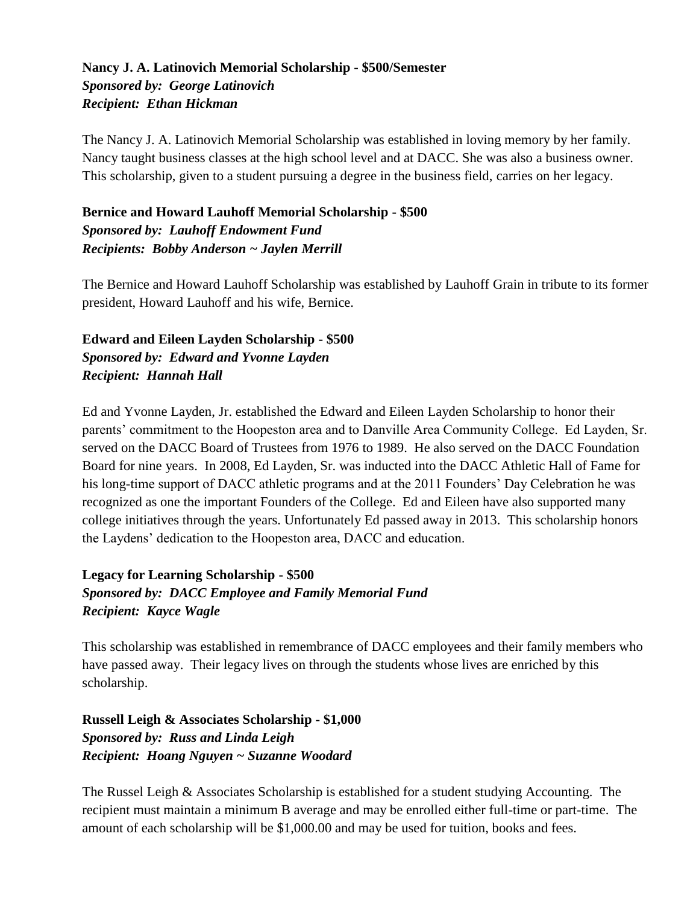**Nancy J. A. Latinovich Memorial Scholarship - $500/Semester**
***Sponsored by: George Latinovich***
***Recipient: Ethan Hickman***

The Nancy J. A. Latinovich Memorial Scholarship was established in loving memory by her family. Nancy taught business classes at the high school level and at DACC. She was also a business owner. This scholarship, given to a student pursuing a degree in the business field, carries on her legacy.

**Bernice and Howard Lauhoff Memorial Scholarship - $500**
***Sponsored by: Lauhoff Endowment Fund***
***Recipients: Bobby Anderson ~ Jaylen Merrill***

The Bernice and Howard Lauhoff Scholarship was established by Lauhoff Grain in tribute to its former president, Howard Lauhoff and his wife, Bernice.

**Edward and Eileen Layden Scholarship - $500**
***Sponsored by: Edward and Yvonne Layden***
***Recipient: Hannah Hall***

Ed and Yvonne Layden, Jr. established the Edward and Eileen Layden Scholarship to honor their parents' commitment to the Hoopeston area and to Danville Area Community College. Ed Layden, Sr. served on the DACC Board of Trustees from 1976 to 1989. He also served on the DACC Foundation Board for nine years. In 2008, Ed Layden, Sr. was inducted into the DACC Athletic Hall of Fame for his long-time support of DACC athletic programs and at the 2011 Founders' Day Celebration he was recognized as one the important Founders of the College. Ed and Eileen have also supported many college initiatives through the years. Unfortunately Ed passed away in 2013. This scholarship honors the Laydens' dedication to the Hoopeston area, DACC and education.

**Legacy for Learning Scholarship - $500**
***Sponsored by: DACC Employee and Family Memorial Fund***
***Recipient: Kayce Wagle***

This scholarship was established in remembrance of DACC employees and their family members who have passed away. Their legacy lives on through the students whose lives are enriched by this scholarship.

**Russell Leigh & Associates Scholarship - $1,000**
***Sponsored by: Russ and Linda Leigh***
***Recipient: Hoang Nguyen ~ Suzanne Woodard***

The Russel Leigh & Associates Scholarship is established for a student studying Accounting. The recipient must maintain a minimum B average and may be enrolled either full-time or part-time. The amount of each scholarship will be $1,000.00 and may be used for tuition, books and fees.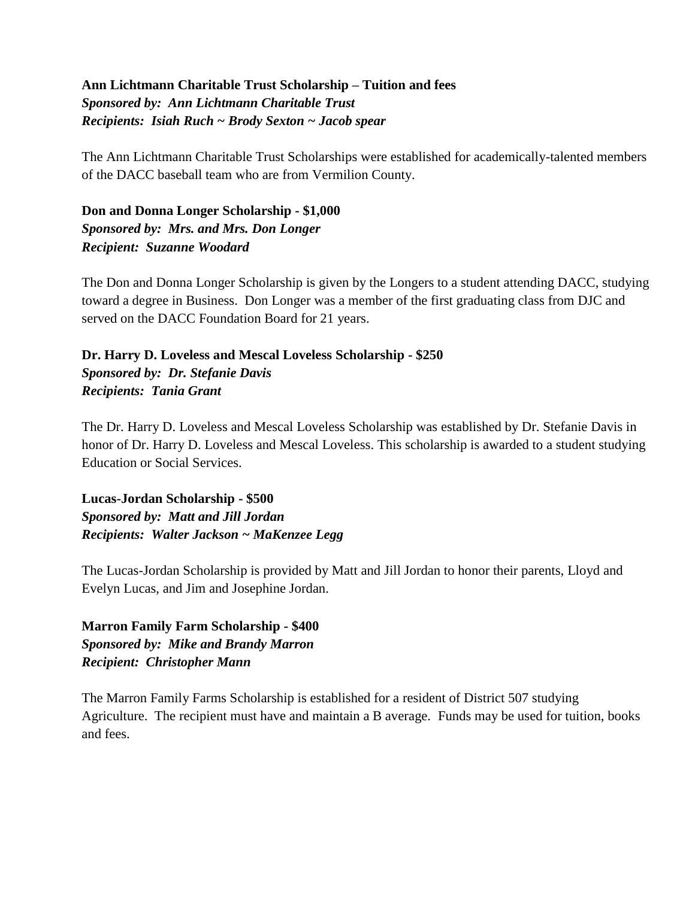**Ann Lichtmann Charitable Trust Scholarship – Tuition and fees**
***Sponsored by: Ann Lichtmann Charitable Trust***
***Recipients: Isiah Ruch ~ Brody Sexton ~ Jacob spear***

The Ann Lichtmann Charitable Trust Scholarships were established for academically-talented members of the DACC baseball team who are from Vermilion County.

**Don and Donna Longer Scholarship - $1,000**
***Sponsored by: Mrs. and Mrs. Don Longer***
***Recipient: Suzanne Woodard***

The Don and Donna Longer Scholarship is given by the Longers to a student attending DACC, studying toward a degree in Business. Don Longer was a member of the first graduating class from DJC and served on the DACC Foundation Board for 21 years.

**Dr. Harry D. Loveless and Mescal Loveless Scholarship - $250**
***Sponsored by: Dr. Stefanie Davis***
***Recipients: Tania Grant***

The Dr. Harry D. Loveless and Mescal Loveless Scholarship was established by Dr. Stefanie Davis in honor of Dr. Harry D. Loveless and Mescal Loveless. This scholarship is awarded to a student studying Education or Social Services.

**Lucas-Jordan Scholarship - $500**
***Sponsored by: Matt and Jill Jordan***
***Recipients: Walter Jackson ~ MaKenzee Legg***

The Lucas-Jordan Scholarship is provided by Matt and Jill Jordan to honor their parents, Lloyd and Evelyn Lucas, and Jim and Josephine Jordan.

**Marron Family Farm Scholarship - $400**
***Sponsored by: Mike and Brandy Marron***
***Recipient: Christopher Mann***

The Marron Family Farms Scholarship is established for a resident of District 507 studying Agriculture. The recipient must have and maintain a B average. Funds may be used for tuition, books and fees.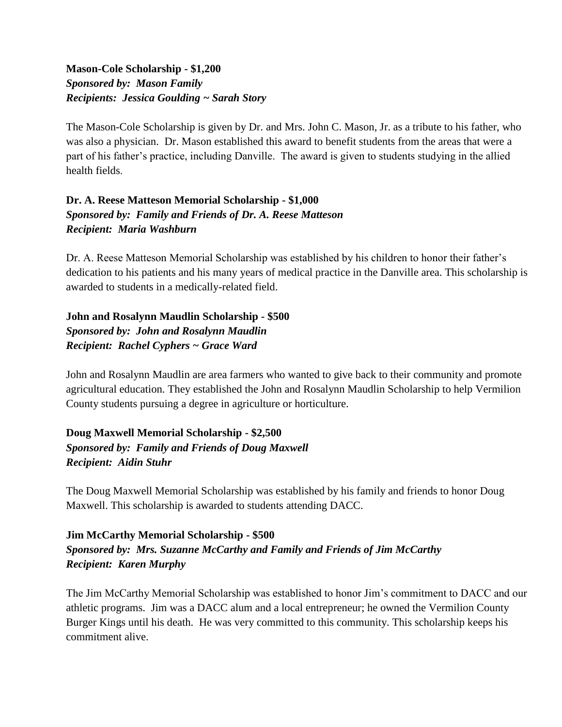**Mason-Cole Scholarship - $1,200**
***Sponsored by: Mason Family***
***Recipients: Jessica Goulding ~ Sarah Story***

The Mason-Cole Scholarship is given by Dr. and Mrs. John C. Mason, Jr. as a tribute to his father, who was also a physician. Dr. Mason established this award to benefit students from the areas that were a part of his father's practice, including Danville. The award is given to students studying in the allied health fields.

**Dr. A. Reese Matteson Memorial Scholarship - $1,000**
***Sponsored by: Family and Friends of Dr. A. Reese Matteson***
***Recipient: Maria Washburn***

Dr. A. Reese Matteson Memorial Scholarship was established by his children to honor their father's dedication to his patients and his many years of medical practice in the Danville area. This scholarship is awarded to students in a medically-related field.

**John and Rosalynn Maudlin Scholarship - $500**
***Sponsored by: John and Rosalynn Maudlin***
***Recipient: Rachel Cyphers ~ Grace Ward***

John and Rosalynn Maudlin are area farmers who wanted to give back to their community and promote agricultural education. They established the John and Rosalynn Maudlin Scholarship to help Vermilion County students pursuing a degree in agriculture or horticulture.

**Doug Maxwell Memorial Scholarship - $2,500**
***Sponsored by: Family and Friends of Doug Maxwell***
***Recipient: Aidin Stuhr***

The Doug Maxwell Memorial Scholarship was established by his family and friends to honor Doug Maxwell. This scholarship is awarded to students attending DACC.

**Jim McCarthy Memorial Scholarship - $500**
***Sponsored by: Mrs. Suzanne McCarthy and Family and Friends of Jim McCarthy***
***Recipient: Karen Murphy***

The Jim McCarthy Memorial Scholarship was established to honor Jim's commitment to DACC and our athletic programs. Jim was a DACC alum and a local entrepreneur; he owned the Vermilion County Burger Kings until his death. He was very committed to this community. This scholarship keeps his commitment alive.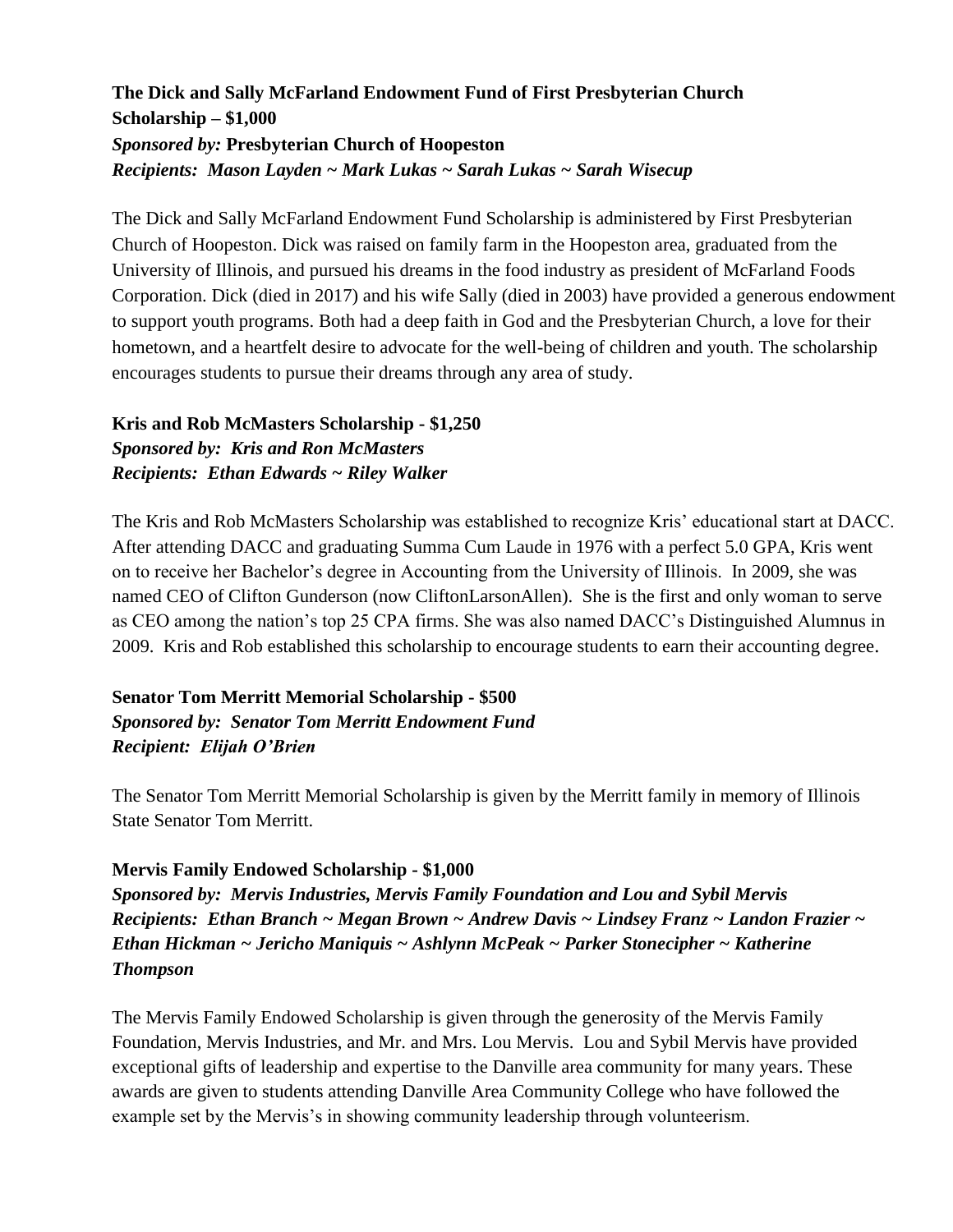**The Dick and Sally McFarland Endowment Fund of First Presbyterian Church Scholarship – $1,000**
***Sponsored by:*** **Presbyterian Church of Hoopeston**
***Recipients: Mason Layden ~ Mark Lukas ~ Sarah Lukas ~ Sarah Wisecup***

The Dick and Sally McFarland Endowment Fund Scholarship is administered by First Presbyterian Church of Hoopeston. Dick was raised on family farm in the Hoopeston area, graduated from the University of Illinois, and pursued his dreams in the food industry as president of McFarland Foods Corporation. Dick (died in 2017) and his wife Sally (died in 2003) have provided a generous endowment to support youth programs. Both had a deep faith in God and the Presbyterian Church, a love for their hometown, and a heartfelt desire to advocate for the well-being of children and youth. The scholarship encourages students to pursue their dreams through any area of study.

**Kris and Rob McMasters Scholarship - $1,250**
***Sponsored by: Kris and Ron McMasters***
***Recipients: Ethan Edwards ~ Riley Walker***

The Kris and Rob McMasters Scholarship was established to recognize Kris' educational start at DACC. After attending DACC and graduating Summa Cum Laude in 1976 with a perfect 5.0 GPA, Kris went on to receive her Bachelor's degree in Accounting from the University of Illinois. In 2009, she was named CEO of Clifton Gunderson (now CliftonLarsonAllen). She is the first and only woman to serve as CEO among the nation's top 25 CPA firms. She was also named DACC's Distinguished Alumnus in 2009. Kris and Rob established this scholarship to encourage students to earn their accounting degree.

**Senator Tom Merritt Memorial Scholarship - $500**
***Sponsored by: Senator Tom Merritt Endowment Fund***
***Recipient: Elijah O'Brien***

The Senator Tom Merritt Memorial Scholarship is given by the Merritt family in memory of Illinois State Senator Tom Merritt.

**Mervis Family Endowed Scholarship - $1,000**
***Sponsored by: Mervis Industries, Mervis Family Foundation and Lou and Sybil Mervis***
***Recipients: Ethan Branch ~ Megan Brown ~ Andrew Davis ~ Lindsey Franz ~ Landon Frazier ~ Ethan Hickman ~ Jericho Maniquis ~ Ashlynn McPeak ~ Parker Stonecipher ~ Katherine Thompson***

The Mervis Family Endowed Scholarship is given through the generosity of the Mervis Family Foundation, Mervis Industries, and Mr. and Mrs. Lou Mervis. Lou and Sybil Mervis have provided exceptional gifts of leadership and expertise to the Danville area community for many years. These awards are given to students attending Danville Area Community College who have followed the example set by the Mervis's in showing community leadership through volunteerism.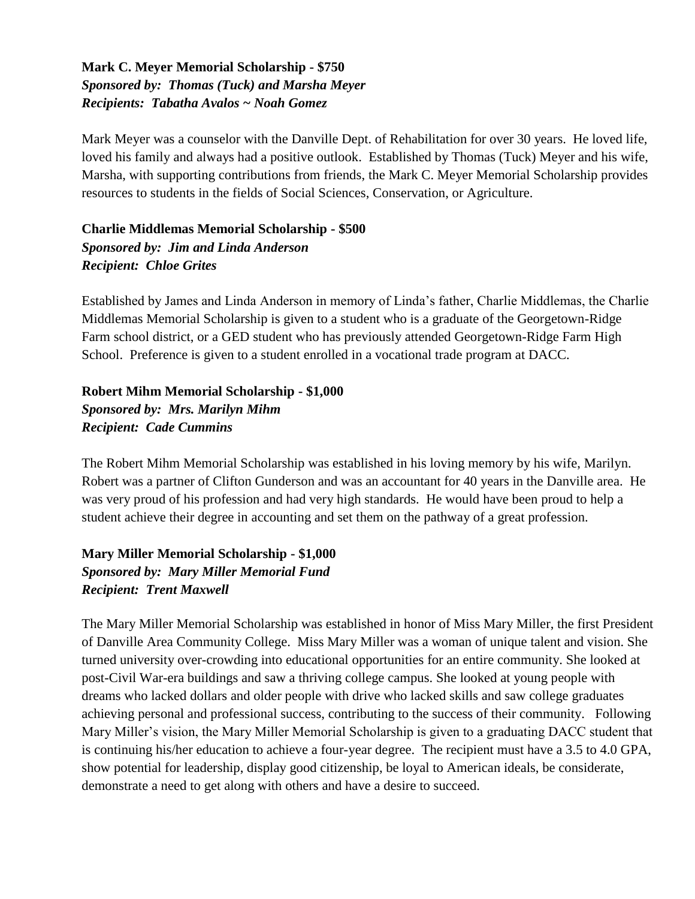**Mark C. Meyer Memorial Scholarship - $750**
***Sponsored by: Thomas (Tuck) and Marsha Meyer***
***Recipients: Tabatha Avalos ~ Noah Gomez***

Mark Meyer was a counselor with the Danville Dept. of Rehabilitation for over 30 years. He loved life, loved his family and always had a positive outlook. Established by Thomas (Tuck) Meyer and his wife, Marsha, with supporting contributions from friends, the Mark C. Meyer Memorial Scholarship provides resources to students in the fields of Social Sciences, Conservation, or Agriculture.

**Charlie Middlemas Memorial Scholarship - $500**
***Sponsored by: Jim and Linda Anderson***
***Recipient: Chloe Grites***

Established by James and Linda Anderson in memory of Linda's father, Charlie Middlemas, the Charlie Middlemas Memorial Scholarship is given to a student who is a graduate of the Georgetown-Ridge Farm school district, or a GED student who has previously attended Georgetown-Ridge Farm High School. Preference is given to a student enrolled in a vocational trade program at DACC.

**Robert Mihm Memorial Scholarship - $1,000**
***Sponsored by: Mrs. Marilyn Mihm***
***Recipient: Cade Cummins***

The Robert Mihm Memorial Scholarship was established in his loving memory by his wife, Marilyn. Robert was a partner of Clifton Gunderson and was an accountant for 40 years in the Danville area. He was very proud of his profession and had very high standards. He would have been proud to help a student achieve their degree in accounting and set them on the pathway of a great profession.

**Mary Miller Memorial Scholarship - $1,000**
***Sponsored by: Mary Miller Memorial Fund***
***Recipient: Trent Maxwell***

The Mary Miller Memorial Scholarship was established in honor of Miss Mary Miller, the first President of Danville Area Community College. Miss Mary Miller was a woman of unique talent and vision. She turned university over-crowding into educational opportunities for an entire community. She looked at post-Civil War-era buildings and saw a thriving college campus. She looked at young people with dreams who lacked dollars and older people with drive who lacked skills and saw college graduates achieving personal and professional success, contributing to the success of their community. Following Mary Miller's vision, the Mary Miller Memorial Scholarship is given to a graduating DACC student that is continuing his/her education to achieve a four-year degree. The recipient must have a 3.5 to 4.0 GPA, show potential for leadership, display good citizenship, be loyal to American ideals, be considerate, demonstrate a need to get along with others and have a desire to succeed.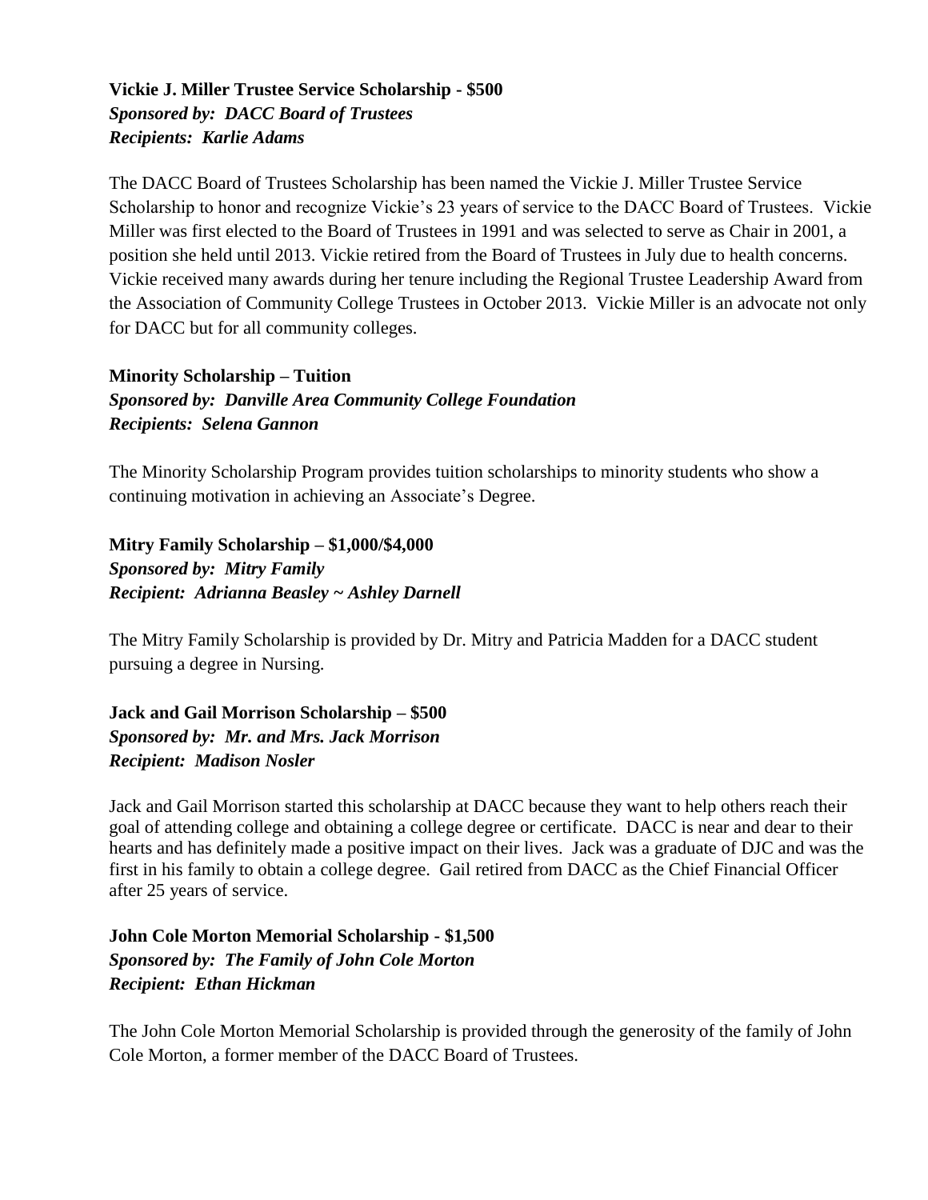**Vickie J. Miller Trustee Service Scholarship - $500**
***Sponsored by: DACC Board of Trustees***
***Recipients: Karlie Adams***

The DACC Board of Trustees Scholarship has been named the Vickie J. Miller Trustee Service Scholarship to honor and recognize Vickie's 23 years of service to the DACC Board of Trustees. Vickie Miller was first elected to the Board of Trustees in 1991 and was selected to serve as Chair in 2001, a position she held until 2013. Vickie retired from the Board of Trustees in July due to health concerns. Vickie received many awards during her tenure including the Regional Trustee Leadership Award from the Association of Community College Trustees in October 2013. Vickie Miller is an advocate not only for DACC but for all community colleges.

**Minority Scholarship – Tuition**
***Sponsored by: Danville Area Community College Foundation***
***Recipients: Selena Gannon***

The Minority Scholarship Program provides tuition scholarships to minority students who show a continuing motivation in achieving an Associate's Degree.

**Mitry Family Scholarship – $1,000/$4,000**
***Sponsored by: Mitry Family***
***Recipient: Adrianna Beasley ~ Ashley Darnell***

The Mitry Family Scholarship is provided by Dr. Mitry and Patricia Madden for a DACC student pursuing a degree in Nursing.

**Jack and Gail Morrison Scholarship – $500**
***Sponsored by: Mr. and Mrs. Jack Morrison***
***Recipient: Madison Nosler***

Jack and Gail Morrison started this scholarship at DACC because they want to help others reach their goal of attending college and obtaining a college degree or certificate. DACC is near and dear to their hearts and has definitely made a positive impact on their lives. Jack was a graduate of DJC and was the first in his family to obtain a college degree. Gail retired from DACC as the Chief Financial Officer after 25 years of service.

**John Cole Morton Memorial Scholarship - $1,500**
***Sponsored by: The Family of John Cole Morton***
***Recipient: Ethan Hickman***

The John Cole Morton Memorial Scholarship is provided through the generosity of the family of John Cole Morton, a former member of the DACC Board of Trustees.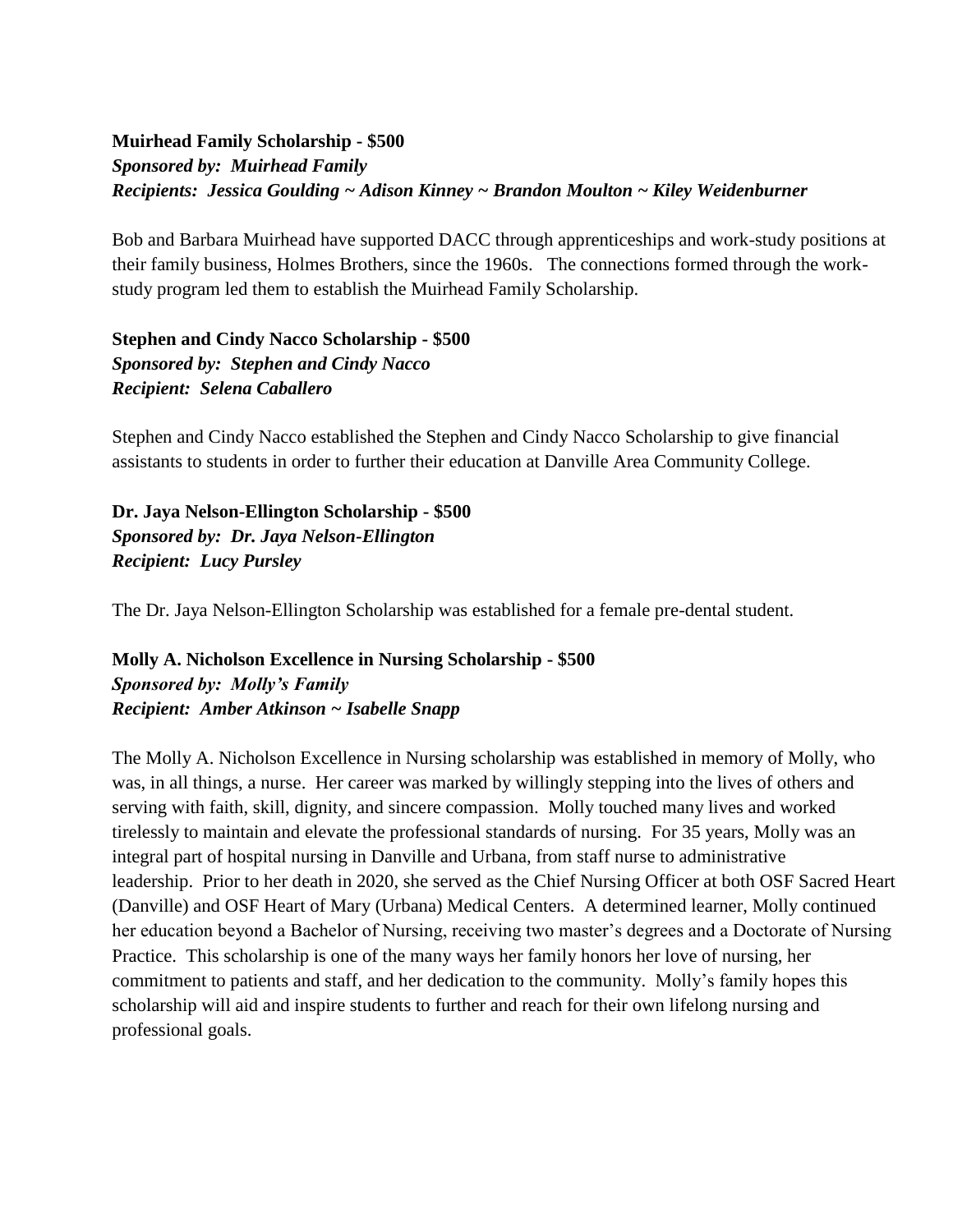**Muirhead Family Scholarship - $500**
***Sponsored by: Muirhead Family***
***Recipients: Jessica Goulding ~ Adison Kinney ~ Brandon Moulton ~ Kiley Weidenburner***

Bob and Barbara Muirhead have supported DACC through apprenticeships and work-study positions at their family business, Holmes Brothers, since the 1960s. The connections formed through the work-study program led them to establish the Muirhead Family Scholarship.

**Stephen and Cindy Nacco Scholarship - $500**
***Sponsored by: Stephen and Cindy Nacco***
***Recipient: Selena Caballero***

Stephen and Cindy Nacco established the Stephen and Cindy Nacco Scholarship to give financial assistants to students in order to further their education at Danville Area Community College.

**Dr. Jaya Nelson-Ellington Scholarship - $500**
***Sponsored by: Dr. Jaya Nelson-Ellington***
***Recipient: Lucy Pursley***

The Dr. Jaya Nelson-Ellington Scholarship was established for a female pre-dental student.

**Molly A. Nicholson Excellence in Nursing Scholarship - $500**
***Sponsored by: Molly's Family***
***Recipient: Amber Atkinson ~ Isabelle Snapp***

The Molly A. Nicholson Excellence in Nursing scholarship was established in memory of Molly, who was, in all things, a nurse. Her career was marked by willingly stepping into the lives of others and serving with faith, skill, dignity, and sincere compassion. Molly touched many lives and worked tirelessly to maintain and elevate the professional standards of nursing. For 35 years, Molly was an integral part of hospital nursing in Danville and Urbana, from staff nurse to administrative leadership. Prior to her death in 2020, she served as the Chief Nursing Officer at both OSF Sacred Heart (Danville) and OSF Heart of Mary (Urbana) Medical Centers. A determined learner, Molly continued her education beyond a Bachelor of Nursing, receiving two master's degrees and a Doctorate of Nursing Practice. This scholarship is one of the many ways her family honors her love of nursing, her commitment to patients and staff, and her dedication to the community. Molly's family hopes this scholarship will aid and inspire students to further and reach for their own lifelong nursing and professional goals.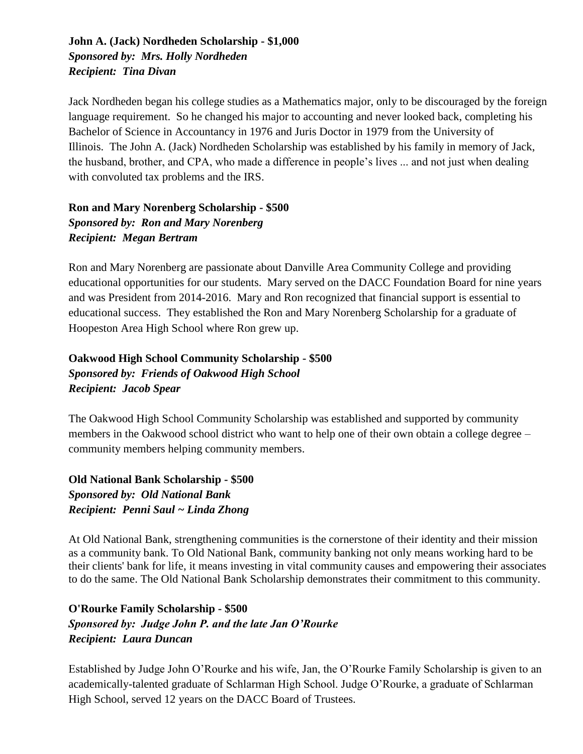**John A. (Jack) Nordheden Scholarship - $1,000**
***Sponsored by: Mrs. Holly Nordheden***
***Recipient: Tina Divan***

Jack Nordheden began his college studies as a Mathematics major, only to be discouraged by the foreign language requirement. So he changed his major to accounting and never looked back, completing his Bachelor of Science in Accountancy in 1976 and Juris Doctor in 1979 from the University of Illinois. The John A. (Jack) Nordheden Scholarship was established by his family in memory of Jack, the husband, brother, and CPA, who made a difference in people's lives ... and not just when dealing with convoluted tax problems and the IRS.

**Ron and Mary Norenberg Scholarship - $500**
***Sponsored by: Ron and Mary Norenberg***
***Recipient: Megan Bertram***

Ron and Mary Norenberg are passionate about Danville Area Community College and providing educational opportunities for our students. Mary served on the DACC Foundation Board for nine years and was President from 2014-2016. Mary and Ron recognized that financial support is essential to educational success. They established the Ron and Mary Norenberg Scholarship for a graduate of Hoopeston Area High School where Ron grew up.

**Oakwood High School Community Scholarship - $500**
***Sponsored by: Friends of Oakwood High School***
***Recipient: Jacob Spear***

The Oakwood High School Community Scholarship was established and supported by community members in the Oakwood school district who want to help one of their own obtain a college degree – community members helping community members.

**Old National Bank Scholarship - $500**
***Sponsored by: Old National Bank***
***Recipient: Penni Saul ~ Linda Zhong***

At Old National Bank, strengthening communities is the cornerstone of their identity and their mission as a community bank. To Old National Bank, community banking not only means working hard to be their clients' bank for life, it means investing in vital community causes and empowering their associates to do the same. The Old National Bank Scholarship demonstrates their commitment to this community.

**O'Rourke Family Scholarship - $500**
***Sponsored by: Judge John P. and the late Jan O'Rourke***
***Recipient: Laura Duncan***

Established by Judge John O'Rourke and his wife, Jan, the O'Rourke Family Scholarship is given to an academically-talented graduate of Schlarman High School. Judge O'Rourke, a graduate of Schlarman High School, served 12 years on the DACC Board of Trustees.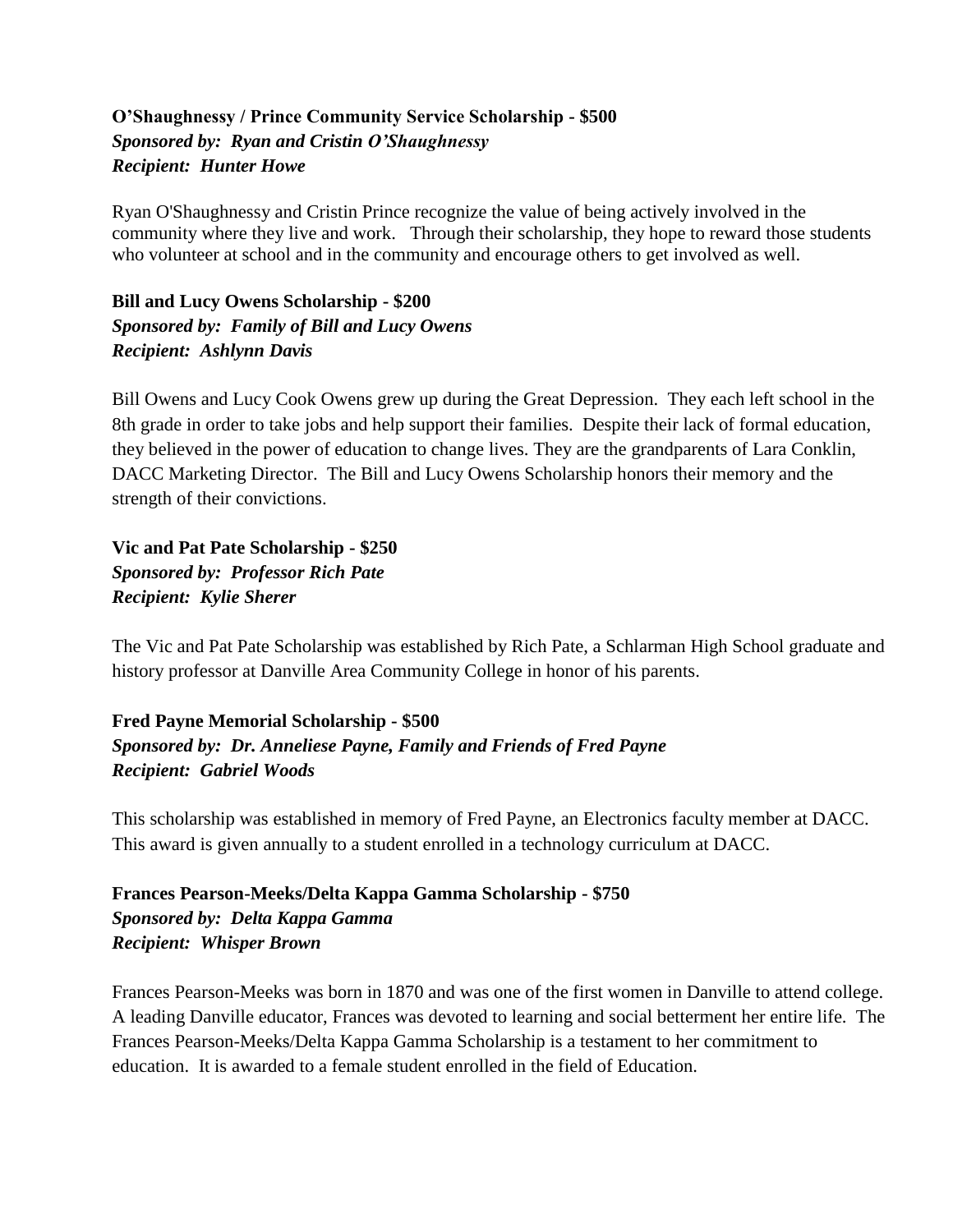**O'Shaughnessy / Prince Community Service Scholarship - $500**
***Sponsored by: Ryan and Cristin O'Shaughnessy***
***Recipient: Hunter Howe***

Ryan O'Shaughnessy and Cristin Prince recognize the value of being actively involved in the community where they live and work. Through their scholarship, they hope to reward those students who volunteer at school and in the community and encourage others to get involved as well.

**Bill and Lucy Owens Scholarship - $200**
***Sponsored by: Family of Bill and Lucy Owens***
***Recipient: Ashlynn Davis***

Bill Owens and Lucy Cook Owens grew up during the Great Depression. They each left school in the 8th grade in order to take jobs and help support their families. Despite their lack of formal education, they believed in the power of education to change lives. They are the grandparents of Lara Conklin, DACC Marketing Director. The Bill and Lucy Owens Scholarship honors their memory and the strength of their convictions.

**Vic and Pat Pate Scholarship - $250**
***Sponsored by: Professor Rich Pate***
***Recipient: Kylie Sherer***

The Vic and Pat Pate Scholarship was established by Rich Pate, a Schlarman High School graduate and history professor at Danville Area Community College in honor of his parents.

**Fred Payne Memorial Scholarship - $500**
***Sponsored by: Dr. Anneliese Payne, Family and Friends of Fred Payne***
***Recipient: Gabriel Woods***

This scholarship was established in memory of Fred Payne, an Electronics faculty member at DACC. This award is given annually to a student enrolled in a technology curriculum at DACC.

**Frances Pearson-Meeks/Delta Kappa Gamma Scholarship - $750**
***Sponsored by: Delta Kappa Gamma***
***Recipient: Whisper Brown***

Frances Pearson-Meeks was born in 1870 and was one of the first women in Danville to attend college. A leading Danville educator, Frances was devoted to learning and social betterment her entire life. The Frances Pearson-Meeks/Delta Kappa Gamma Scholarship is a testament to her commitment to education. It is awarded to a female student enrolled in the field of Education.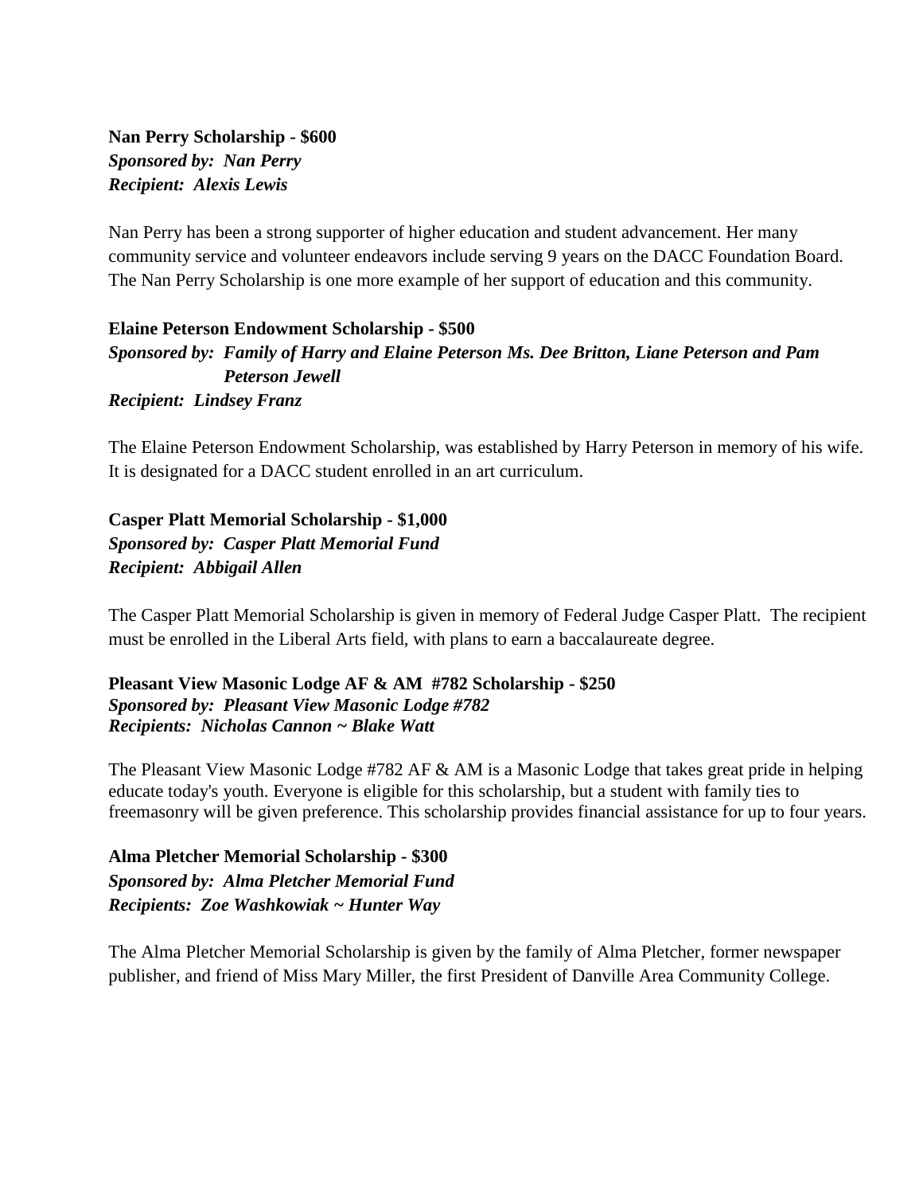**Nan Perry Scholarship - $600**
***Sponsored by:  Nan Perry***
***Recipient:  Alexis Lewis***

Nan Perry has been a strong supporter of higher education and student advancement. Her many community service and volunteer endeavors include serving 9 years on the DACC Foundation Board. The Nan Perry Scholarship is one more example of her support of education and this community.

**Elaine Peterson Endowment Scholarship - $500**
***Sponsored by:  Family of Harry and Elaine Peterson Ms. Dee Britton, Liane Peterson and Pam Peterson Jewell***
***Recipient:  Lindsey Franz***

The Elaine Peterson Endowment Scholarship, was established by Harry Peterson in memory of his wife. It is designated for a DACC student enrolled in an art curriculum.

**Casper Platt Memorial Scholarship - $1,000**
***Sponsored by:  Casper Platt Memorial Fund***
***Recipient:  Abbigail Allen***

The Casper Platt Memorial Scholarship is given in memory of Federal Judge Casper Platt.  The recipient must be enrolled in the Liberal Arts field, with plans to earn a baccalaureate degree.

**Pleasant View Masonic Lodge AF & AM  #782 Scholarship - $250**
***Sponsored by:  Pleasant View Masonic Lodge #782***
***Recipients:  Nicholas Cannon ~ Blake Watt***

The Pleasant View Masonic Lodge #782 AF & AM is a Masonic Lodge that takes great pride in helping educate today's youth. Everyone is eligible for this scholarship, but a student with family ties to freemasonry will be given preference. This scholarship provides financial assistance for up to four years.

**Alma Pletcher Memorial Scholarship - $300**
***Sponsored by:  Alma Pletcher Memorial Fund***
***Recipients:  Zoe Washkowiak ~ Hunter Way***

The Alma Pletcher Memorial Scholarship is given by the family of Alma Pletcher, former newspaper publisher, and friend of Miss Mary Miller, the first President of Danville Area Community College.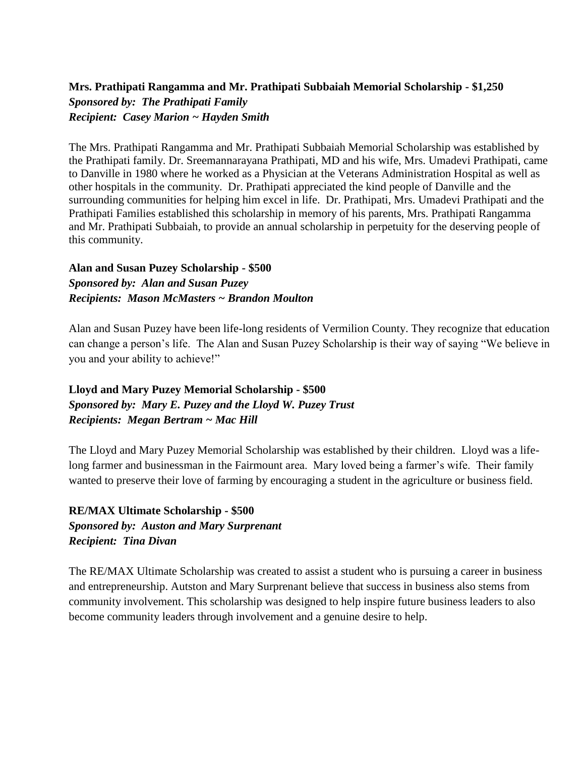**Mrs. Prathipati Rangamma and Mr. Prathipati Subbaiah Memorial Scholarship - $1,250**
***Sponsored by: The Prathipati Family***
***Recipient: Casey Marion ~ Hayden Smith***

The Mrs. Prathipati Rangamma and Mr. Prathipati Subbaiah Memorial Scholarship was established by the Prathipati family. Dr. Sreemannarayana Prathipati, MD and his wife, Mrs. Umadevi Prathipati, came to Danville in 1980 where he worked as a Physician at the Veterans Administration Hospital as well as other hospitals in the community. Dr. Prathipati appreciated the kind people of Danville and the surrounding communities for helping him excel in life. Dr. Prathipati, Mrs. Umadevi Prathipati and the Prathipati Families established this scholarship in memory of his parents, Mrs. Prathipati Rangamma and Mr. Prathipati Subbaiah, to provide an annual scholarship in perpetuity for the deserving people of this community.

**Alan and Susan Puzey Scholarship - $500**
***Sponsored by: Alan and Susan Puzey***
***Recipients: Mason McMasters ~ Brandon Moulton***

Alan and Susan Puzey have been life-long residents of Vermilion County. They recognize that education can change a person's life. The Alan and Susan Puzey Scholarship is their way of saying "We believe in you and your ability to achieve!"

**Lloyd and Mary Puzey Memorial Scholarship - $500**
***Sponsored by: Mary E. Puzey and the Lloyd W. Puzey Trust***
***Recipients: Megan Bertram ~ Mac Hill***

The Lloyd and Mary Puzey Memorial Scholarship was established by their children. Lloyd was a life-long farmer and businessman in the Fairmount area. Mary loved being a farmer's wife. Their family wanted to preserve their love of farming by encouraging a student in the agriculture or business field.

**RE/MAX Ultimate Scholarship - $500**
***Sponsored by: Auston and Mary Surprenant***
***Recipient: Tina Divan***

The RE/MAX Ultimate Scholarship was created to assist a student who is pursuing a career in business and entrepreneurship. Autston and Mary Surprenant believe that success in business also stems from community involvement. This scholarship was designed to help inspire future business leaders to also become community leaders through involvement and a genuine desire to help.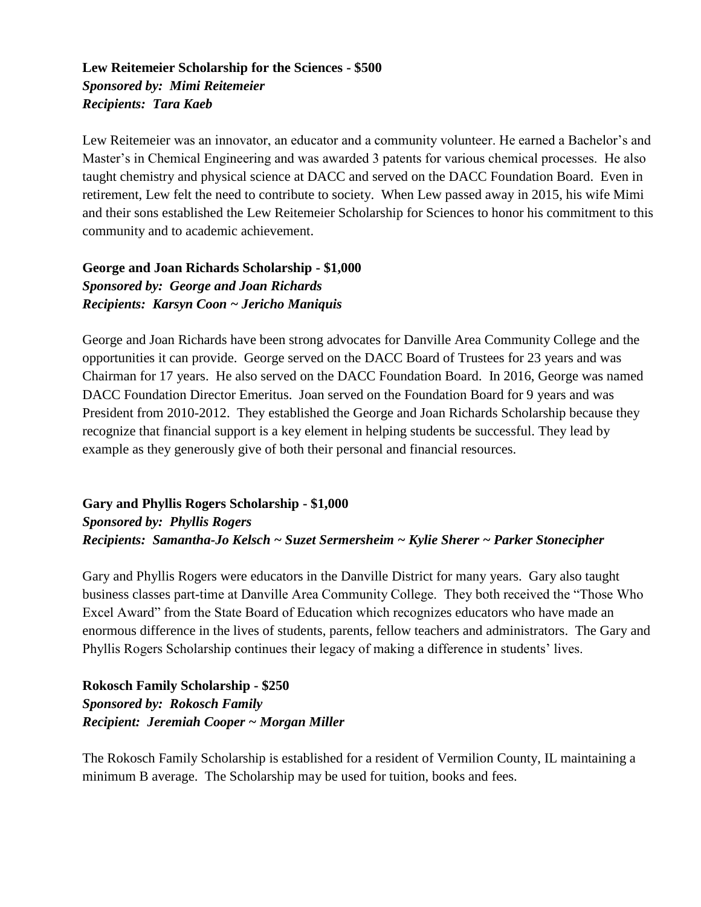**Lew Reitemeier Scholarship for the Sciences - $500**
***Sponsored by: Mimi Reitemeier***
***Recipients: Tara Kaeb***

Lew Reitemeier was an innovator, an educator and a community volunteer. He earned a Bachelor's and Master's in Chemical Engineering and was awarded 3 patents for various chemical processes. He also taught chemistry and physical science at DACC and served on the DACC Foundation Board. Even in retirement, Lew felt the need to contribute to society. When Lew passed away in 2015, his wife Mimi and their sons established the Lew Reitemeier Scholarship for Sciences to honor his commitment to this community and to academic achievement.

**George and Joan Richards Scholarship - $1,000**
***Sponsored by: George and Joan Richards***
***Recipients: Karsyn Coon ~ Jericho Maniquis***

George and Joan Richards have been strong advocates for Danville Area Community College and the opportunities it can provide. George served on the DACC Board of Trustees for 23 years and was Chairman for 17 years. He also served on the DACC Foundation Board. In 2016, George was named DACC Foundation Director Emeritus. Joan served on the Foundation Board for 9 years and was President from 2010-2012. They established the George and Joan Richards Scholarship because they recognize that financial support is a key element in helping students be successful. They lead by example as they generously give of both their personal and financial resources.

**Gary and Phyllis Rogers Scholarship - $1,000**
***Sponsored by: Phyllis Rogers***
***Recipients: Samantha-Jo Kelsch ~ Suzet Sermersheim ~ Kylie Sherer ~ Parker Stonecipher***

Gary and Phyllis Rogers were educators in the Danville District for many years. Gary also taught business classes part-time at Danville Area Community College. They both received the "Those Who Excel Award" from the State Board of Education which recognizes educators who have made an enormous difference in the lives of students, parents, fellow teachers and administrators. The Gary and Phyllis Rogers Scholarship continues their legacy of making a difference in students' lives.

**Rokosch Family Scholarship - $250**
***Sponsored by: Rokosch Family***
***Recipient: Jeremiah Cooper ~ Morgan Miller***

The Rokosch Family Scholarship is established for a resident of Vermilion County, IL maintaining a minimum B average. The Scholarship may be used for tuition, books and fees.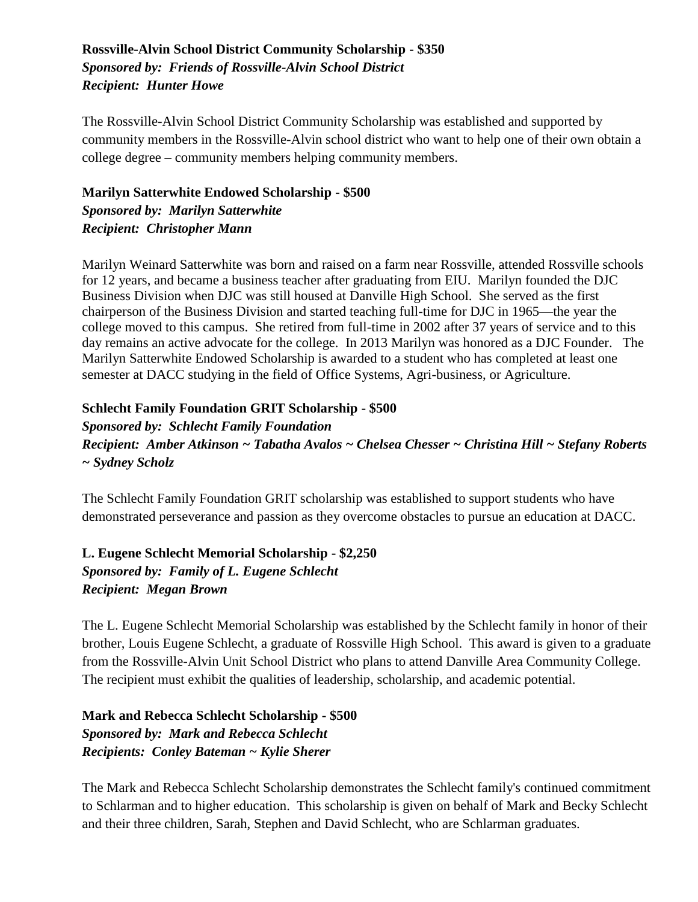**Rossville-Alvin School District Community Scholarship - $350**
***Sponsored by: Friends of Rossville-Alvin School District***
***Recipient: Hunter Howe***

The Rossville-Alvin School District Community Scholarship was established and supported by community members in the Rossville-Alvin school district who want to help one of their own obtain a college degree – community members helping community members.

**Marilyn Satterwhite Endowed Scholarship - $500**
***Sponsored by: Marilyn Satterwhite***
***Recipient: Christopher Mann***

Marilyn Weinard Satterwhite was born and raised on a farm near Rossville, attended Rossville schools for 12 years, and became a business teacher after graduating from EIU. Marilyn founded the DJC Business Division when DJC was still housed at Danville High School. She served as the first chairperson of the Business Division and started teaching full-time for DJC in 1965—the year the college moved to this campus. She retired from full-time in 2002 after 37 years of service and to this day remains an active advocate for the college. In 2013 Marilyn was honored as a DJC Founder. The Marilyn Satterwhite Endowed Scholarship is awarded to a student who has completed at least one semester at DACC studying in the field of Office Systems, Agri-business, or Agriculture.

**Schlecht Family Foundation GRIT Scholarship - $500**
***Sponsored by: Schlecht Family Foundation***
***Recipient: Amber Atkinson ~ Tabatha Avalos ~ Chelsea Chesser ~ Christina Hill ~ Stefany Roberts ~ Sydney Scholz***

The Schlecht Family Foundation GRIT scholarship was established to support students who have demonstrated perseverance and passion as they overcome obstacles to pursue an education at DACC.

**L. Eugene Schlecht Memorial Scholarship - $2,250**
***Sponsored by: Family of L. Eugene Schlecht***
***Recipient: Megan Brown***

The L. Eugene Schlecht Memorial Scholarship was established by the Schlecht family in honor of their brother, Louis Eugene Schlecht, a graduate of Rossville High School. This award is given to a graduate from the Rossville-Alvin Unit School District who plans to attend Danville Area Community College. The recipient must exhibit the qualities of leadership, scholarship, and academic potential.

**Mark and Rebecca Schlecht Scholarship - $500**
***Sponsored by: Mark and Rebecca Schlecht***
***Recipients: Conley Bateman ~ Kylie Sherer***

The Mark and Rebecca Schlecht Scholarship demonstrates the Schlecht family's continued commitment to Schlarman and to higher education. This scholarship is given on behalf of Mark and Becky Schlecht and their three children, Sarah, Stephen and David Schlecht, who are Schlarman graduates.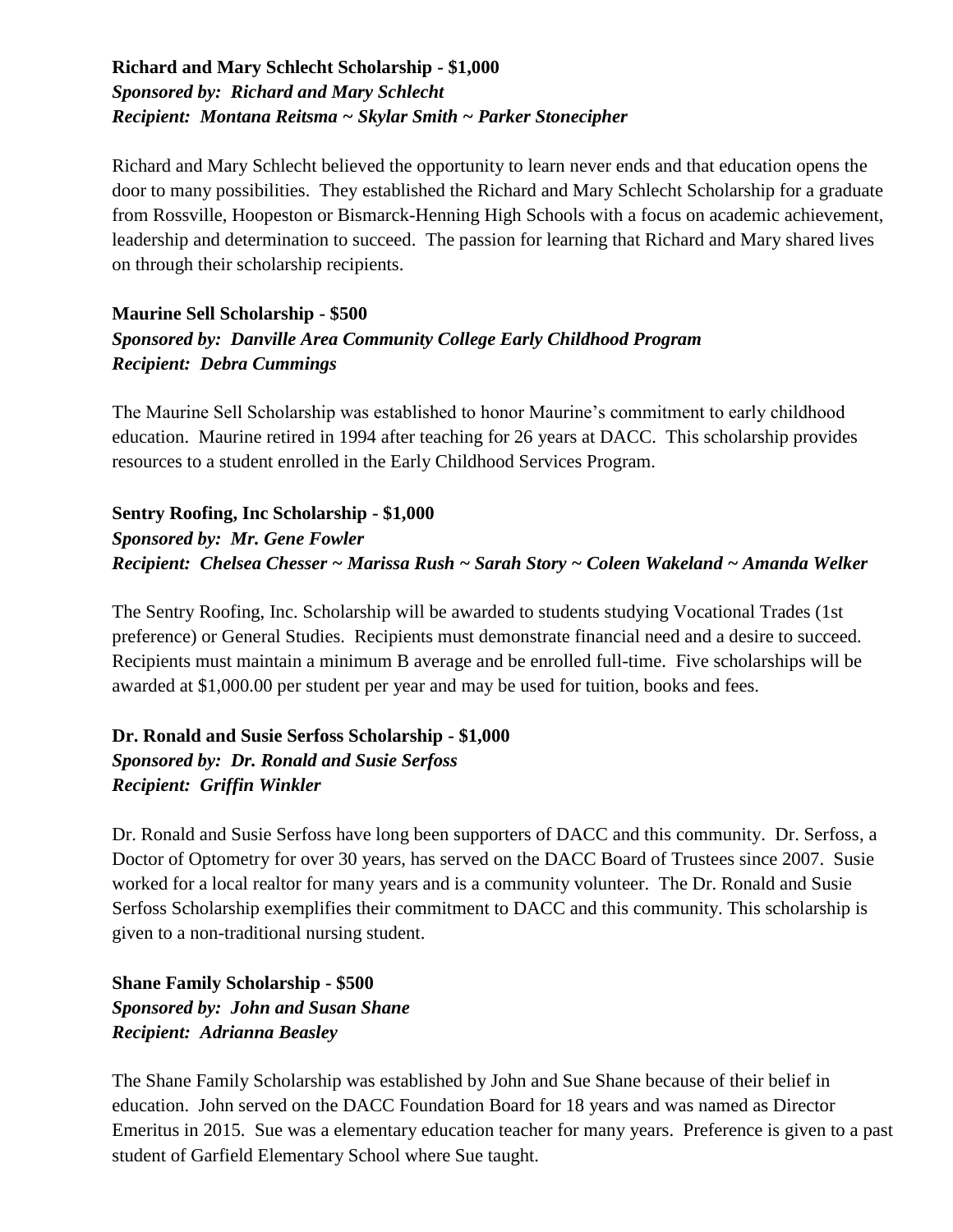**Richard and Mary Schlecht Scholarship - $1,000**
***Sponsored by: Richard and Mary Schlecht***
***Recipient: Montana Reitsma ~ Skylar Smith ~ Parker Stonecipher***

Richard and Mary Schlecht believed the opportunity to learn never ends and that education opens the door to many possibilities. They established the Richard and Mary Schlecht Scholarship for a graduate from Rossville, Hoopeston or Bismarck-Henning High Schools with a focus on academic achievement, leadership and determination to succeed. The passion for learning that Richard and Mary shared lives on through their scholarship recipients.

**Maurine Sell Scholarship - $500**
***Sponsored by: Danville Area Community College Early Childhood Program***
***Recipient: Debra Cummings***

The Maurine Sell Scholarship was established to honor Maurine's commitment to early childhood education. Maurine retired in 1994 after teaching for 26 years at DACC. This scholarship provides resources to a student enrolled in the Early Childhood Services Program.

**Sentry Roofing, Inc Scholarship - $1,000**
***Sponsored by: Mr. Gene Fowler***
***Recipient: Chelsea Chesser ~ Marissa Rush ~ Sarah Story ~ Coleen Wakeland ~ Amanda Welker***

The Sentry Roofing, Inc. Scholarship will be awarded to students studying Vocational Trades (1st preference) or General Studies. Recipients must demonstrate financial need and a desire to succeed. Recipients must maintain a minimum B average and be enrolled full-time. Five scholarships will be awarded at $1,000.00 per student per year and may be used for tuition, books and fees.

**Dr. Ronald and Susie Serfoss Scholarship - $1,000**
***Sponsored by: Dr. Ronald and Susie Serfoss***
***Recipient: Griffin Winkler***

Dr. Ronald and Susie Serfoss have long been supporters of DACC and this community. Dr. Serfoss, a Doctor of Optometry for over 30 years, has served on the DACC Board of Trustees since 2007. Susie worked for a local realtor for many years and is a community volunteer. The Dr. Ronald and Susie Serfoss Scholarship exemplifies their commitment to DACC and this community. This scholarship is given to a non-traditional nursing student.

**Shane Family Scholarship - $500**
***Sponsored by: John and Susan Shane***
***Recipient: Adrianna Beasley***

The Shane Family Scholarship was established by John and Sue Shane because of their belief in education. John served on the DACC Foundation Board for 18 years and was named as Director Emeritus in 2015. Sue was a elementary education teacher for many years. Preference is given to a past student of Garfield Elementary School where Sue taught.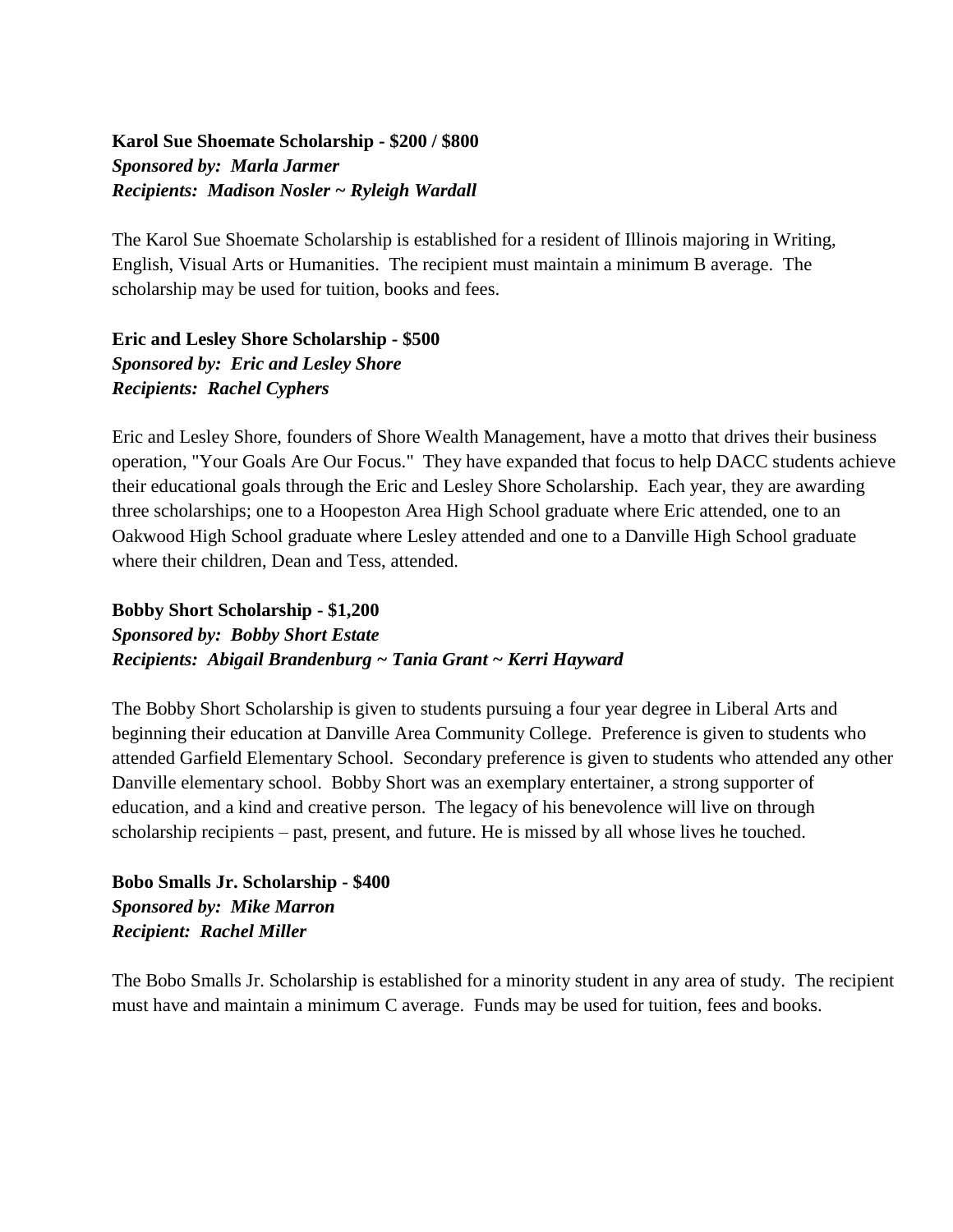**Karol Sue Shoemate Scholarship - $200 / $800**
***Sponsored by: Marla Jarmer***
***Recipients: Madison Nosler ~ Ryleigh Wardall***

The Karol Sue Shoemate Scholarship is established for a resident of Illinois majoring in Writing, English, Visual Arts or Humanities. The recipient must maintain a minimum B average. The scholarship may be used for tuition, books and fees.

**Eric and Lesley Shore Scholarship - $500**
***Sponsored by: Eric and Lesley Shore***
***Recipients: Rachel Cyphers***

Eric and Lesley Shore, founders of Shore Wealth Management, have a motto that drives their business operation, "Your Goals Are Our Focus." They have expanded that focus to help DACC students achieve their educational goals through the Eric and Lesley Shore Scholarship. Each year, they are awarding three scholarships; one to a Hoopeston Area High School graduate where Eric attended, one to an Oakwood High School graduate where Lesley attended and one to a Danville High School graduate where their children, Dean and Tess, attended.

**Bobby Short Scholarship - $1,200**
***Sponsored by: Bobby Short Estate***
***Recipients: Abigail Brandenburg ~ Tania Grant ~ Kerri Hayward***

The Bobby Short Scholarship is given to students pursuing a four year degree in Liberal Arts and beginning their education at Danville Area Community College. Preference is given to students who attended Garfield Elementary School. Secondary preference is given to students who attended any other Danville elementary school. Bobby Short was an exemplary entertainer, a strong supporter of education, and a kind and creative person. The legacy of his benevolence will live on through scholarship recipients – past, present, and future. He is missed by all whose lives he touched.

**Bobo Smalls Jr. Scholarship - $400**
***Sponsored by: Mike Marron***
***Recipient: Rachel Miller***

The Bobo Smalls Jr. Scholarship is established for a minority student in any area of study. The recipient must have and maintain a minimum C average. Funds may be used for tuition, fees and books.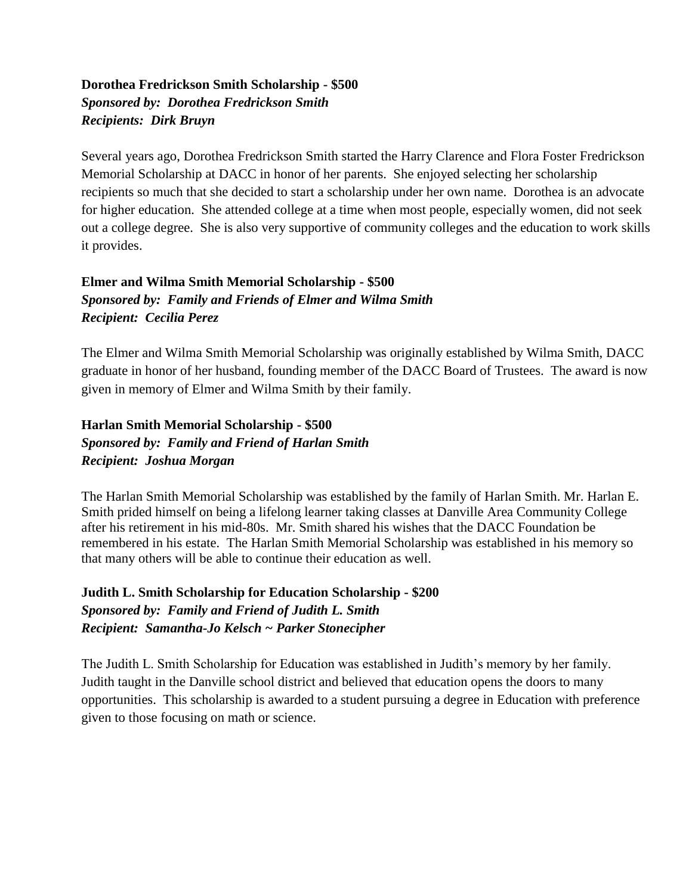**Dorothea Fredrickson Smith Scholarship - $500**
***Sponsored by: Dorothea Fredrickson Smith***
***Recipients: Dirk Bruyn***

Several years ago, Dorothea Fredrickson Smith started the Harry Clarence and Flora Foster Fredrickson Memorial Scholarship at DACC in honor of her parents. She enjoyed selecting her scholarship recipients so much that she decided to start a scholarship under her own name. Dorothea is an advocate for higher education. She attended college at a time when most people, especially women, did not seek out a college degree. She is also very supportive of community colleges and the education to work skills it provides.

**Elmer and Wilma Smith Memorial Scholarship - $500**
***Sponsored by: Family and Friends of Elmer and Wilma Smith***
***Recipient: Cecilia Perez***

The Elmer and Wilma Smith Memorial Scholarship was originally established by Wilma Smith, DACC graduate in honor of her husband, founding member of the DACC Board of Trustees. The award is now given in memory of Elmer and Wilma Smith by their family.

**Harlan Smith Memorial Scholarship - $500**
***Sponsored by: Family and Friend of Harlan Smith***
***Recipient: Joshua Morgan***

The Harlan Smith Memorial Scholarship was established by the family of Harlan Smith. Mr. Harlan E. Smith prided himself on being a lifelong learner taking classes at Danville Area Community College after his retirement in his mid-80s. Mr. Smith shared his wishes that the DACC Foundation be remembered in his estate. The Harlan Smith Memorial Scholarship was established in his memory so that many others will be able to continue their education as well.

**Judith L. Smith Scholarship for Education Scholarship - $200**
***Sponsored by: Family and Friend of Judith L. Smith***
***Recipient: Samantha-Jo Kelsch ~ Parker Stonecipher***

The Judith L. Smith Scholarship for Education was established in Judith's memory by her family. Judith taught in the Danville school district and believed that education opens the doors to many opportunities. This scholarship is awarded to a student pursuing a degree in Education with preference given to those focusing on math or science.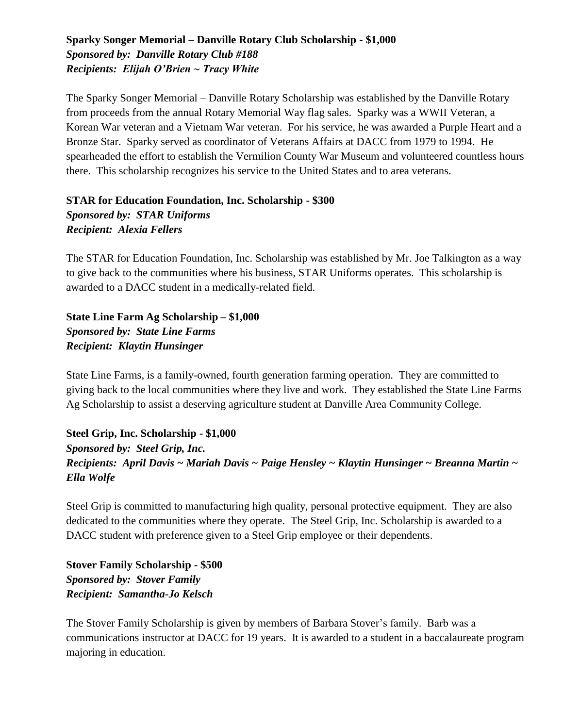**Sparky Songer Memorial – Danville Rotary Club Scholarship - $1,000**
***Sponsored by: Danville Rotary Club #188***
***Recipients: Elijah O'Brien ~ Tracy White***

The Sparky Songer Memorial – Danville Rotary Scholarship was established by the Danville Rotary from proceeds from the annual Rotary Memorial Way flag sales. Sparky was a WWII Veteran, a Korean War veteran and a Vietnam War veteran. For his service, he was awarded a Purple Heart and a Bronze Star. Sparky served as coordinator of Veterans Affairs at DACC from 1979 to 1994. He spearheaded the effort to establish the Vermilion County War Museum and volunteered countless hours there. This scholarship recognizes his service to the United States and to area veterans.

**STAR for Education Foundation, Inc. Scholarship - $300**
***Sponsored by: STAR Uniforms***
***Recipient: Alexia Fellers***

The STAR for Education Foundation, Inc. Scholarship was established by Mr. Joe Talkington as a way to give back to the communities where his business, STAR Uniforms operates. This scholarship is awarded to a DACC student in a medically-related field.

**State Line Farm Ag Scholarship – $1,000**
***Sponsored by: State Line Farms***
***Recipient: Klaytin Hunsinger***

State Line Farms, is a family-owned, fourth generation farming operation. They are committed to giving back to the local communities where they live and work. They established the State Line Farms Ag Scholarship to assist a deserving agriculture student at Danville Area Community College.

**Steel Grip, Inc. Scholarship - $1,000**
***Sponsored by: Steel Grip, Inc.***
***Recipients: April Davis ~ Mariah Davis ~ Paige Hensley ~ Klaytin Hunsinger ~ Breanna Martin ~ Ella Wolfe***

Steel Grip is committed to manufacturing high quality, personal protective equipment. They are also dedicated to the communities where they operate. The Steel Grip, Inc. Scholarship is awarded to a DACC student with preference given to a Steel Grip employee or their dependents.

**Stover Family Scholarship - $500**
***Sponsored by: Stover Family***
***Recipient: Samantha-Jo Kelsch***

The Stover Family Scholarship is given by members of Barbara Stover's family. Barb was a communications instructor at DACC for 19 years. It is awarded to a student in a baccalaureate program majoring in education.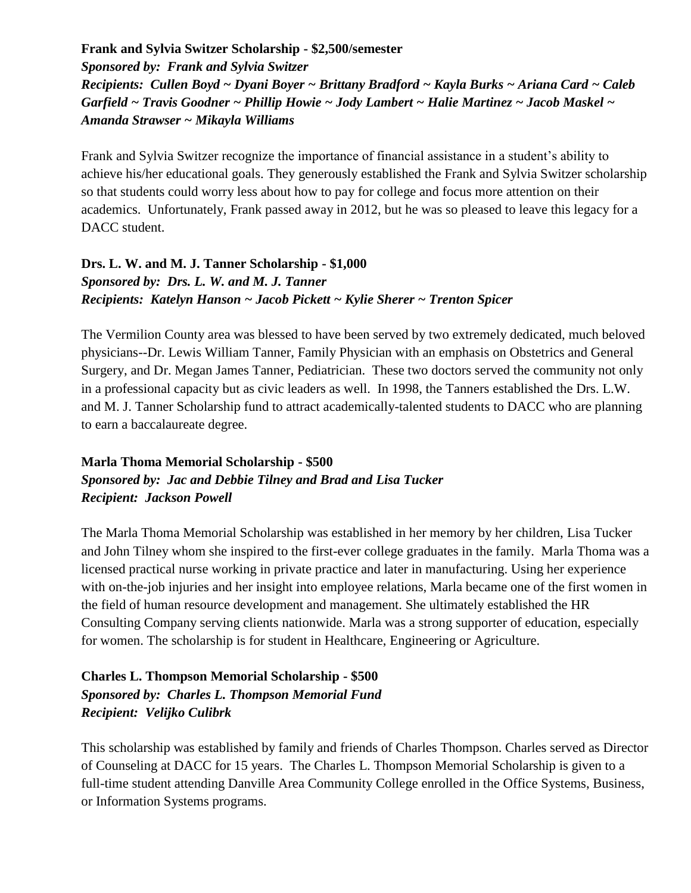**Frank and Sylvia Switzer Scholarship - $2,500/semester**
***Sponsored by: Frank and Sylvia Switzer***
***Recipients: Cullen Boyd ~ Dyani Boyer ~ Brittany Bradford ~ Kayla Burks ~ Ariana Card ~ Caleb Garfield ~ Travis Goodner ~ Phillip Howie ~ Jody Lambert ~ Halie Martinez ~ Jacob Maskel ~ Amanda Strawser ~ Mikayla Williams***

Frank and Sylvia Switzer recognize the importance of financial assistance in a student's ability to achieve his/her educational goals. They generously established the Frank and Sylvia Switzer scholarship so that students could worry less about how to pay for college and focus more attention on their academics. Unfortunately, Frank passed away in 2012, but he was so pleased to leave this legacy for a DACC student.

**Drs. L. W. and M. J. Tanner Scholarship - $1,000**
***Sponsored by: Drs. L. W. and M. J. Tanner***
***Recipients: Katelyn Hanson ~ Jacob Pickett ~ Kylie Sherer ~ Trenton Spicer***

The Vermilion County area was blessed to have been served by two extremely dedicated, much beloved physicians--Dr. Lewis William Tanner, Family Physician with an emphasis on Obstetrics and General Surgery, and Dr. Megan James Tanner, Pediatrician. These two doctors served the community not only in a professional capacity but as civic leaders as well. In 1998, the Tanners established the Drs. L.W. and M. J. Tanner Scholarship fund to attract academically-talented students to DACC who are planning to earn a baccalaureate degree.

**Marla Thoma Memorial Scholarship - $500**
***Sponsored by: Jac and Debbie Tilney and Brad and Lisa Tucker***
***Recipient: Jackson Powell***

The Marla Thoma Memorial Scholarship was established in her memory by her children, Lisa Tucker and John Tilney whom she inspired to the first-ever college graduates in the family. Marla Thoma was a licensed practical nurse working in private practice and later in manufacturing. Using her experience with on-the-job injuries and her insight into employee relations, Marla became one of the first women in the field of human resource development and management. She ultimately established the HR Consulting Company serving clients nationwide. Marla was a strong supporter of education, especially for women. The scholarship is for student in Healthcare, Engineering or Agriculture.

**Charles L. Thompson Memorial Scholarship - $500**
***Sponsored by: Charles L. Thompson Memorial Fund***
***Recipient: Velijko Culibrk***

This scholarship was established by family and friends of Charles Thompson. Charles served as Director of Counseling at DACC for 15 years. The Charles L. Thompson Memorial Scholarship is given to a full-time student attending Danville Area Community College enrolled in the Office Systems, Business, or Information Systems programs.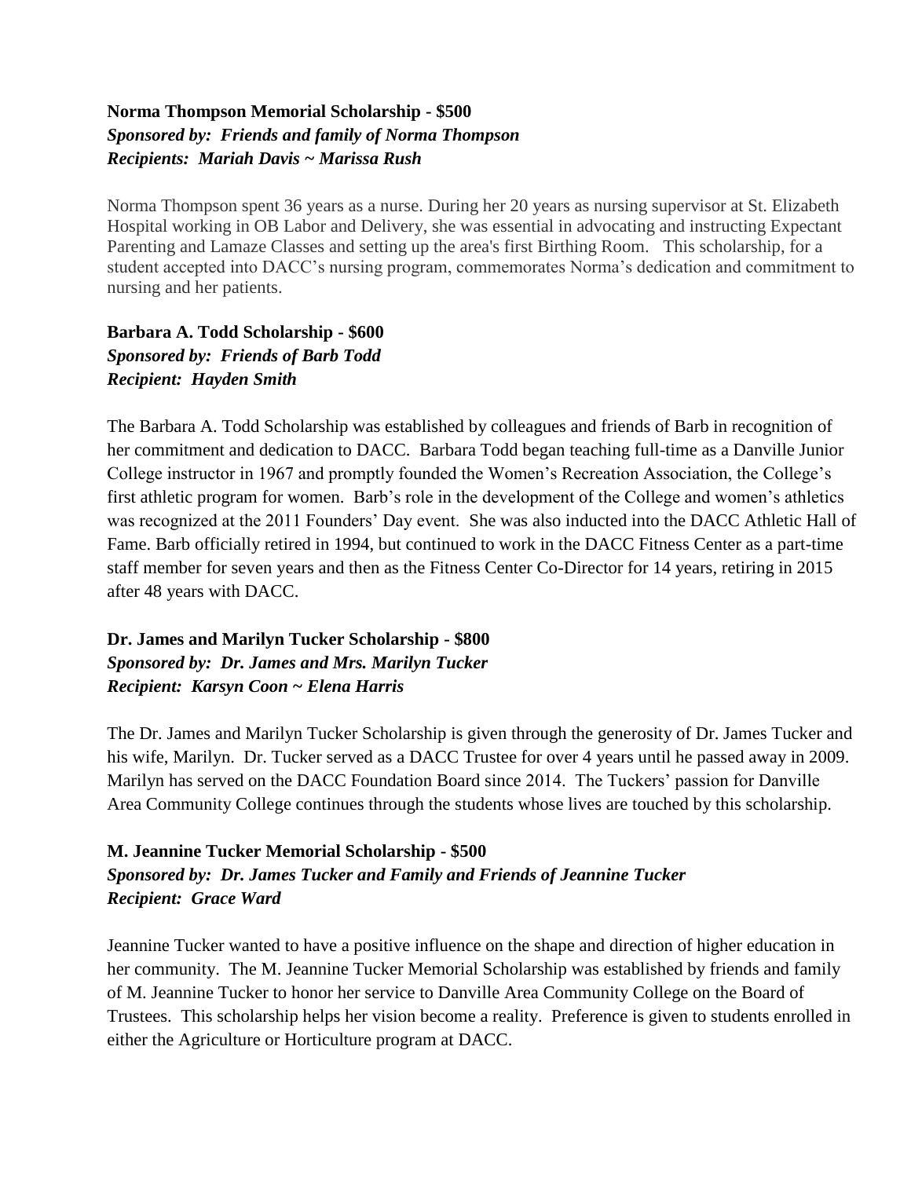**Norma Thompson Memorial Scholarship - $500**
***Sponsored by: Friends and family of Norma Thompson***
***Recipients: Mariah Davis ~ Marissa Rush***

Norma Thompson spent 36 years as a nurse. During her 20 years as nursing supervisor at St. Elizabeth Hospital working in OB Labor and Delivery, she was essential in advocating and instructing Expectant Parenting and Lamaze Classes and setting up the area's first Birthing Room. This scholarship, for a student accepted into DACC's nursing program, commemorates Norma's dedication and commitment to nursing and her patients.

**Barbara A. Todd Scholarship - $600**
***Sponsored by: Friends of Barb Todd***
***Recipient: Hayden Smith***

The Barbara A. Todd Scholarship was established by colleagues and friends of Barb in recognition of her commitment and dedication to DACC. Barbara Todd began teaching full-time as a Danville Junior College instructor in 1967 and promptly founded the Women's Recreation Association, the College's first athletic program for women. Barb's role in the development of the College and women's athletics was recognized at the 2011 Founders' Day event. She was also inducted into the DACC Athletic Hall of Fame. Barb officially retired in 1994, but continued to work in the DACC Fitness Center as a part-time staff member for seven years and then as the Fitness Center Co-Director for 14 years, retiring in 2015 after 48 years with DACC.

**Dr. James and Marilyn Tucker Scholarship - $800**
***Sponsored by: Dr. James and Mrs. Marilyn Tucker***
***Recipient: Karsyn Coon ~ Elena Harris***

The Dr. James and Marilyn Tucker Scholarship is given through the generosity of Dr. James Tucker and his wife, Marilyn. Dr. Tucker served as a DACC Trustee for over 4 years until he passed away in 2009. Marilyn has served on the DACC Foundation Board since 2014. The Tuckers' passion for Danville Area Community College continues through the students whose lives are touched by this scholarship.

**M. Jeannine Tucker Memorial Scholarship - $500**
***Sponsored by: Dr. James Tucker and Family and Friends of Jeannine Tucker***
***Recipient: Grace Ward***

Jeannine Tucker wanted to have a positive influence on the shape and direction of higher education in her community. The M. Jeannine Tucker Memorial Scholarship was established by friends and family of M. Jeannine Tucker to honor her service to Danville Area Community College on the Board of Trustees. This scholarship helps her vision become a reality. Preference is given to students enrolled in either the Agriculture or Horticulture program at DACC.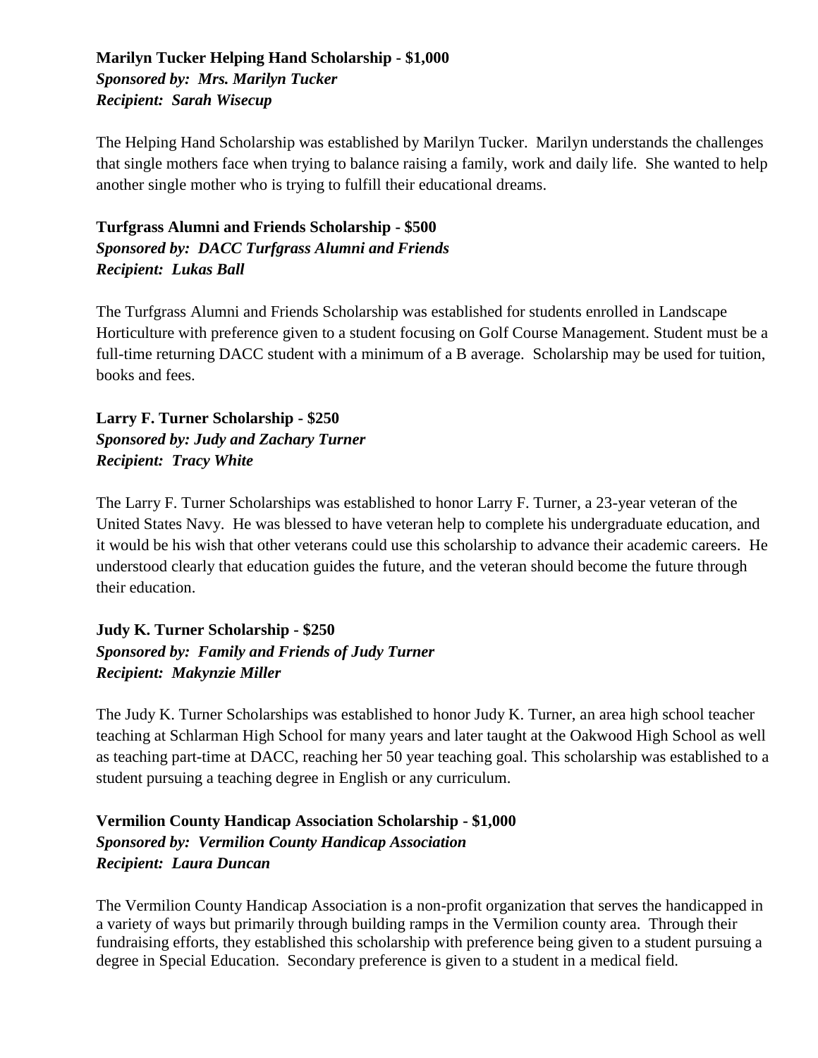**Marilyn Tucker Helping Hand Scholarship - $1,000**
***Sponsored by: Mrs. Marilyn Tucker***
***Recipient: Sarah Wisecup***

The Helping Hand Scholarship was established by Marilyn Tucker. Marilyn understands the challenges that single mothers face when trying to balance raising a family, work and daily life. She wanted to help another single mother who is trying to fulfill their educational dreams.

**Turfgrass Alumni and Friends Scholarship - $500**
***Sponsored by: DACC Turfgrass Alumni and Friends***
***Recipient: Lukas Ball***

The Turfgrass Alumni and Friends Scholarship was established for students enrolled in Landscape Horticulture with preference given to a student focusing on Golf Course Management. Student must be a full-time returning DACC student with a minimum of a B average. Scholarship may be used for tuition, books and fees.

**Larry F. Turner Scholarship - $250**
***Sponsored by: Judy and Zachary Turner***
***Recipient: Tracy White***

The Larry F. Turner Scholarships was established to honor Larry F. Turner, a 23-year veteran of the United States Navy. He was blessed to have veteran help to complete his undergraduate education, and it would be his wish that other veterans could use this scholarship to advance their academic careers. He understood clearly that education guides the future, and the veteran should become the future through their education.

**Judy K. Turner Scholarship - $250**
***Sponsored by: Family and Friends of Judy Turner***
***Recipient: Makynzie Miller***

The Judy K. Turner Scholarships was established to honor Judy K. Turner, an area high school teacher teaching at Schlarman High School for many years and later taught at the Oakwood High School as well as teaching part-time at DACC, reaching her 50 year teaching goal. This scholarship was established to a student pursuing a teaching degree in English or any curriculum.

**Vermilion County Handicap Association Scholarship - $1,000**
***Sponsored by: Vermilion County Handicap Association***
***Recipient: Laura Duncan***

The Vermilion County Handicap Association is a non-profit organization that serves the handicapped in a variety of ways but primarily through building ramps in the Vermilion county area. Through their fundraising efforts, they established this scholarship with preference being given to a student pursuing a degree in Special Education. Secondary preference is given to a student in a medical field.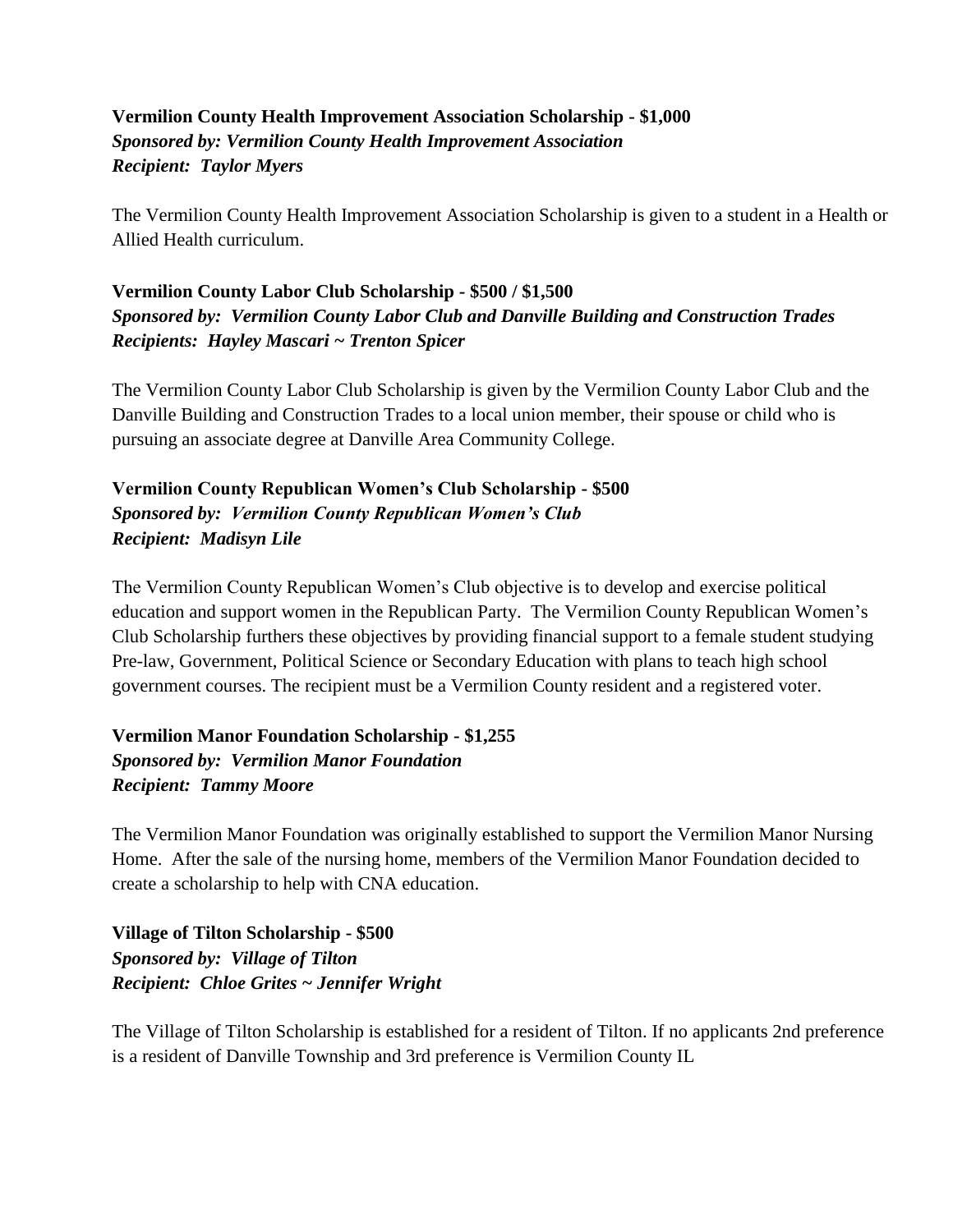**Vermilion County Health Improvement Association Scholarship - $1,000**
***Sponsored by: Vermilion County Health Improvement Association***
***Recipient: Taylor Myers***

The Vermilion County Health Improvement Association Scholarship is given to a student in a Health or Allied Health curriculum.

**Vermilion County Labor Club Scholarship - $500 / $1,500**
***Sponsored by: Vermilion County Labor Club and Danville Building and Construction Trades***
***Recipients: Hayley Mascari ~ Trenton Spicer***

The Vermilion County Labor Club Scholarship is given by the Vermilion County Labor Club and the Danville Building and Construction Trades to a local union member, their spouse or child who is pursuing an associate degree at Danville Area Community College.

**Vermilion County Republican Women's Club Scholarship - $500**
***Sponsored by: Vermilion County Republican Women's Club***
***Recipient: Madisyn Lile***

The Vermilion County Republican Women's Club objective is to develop and exercise political education and support women in the Republican Party. The Vermilion County Republican Women's Club Scholarship furthers these objectives by providing financial support to a female student studying Pre-law, Government, Political Science or Secondary Education with plans to teach high school government courses. The recipient must be a Vermilion County resident and a registered voter.

**Vermilion Manor Foundation Scholarship - $1,255**
***Sponsored by: Vermilion Manor Foundation***
***Recipient: Tammy Moore***

The Vermilion Manor Foundation was originally established to support the Vermilion Manor Nursing Home. After the sale of the nursing home, members of the Vermilion Manor Foundation decided to create a scholarship to help with CNA education.

**Village of Tilton Scholarship - $500**
***Sponsored by: Village of Tilton***
***Recipient: Chloe Grites ~ Jennifer Wright***

The Village of Tilton Scholarship is established for a resident of Tilton. If no applicants 2nd preference is a resident of Danville Township and 3rd preference is Vermilion County IL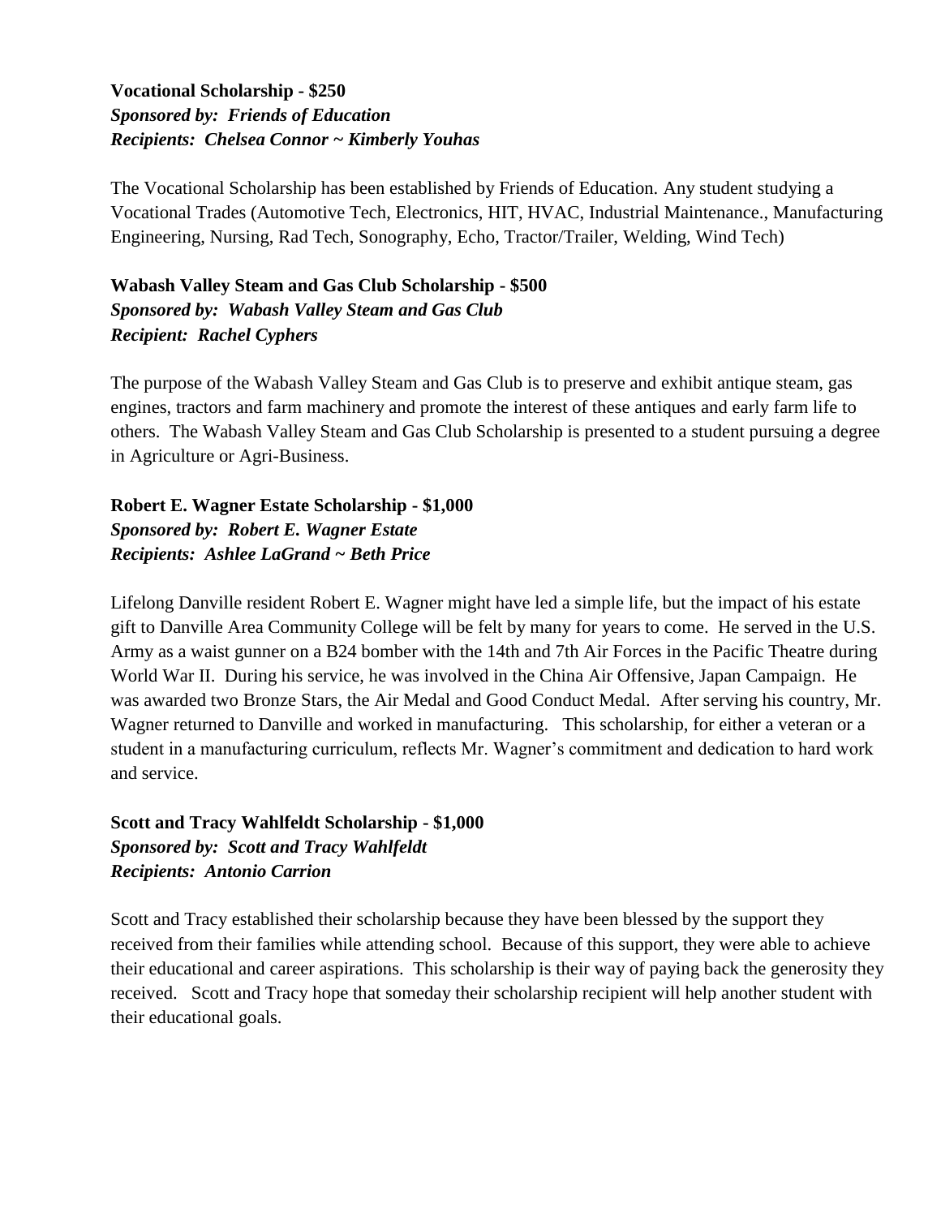**Vocational Scholarship - $250**
***Sponsored by: Friends of Education***
***Recipients: Chelsea Connor ~ Kimberly Youhas***

The Vocational Scholarship has been established by Friends of Education. Any student studying a Vocational Trades (Automotive Tech, Electronics, HIT, HVAC, Industrial Maintenance., Manufacturing Engineering, Nursing, Rad Tech, Sonography, Echo, Tractor/Trailer, Welding, Wind Tech)

**Wabash Valley Steam and Gas Club Scholarship - $500**
***Sponsored by: Wabash Valley Steam and Gas Club***
***Recipient: Rachel Cyphers***

The purpose of the Wabash Valley Steam and Gas Club is to preserve and exhibit antique steam, gas engines, tractors and farm machinery and promote the interest of these antiques and early farm life to others. The Wabash Valley Steam and Gas Club Scholarship is presented to a student pursuing a degree in Agriculture or Agri-Business.

**Robert E. Wagner Estate Scholarship - $1,000**
***Sponsored by: Robert E. Wagner Estate***
***Recipients: Ashlee LaGrand ~ Beth Price***

Lifelong Danville resident Robert E. Wagner might have led a simple life, but the impact of his estate gift to Danville Area Community College will be felt by many for years to come. He served in the U.S. Army as a waist gunner on a B24 bomber with the 14th and 7th Air Forces in the Pacific Theatre during World War II. During his service, he was involved in the China Air Offensive, Japan Campaign. He was awarded two Bronze Stars, the Air Medal and Good Conduct Medal. After serving his country, Mr. Wagner returned to Danville and worked in manufacturing. This scholarship, for either a veteran or a student in a manufacturing curriculum, reflects Mr. Wagner's commitment and dedication to hard work and service.

**Scott and Tracy Wahlfeldt Scholarship - $1,000**
***Sponsored by: Scott and Tracy Wahlfeldt***
***Recipients: Antonio Carrion***

Scott and Tracy established their scholarship because they have been blessed by the support they received from their families while attending school. Because of this support, they were able to achieve their educational and career aspirations. This scholarship is their way of paying back the generosity they received. Scott and Tracy hope that someday their scholarship recipient will help another student with their educational goals.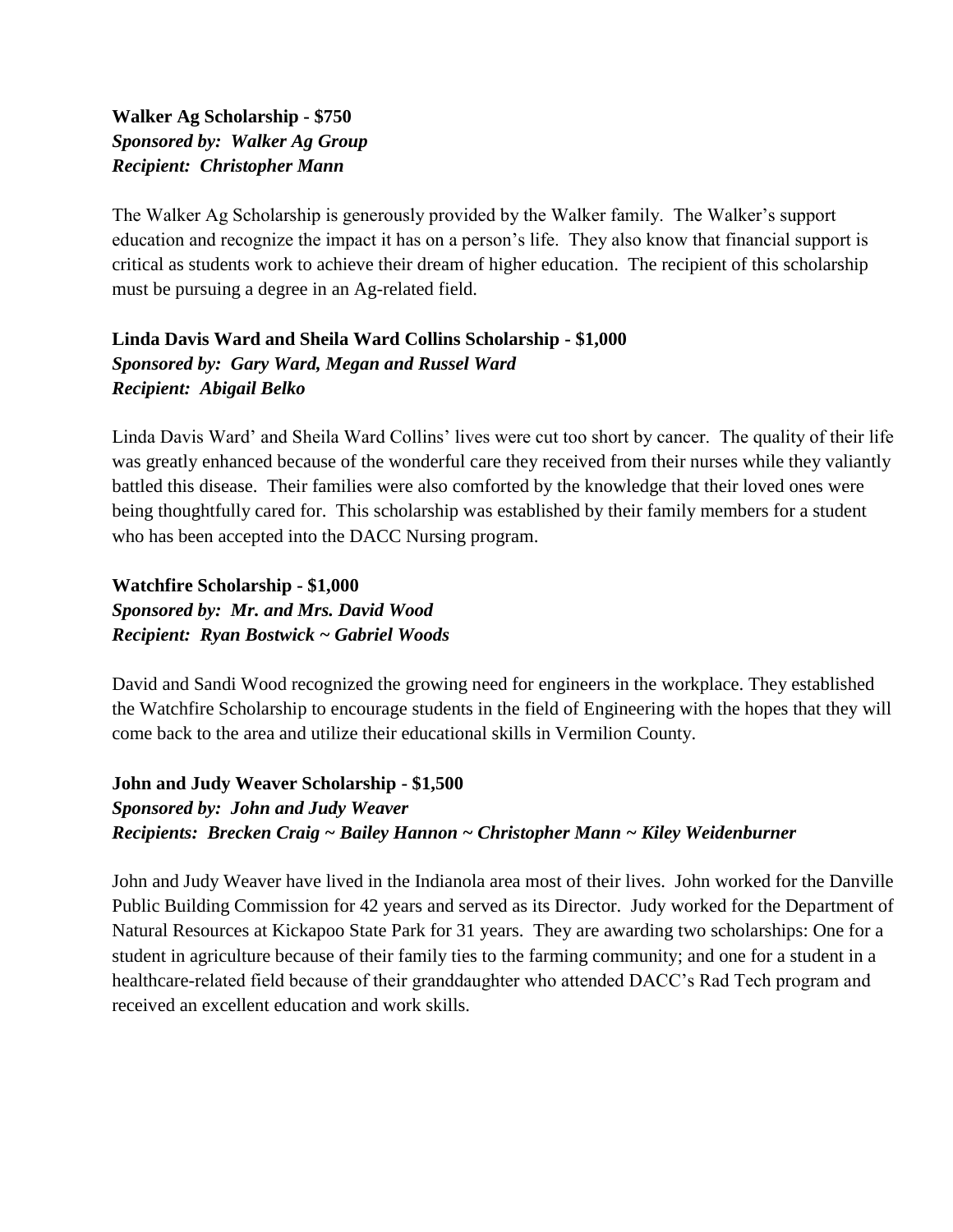**Walker Ag Scholarship - $750**
***Sponsored by: Walker Ag Group***
***Recipient: Christopher Mann***

The Walker Ag Scholarship is generously provided by the Walker family. The Walker's support education and recognize the impact it has on a person's life. They also know that financial support is critical as students work to achieve their dream of higher education. The recipient of this scholarship must be pursuing a degree in an Ag-related field.

**Linda Davis Ward and Sheila Ward Collins Scholarship - $1,000**
***Sponsored by: Gary Ward, Megan and Russel Ward***
***Recipient: Abigail Belko***

Linda Davis Ward' and Sheila Ward Collins' lives were cut too short by cancer. The quality of their life was greatly enhanced because of the wonderful care they received from their nurses while they valiantly battled this disease. Their families were also comforted by the knowledge that their loved ones were being thoughtfully cared for. This scholarship was established by their family members for a student who has been accepted into the DACC Nursing program.

**Watchfire Scholarship - $1,000**
***Sponsored by: Mr. and Mrs. David Wood***
***Recipient: Ryan Bostwick ~ Gabriel Woods***

David and Sandi Wood recognized the growing need for engineers in the workplace. They established the Watchfire Scholarship to encourage students in the field of Engineering with the hopes that they will come back to the area and utilize their educational skills in Vermilion County.

**John and Judy Weaver Scholarship - $1,500**
***Sponsored by: John and Judy Weaver***
***Recipients: Brecken Craig ~ Bailey Hannon ~ Christopher Mann ~ Kiley Weidenburner***

John and Judy Weaver have lived in the Indianola area most of their lives. John worked for the Danville Public Building Commission for 42 years and served as its Director. Judy worked for the Department of Natural Resources at Kickapoo State Park for 31 years. They are awarding two scholarships: One for a student in agriculture because of their family ties to the farming community; and one for a student in a healthcare-related field because of their granddaughter who attended DACC's Rad Tech program and received an excellent education and work skills.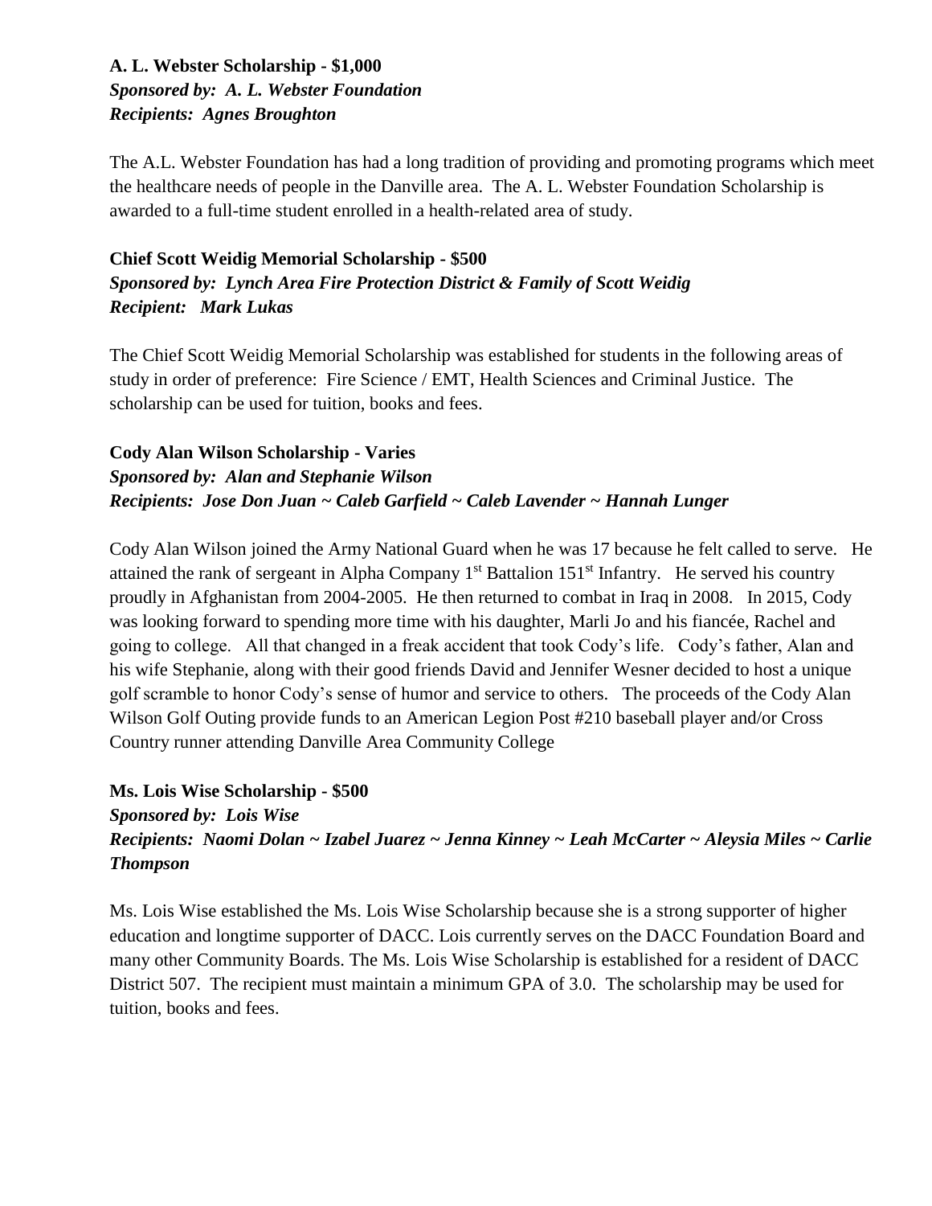**A. L. Webster Scholarship - $1,000**
***Sponsored by: A. L. Webster Foundation***
***Recipients: Agnes Broughton***

The A.L. Webster Foundation has had a long tradition of providing and promoting programs which meet the healthcare needs of people in the Danville area. The A. L. Webster Foundation Scholarship is awarded to a full-time student enrolled in a health-related area of study.

**Chief Scott Weidig Memorial Scholarship - $500**
***Sponsored by: Lynch Area Fire Protection District & Family of Scott Weidig***
***Recipient: Mark Lukas***

The Chief Scott Weidig Memorial Scholarship was established for students in the following areas of study in order of preference: Fire Science / EMT, Health Sciences and Criminal Justice. The scholarship can be used for tuition, books and fees.

**Cody Alan Wilson Scholarship - Varies**
***Sponsored by: Alan and Stephanie Wilson***
***Recipients: Jose Don Juan ~ Caleb Garfield ~ Caleb Lavender ~ Hannah Lunger***

Cody Alan Wilson joined the Army National Guard when he was 17 because he felt called to serve. He attained the rank of sergeant in Alpha Company 1st Battalion 151st Infantry. He served his country proudly in Afghanistan from 2004-2005. He then returned to combat in Iraq in 2008. In 2015, Cody was looking forward to spending more time with his daughter, Marli Jo and his fiancée, Rachel and going to college. All that changed in a freak accident that took Cody's life. Cody's father, Alan and his wife Stephanie, along with their good friends David and Jennifer Wesner decided to host a unique golf scramble to honor Cody's sense of humor and service to others. The proceeds of the Cody Alan Wilson Golf Outing provide funds to an American Legion Post #210 baseball player and/or Cross Country runner attending Danville Area Community College

**Ms. Lois Wise Scholarship - $500**
***Sponsored by: Lois Wise***
***Recipients: Naomi Dolan ~ Izabel Juarez ~ Jenna Kinney ~ Leah McCarter ~ Aleysia Miles ~ Carlie Thompson***

Ms. Lois Wise established the Ms. Lois Wise Scholarship because she is a strong supporter of higher education and longtime supporter of DACC. Lois currently serves on the DACC Foundation Board and many other Community Boards. The Ms. Lois Wise Scholarship is established for a resident of DACC District 507. The recipient must maintain a minimum GPA of 3.0. The scholarship may be used for tuition, books and fees.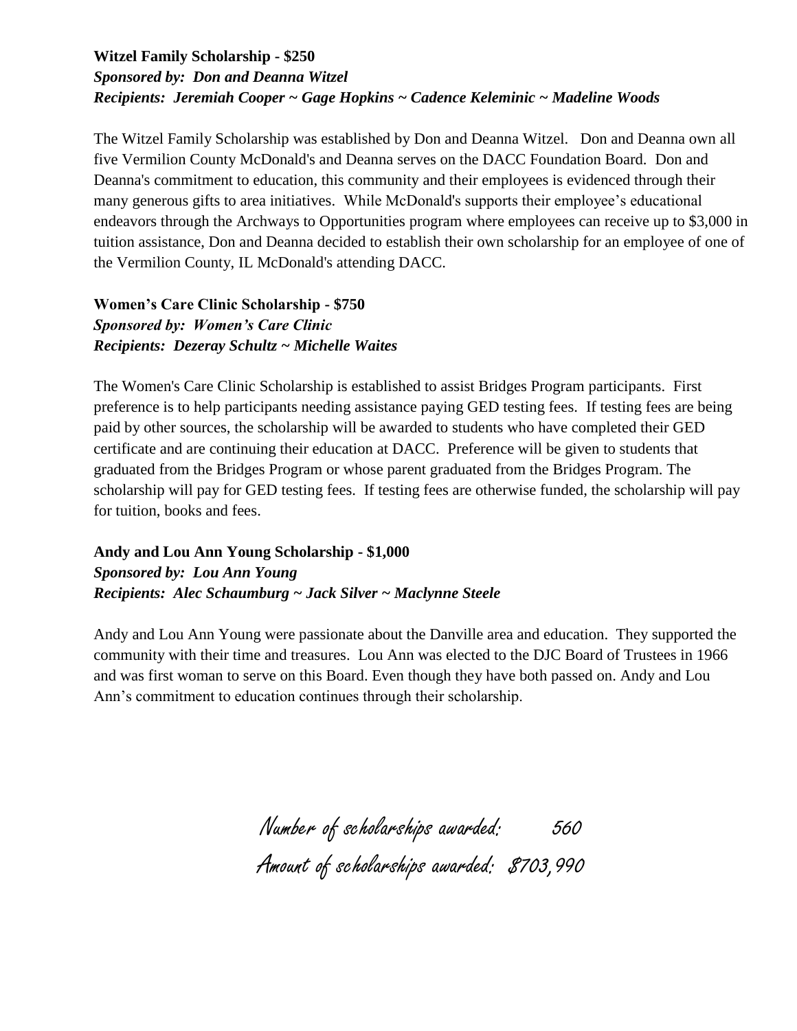**Witzel Family Scholarship - $250**
***Sponsored by: Don and Deanna Witzel***
***Recipients: Jeremiah Cooper ~ Gage Hopkins ~ Cadence Keleminic ~ Madeline Woods***

The Witzel Family Scholarship was established by Don and Deanna Witzel. Don and Deanna own all five Vermilion County McDonald's and Deanna serves on the DACC Foundation Board. Don and Deanna's commitment to education, this community and their employees is evidenced through their many generous gifts to area initiatives. While McDonald's supports their employee's educational endeavors through the Archways to Opportunities program where employees can receive up to $3,000 in tuition assistance, Don and Deanna decided to establish their own scholarship for an employee of one of the Vermilion County, IL McDonald's attending DACC.

**Women's Care Clinic Scholarship - $750**
***Sponsored by: Women's Care Clinic***
***Recipients: Dezeray Schultz ~ Michelle Waites***

The Women's Care Clinic Scholarship is established to assist Bridges Program participants. First preference is to help participants needing assistance paying GED testing fees. If testing fees are being paid by other sources, the scholarship will be awarded to students who have completed their GED certificate and are continuing their education at DACC. Preference will be given to students that graduated from the Bridges Program or whose parent graduated from the Bridges Program. The scholarship will pay for GED testing fees. If testing fees are otherwise funded, the scholarship will pay for tuition, books and fees.

**Andy and Lou Ann Young Scholarship - $1,000**
***Sponsored by: Lou Ann Young***
***Recipients: Alec Schaumburg ~ Jack Silver ~ Maclynne Steele***

Andy and Lou Ann Young were passionate about the Danville area and education. They supported the community with their time and treasures. Lou Ann was elected to the DJC Board of Trustees in 1966 and was first woman to serve on this Board. Even though they have both passed on. Andy and Lou Ann's commitment to education continues through their scholarship.

Number of scholarships awarded: 560
Amount of scholarships awarded: $703,990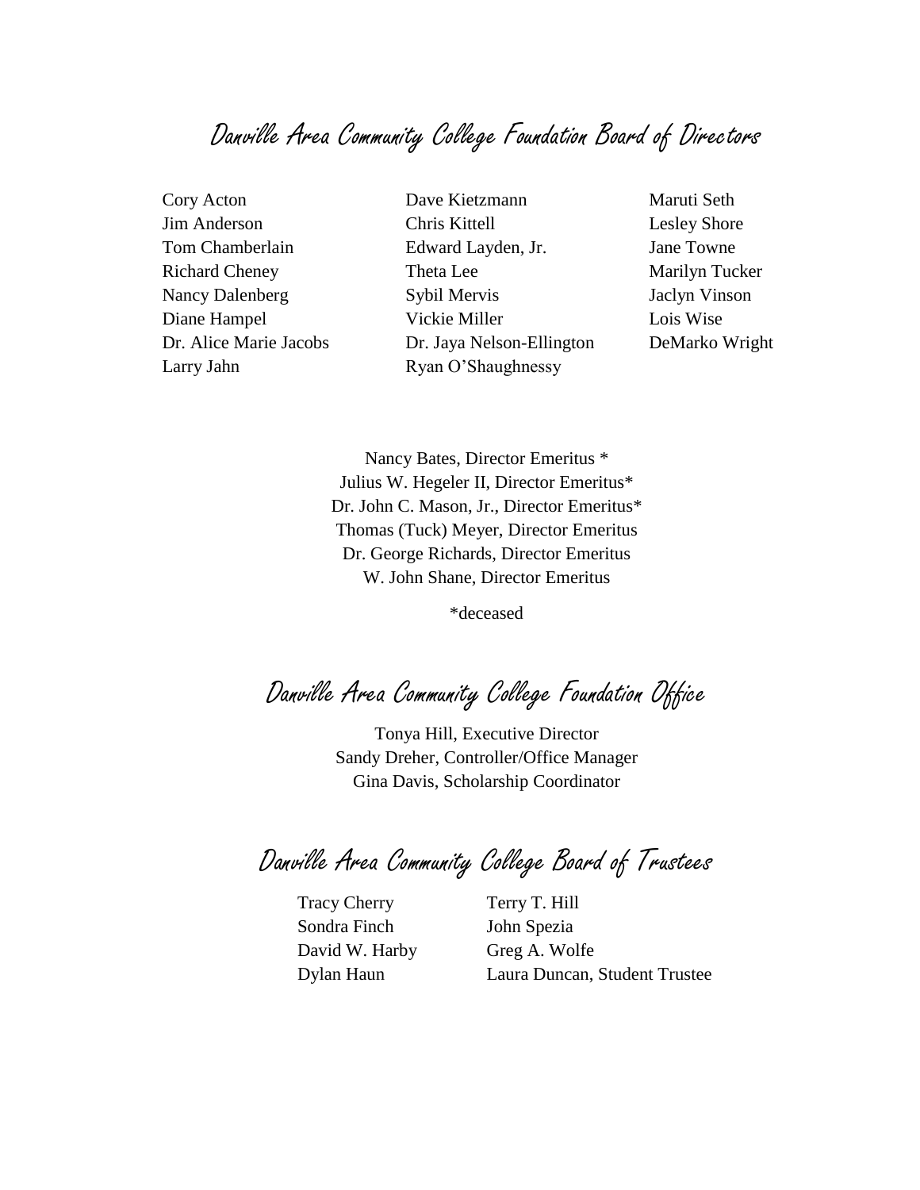## Danville Area Community College Foundation Board of Directors

Cory Acton
Jim Anderson
Tom Chamberlain
Richard Cheney
Nancy Dalenberg
Diane Hampel
Dr. Alice Marie Jacobs
Larry Jahn
Dave Kietzmann
Chris Kittell
Edward Layden, Jr.
Theta Lee
Sybil Mervis
Vickie Miller
Dr. Jaya Nelson-Ellington
Ryan O'Shaughnessy
Maruti Seth
Lesley Shore
Jane Towne
Marilyn Tucker
Jaclyn Vinson
Lois Wise
DeMarko Wright

Nancy Bates, Director Emeritus *
Julius W. Hegeler II, Director Emeritus*
Dr. John C. Mason, Jr., Director Emeritus*
Thomas (Tuck) Meyer, Director Emeritus
Dr. George Richards, Director Emeritus
W. John Shane, Director Emeritus

*deceased

## Danville Area Community College Foundation Office

Tonya Hill, Executive Director
Sandy Dreher, Controller/Office Manager
Gina Davis, Scholarship Coordinator

## Danville Area Community College Board of Trustees

Tracy Cherry
Sondra Finch
David W. Harby
Dylan Haun
Terry T. Hill
John Spezia
Greg A. Wolfe
Laura Duncan, Student Trustee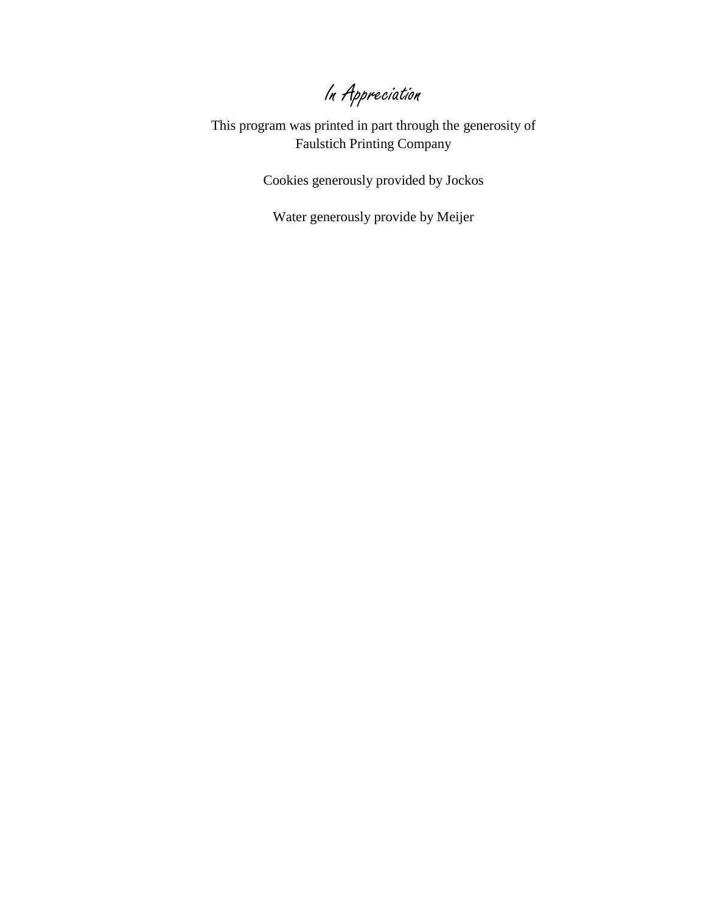# *In Appreciation*

This program was printed in part through the generosity of Faulstich Printing Company

Cookies generously provided by Jockos

Water generously provide by Meijer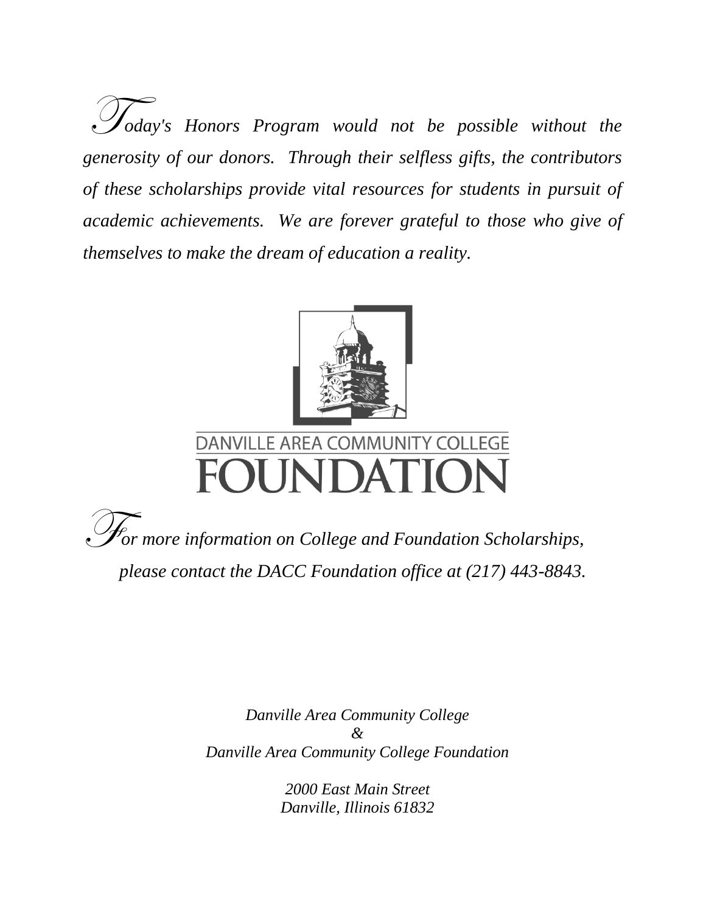*Today's Honors Program would not be possible without the generosity of our donors. Through their selfless gifts, the contributors of these scholarships provide vital resources for students in pursuit of academic achievements. We are forever grateful to those who give of themselves to make the dream of education a reality.*

DANVILLE AREA COMMUNITY COLLEGE
FOUNDATION

*For more information on College and Foundation Scholarships, please contact the DACC Foundation office at (217) 443-8843.*

*Danville Area Community College*
*&*
*Danville Area Community College Foundation*

*2000 East Main Street*
*Danville, Illinois 61832*